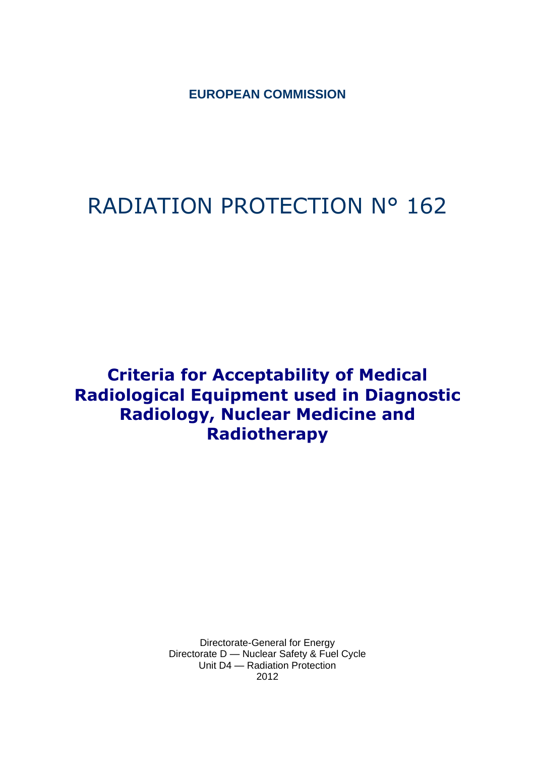**EUROPEAN COMMISSION**

# RADIATION PROTECTION N° 162

## Criteria for Acceptability of Medical Radiological Equipment used in Diagnostic Radiology, Nuclear Medicine and Radiotherapy

Directorate-General for Energy
Directorate D — Nuclear Safety & Fuel Cycle
Unit D4 — Radiation Protection
2012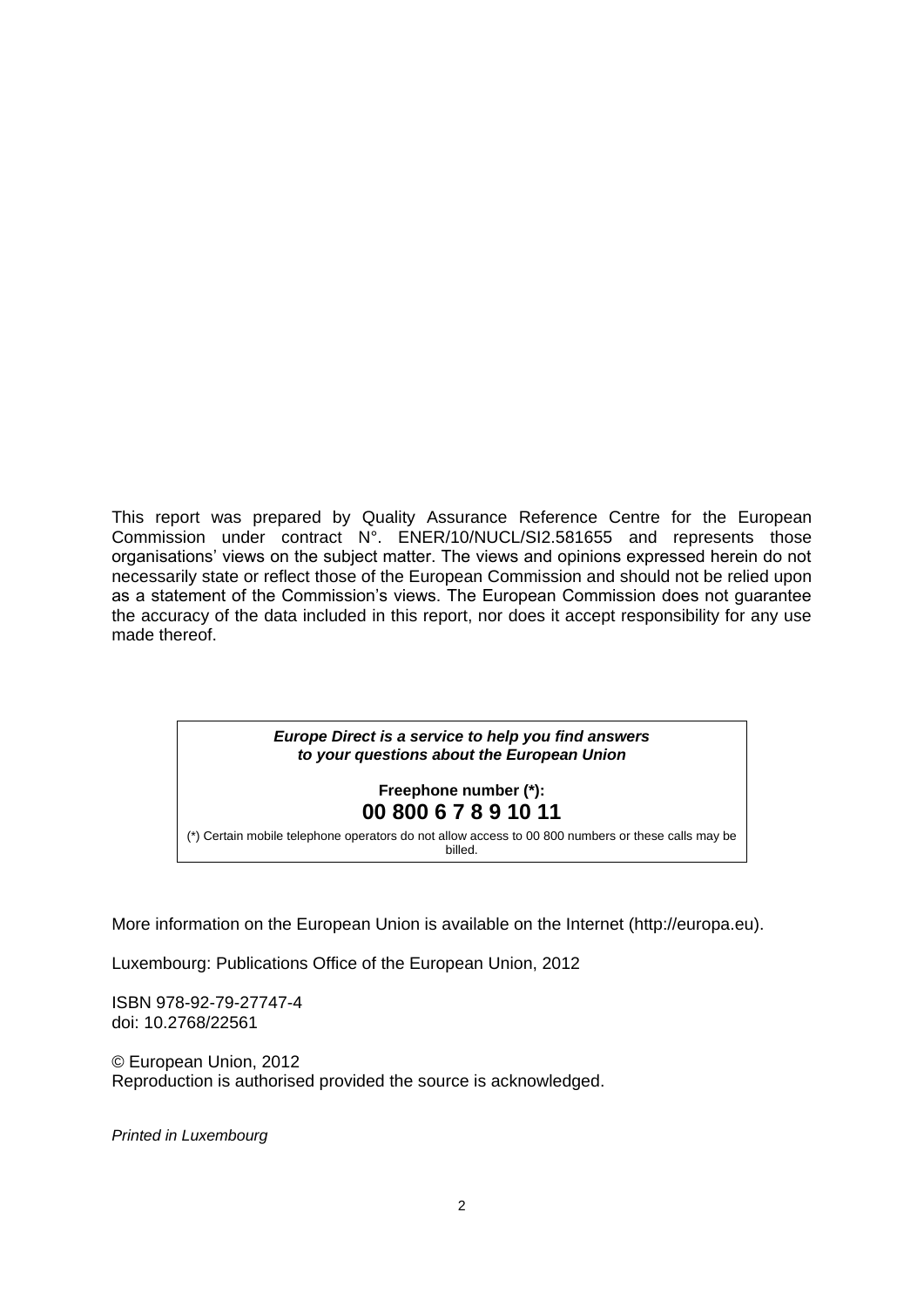This report was prepared by Quality Assurance Reference Centre for the European Commission under contract N°. ENER/10/NUCL/SI2.581655 and represents those organisations' views on the subject matter. The views and opinions expressed herein do not necessarily state or reflect those of the European Commission and should not be relied upon as a statement of the Commission's views. The European Commission does not guarantee the accuracy of the data included in this report, nor does it accept responsibility for any use made thereof.

***Europe Direct is a service to help you find answers to your questions about the European Union***

**Freephone number (*):**
**00 800 6 7 8 9 10 11**

(*) Certain mobile telephone operators do not allow access to 00 800 numbers or these calls may be billed.

More information on the European Union is available on the Internet (http://europa.eu).

Luxembourg: Publications Office of the European Union, 2012

ISBN 978-92-79-27747-4
doi: 10.2768/22561

© European Union, 2012
Reproduction is authorised provided the source is acknowledged.

*Printed in Luxembourg*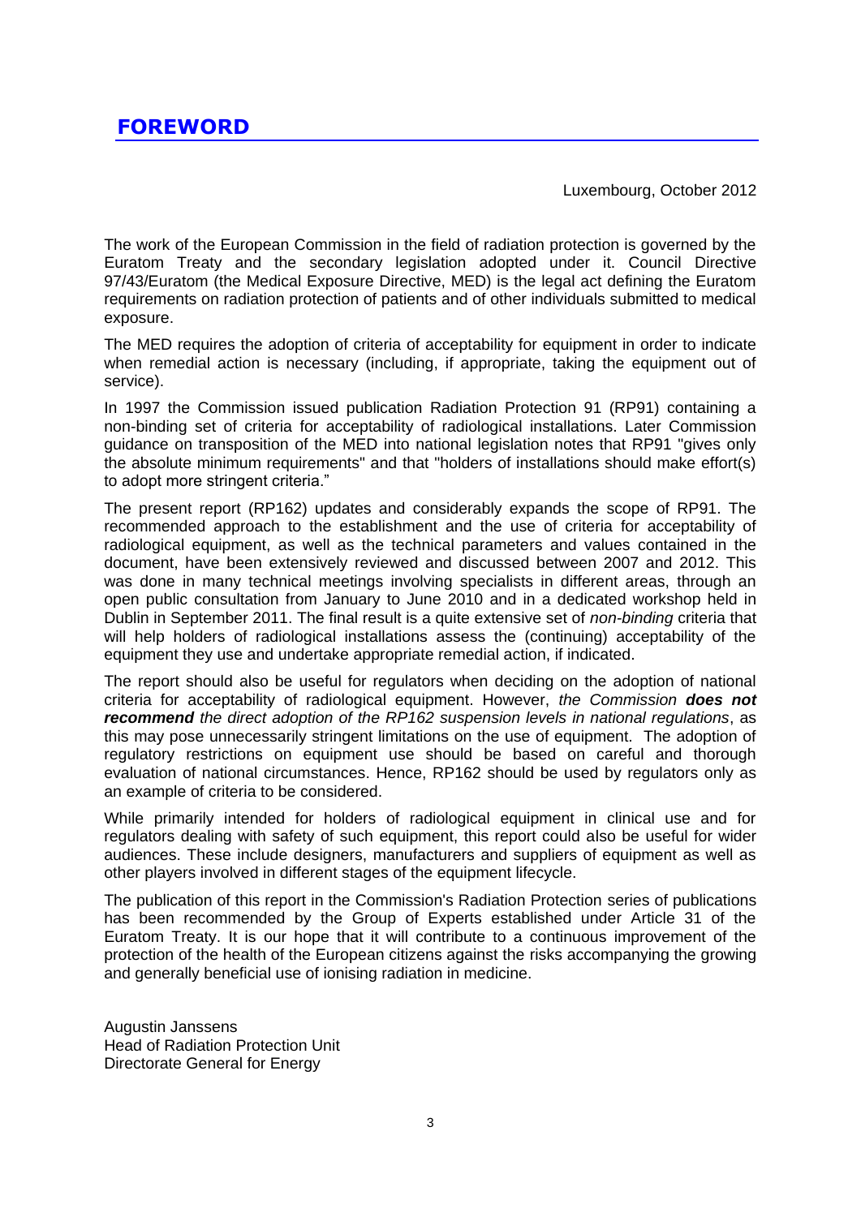# FOREWORD

Luxembourg, October 2012

The work of the European Commission in the field of radiation protection is governed by the Euratom Treaty and the secondary legislation adopted under it. Council Directive 97/43/Euratom (the Medical Exposure Directive, MED) is the legal act defining the Euratom requirements on radiation protection of patients and of other individuals submitted to medical exposure.

The MED requires the adoption of criteria of acceptability for equipment in order to indicate when remedial action is necessary (including, if appropriate, taking the equipment out of service).

In 1997 the Commission issued publication Radiation Protection 91 (RP91) containing a non-binding set of criteria for acceptability of radiological installations. Later Commission guidance on transposition of the MED into national legislation notes that RP91 "gives only the absolute minimum requirements" and that "holders of installations should make effort(s) to adopt more stringent criteria."

The present report (RP162) updates and considerably expands the scope of RP91. The recommended approach to the establishment and the use of criteria for acceptability of radiological equipment, as well as the technical parameters and values contained in the document, have been extensively reviewed and discussed between 2007 and 2012. This was done in many technical meetings involving specialists in different areas, through an open public consultation from January to June 2010 and in a dedicated workshop held in Dublin in September 2011. The final result is a quite extensive set of *non-binding* criteria that will help holders of radiological installations assess the (continuing) acceptability of the equipment they use and undertake appropriate remedial action, if indicated.

The report should also be useful for regulators when deciding on the adoption of national criteria for acceptability of radiological equipment. However, *the Commission **does not recommend** the direct adoption of the RP162 suspension levels in national regulations*, as this may pose unnecessarily stringent limitations on the use of equipment. The adoption of regulatory restrictions on equipment use should be based on careful and thorough evaluation of national circumstances. Hence, RP162 should be used by regulators only as an example of criteria to be considered.

While primarily intended for holders of radiological equipment in clinical use and for regulators dealing with safety of such equipment, this report could also be useful for wider audiences. These include designers, manufacturers and suppliers of equipment as well as other players involved in different stages of the equipment lifecycle.

The publication of this report in the Commission's Radiation Protection series of publications has been recommended by the Group of Experts established under Article 31 of the Euratom Treaty. It is our hope that it will contribute to a continuous improvement of the protection of the health of the European citizens against the risks accompanying the growing and generally beneficial use of ionising radiation in medicine.

Augustin Janssens
Head of Radiation Protection Unit
Directorate General for Energy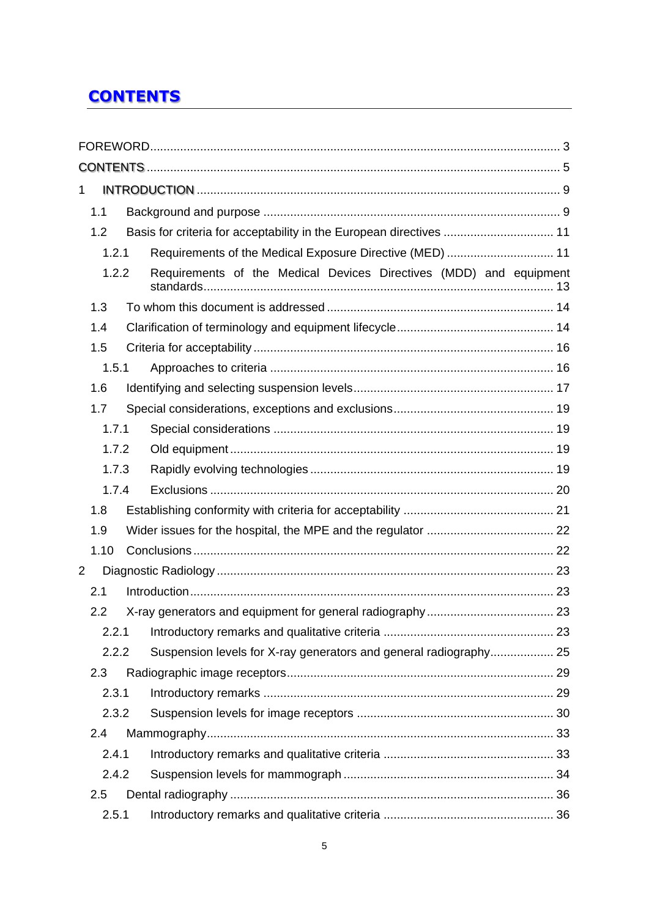# CONTENTS

FOREWORD ... 3

CONTENTS ... 5

1 INTRODUCTION ... 9

- 1.1 Background and purpose ... 9
- 1.2 Basis for criteria for acceptability in the European directives ... 11
  - 1.2.1 Requirements of the Medical Exposure Directive (MED) ... 11
  - 1.2.2 Requirements of the Medical Devices Directives (MDD) and equipment standards ... 13
- 1.3 To whom this document is addressed ... 14
- 1.4 Clarification of terminology and equipment lifecycle ... 14
- 1.5 Criteria for acceptability ... 16
  - 1.5.1 Approaches to criteria ... 16
- 1.6 Identifying and selecting suspension levels ... 17
- 1.7 Special considerations, exceptions and exclusions ... 19
  - 1.7.1 Special considerations ... 19
  - 1.7.2 Old equipment ... 19
  - 1.7.3 Rapidly evolving technologies ... 19
  - 1.7.4 Exclusions ... 20
- 1.8 Establishing conformity with criteria for acceptability ... 21
- 1.9 Wider issues for the hospital, the MPE and the regulator ... 22
- 1.10 Conclusions ... 22

2 Diagnostic Radiology ... 23

- 2.1 Introduction ... 23
- 2.2 X-ray generators and equipment for general radiography ... 23
  - 2.2.1 Introductory remarks and qualitative criteria ... 23
  - 2.2.2 Suspension levels for X-ray generators and general radiography ... 25
- 2.3 Radiographic image receptors ... 29
  - 2.3.1 Introductory remarks ... 29
  - 2.3.2 Suspension levels for image receptors ... 30
- 2.4 Mammography ... 33
  - 2.4.1 Introductory remarks and qualitative criteria ... 33
  - 2.4.2 Suspension levels for mammograph ... 34
- 2.5 Dental radiography ... 36
  - 2.5.1 Introductory remarks and qualitative criteria ... 36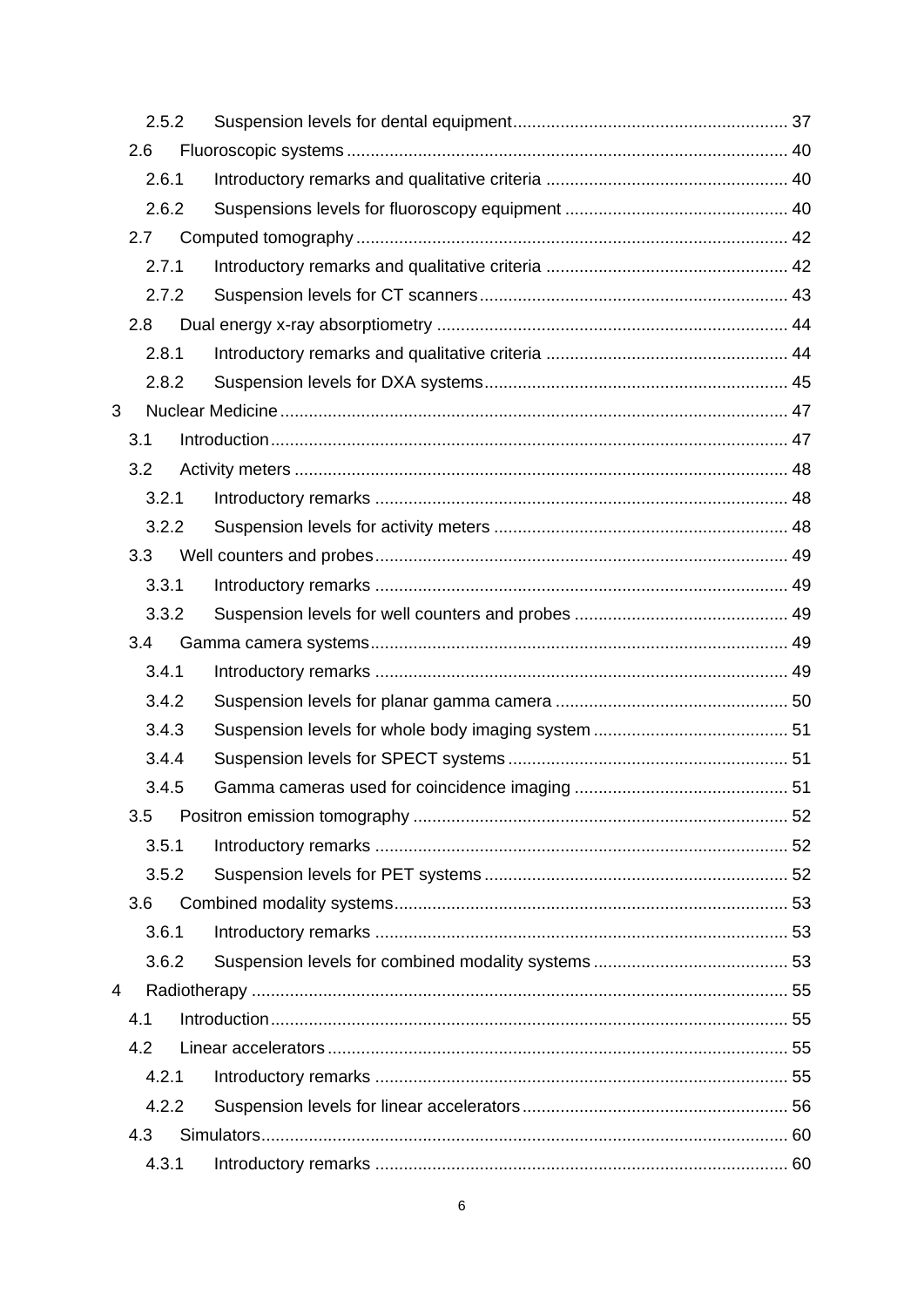- 2.5.2 Suspension levels for dental equipment ... 37
- 2.6 Fluoroscopic systems ... 40
  - 2.6.1 Introductory remarks and qualitative criteria ... 40
  - 2.6.2 Suspensions levels for fluoroscopy equipment ... 40
- 2.7 Computed tomography ... 42
  - 2.7.1 Introductory remarks and qualitative criteria ... 42
  - 2.7.2 Suspension levels for CT scanners ... 43
- 2.8 Dual energy x-ray absorptiometry ... 44
  - 2.8.1 Introductory remarks and qualitative criteria ... 44
  - 2.8.2 Suspension levels for DXA systems ... 45

3 Nuclear Medicine ... 47

- 3.1 Introduction ... 47
- 3.2 Activity meters ... 48
  - 3.2.1 Introductory remarks ... 48
  - 3.2.2 Suspension levels for activity meters ... 48
- 3.3 Well counters and probes ... 49
  - 3.3.1 Introductory remarks ... 49
  - 3.3.2 Suspension levels for well counters and probes ... 49
- 3.4 Gamma camera systems ... 49
  - 3.4.1 Introductory remarks ... 49
  - 3.4.2 Suspension levels for planar gamma camera ... 50
  - 3.4.3 Suspension levels for whole body imaging system ... 51
  - 3.4.4 Suspension levels for SPECT systems ... 51
  - 3.4.5 Gamma cameras used for coincidence imaging ... 51
- 3.5 Positron emission tomography ... 52
  - 3.5.1 Introductory remarks ... 52
  - 3.5.2 Suspension levels for PET systems ... 52
- 3.6 Combined modality systems ... 53
  - 3.6.1 Introductory remarks ... 53
  - 3.6.2 Suspension levels for combined modality systems ... 53

4 Radiotherapy ... 55

- 4.1 Introduction ... 55
- 4.2 Linear accelerators ... 55
  - 4.2.1 Introductory remarks ... 55
  - 4.2.2 Suspension levels for linear accelerators ... 56
- 4.3 Simulators ... 60
  - 4.3.1 Introductory remarks ... 60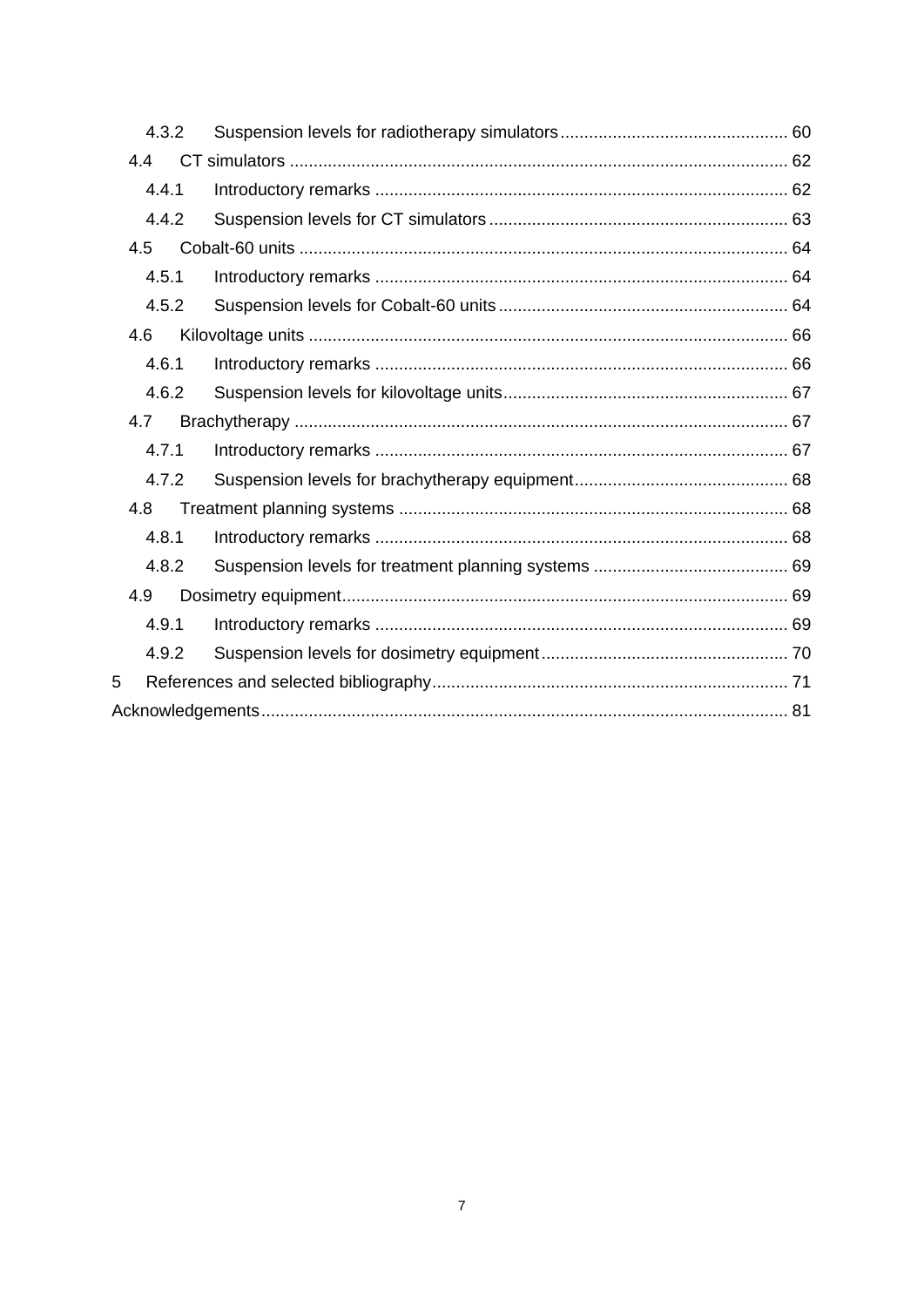- 4.3.2 Suspension levels for radiotherapy simulators ... 60
- 4.4 CT simulators ... 62
  - 4.4.1 Introductory remarks ... 62
  - 4.4.2 Suspension levels for CT simulators ... 63
- 4.5 Cobalt-60 units ... 64
  - 4.5.1 Introductory remarks ... 64
  - 4.5.2 Suspension levels for Cobalt-60 units ... 64
- 4.6 Kilovoltage units ... 66
  - 4.6.1 Introductory remarks ... 66
  - 4.6.2 Suspension levels for kilovoltage units ... 67
- 4.7 Brachytherapy ... 67
  - 4.7.1 Introductory remarks ... 67
  - 4.7.2 Suspension levels for brachytherapy equipment ... 68
- 4.8 Treatment planning systems ... 68
  - 4.8.1 Introductory remarks ... 68
  - 4.8.2 Suspension levels for treatment planning systems ... 69
- 4.9 Dosimetry equipment ... 69
  - 4.9.1 Introductory remarks ... 69
  - 4.9.2 Suspension levels for dosimetry equipment ... 70

5 References and selected bibliography ... 71

Acknowledgements ... 81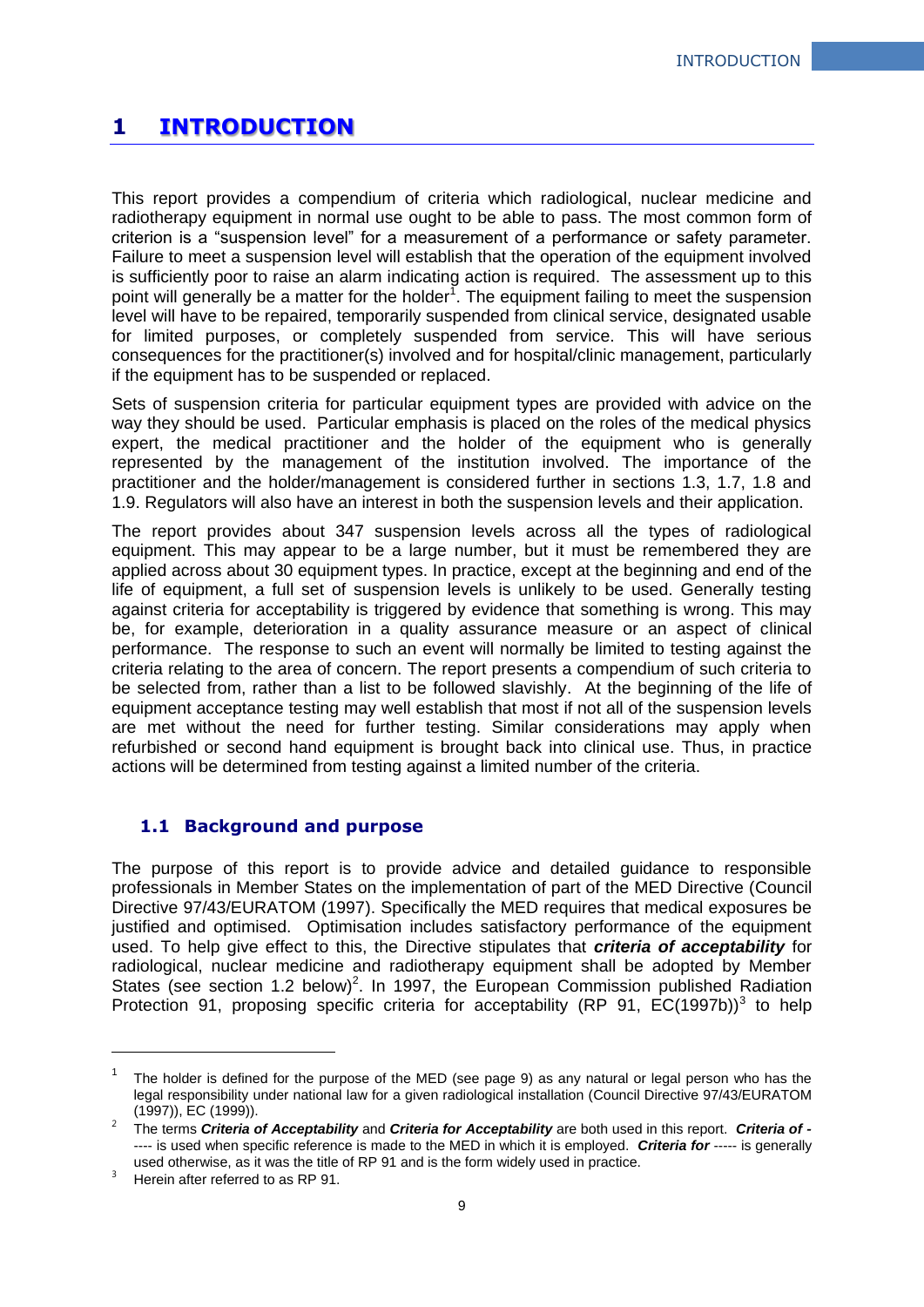# 1 INTRODUCTION

This report provides a compendium of criteria which radiological, nuclear medicine and radiotherapy equipment in normal use ought to be able to pass. The most common form of criterion is a "suspension level" for a measurement of a performance or safety parameter. Failure to meet a suspension level will establish that the operation of the equipment involved is sufficiently poor to raise an alarm indicating action is required. The assessment up to this point will generally be a matter for the holder[1]. The equipment failing to meet the suspension level will have to be repaired, temporarily suspended from clinical service, designated usable for limited purposes, or completely suspended from service. This will have serious consequences for the practitioner(s) involved and for hospital/clinic management, particularly if the equipment has to be suspended or replaced.

Sets of suspension criteria for particular equipment types are provided with advice on the way they should be used. Particular emphasis is placed on the roles of the medical physics expert, the medical practitioner and the holder of the equipment who is generally represented by the management of the institution involved. The importance of the practitioner and the holder/management is considered further in sections 1.3, 1.7, 1.8 and 1.9. Regulators will also have an interest in both the suspension levels and their application.

The report provides about 347 suspension levels across all the types of radiological equipment. This may appear to be a large number, but it must be remembered they are applied across about 30 equipment types. In practice, except at the beginning and end of the life of equipment, a full set of suspension levels is unlikely to be used. Generally testing against criteria for acceptability is triggered by evidence that something is wrong. This may be, for example, deterioration in a quality assurance measure or an aspect of clinical performance. The response to such an event will normally be limited to testing against the criteria relating to the area of concern. The report presents a compendium of such criteria to be selected from, rather than a list to be followed slavishly. At the beginning of the life of equipment acceptance testing may well establish that most if not all of the suspension levels are met without the need for further testing. Similar considerations may apply when refurbished or second hand equipment is brought back into clinical use. Thus, in practice actions will be determined from testing against a limited number of the criteria.

## 1.1 Background and purpose

The purpose of this report is to provide advice and detailed guidance to responsible professionals in Member States on the implementation of part of the MED Directive (Council Directive 97/43/EURATOM (1997). Specifically the MED requires that medical exposures be justified and optimised. Optimisation includes satisfactory performance of the equipment used. To help give effect to this, the Directive stipulates that ***criteria of acceptability*** for radiological, nuclear medicine and radiotherapy equipment shall be adopted by Member States (see section 1.2 below)[2]. In 1997, the European Commission published Radiation Protection 91, proposing specific criteria for acceptability (RP 91, EC(1997b))[3] to help

---

[1] The holder is defined for the purpose of the MED (see page 9) as any natural or legal person who has the legal responsibility under national law for a given radiological installation (Council Directive 97/43/EURATOM (1997)), EC (1999)).

[2] The terms ***Criteria of Acceptability*** and ***Criteria for Acceptability*** are both used in this report. ***Criteria of -----*** is used when specific reference is made to the MED in which it is employed. ***Criteria for -----*** is generally used otherwise, as it was the title of RP 91 and is the form widely used in practice.

[3] Herein after referred to as RP 91.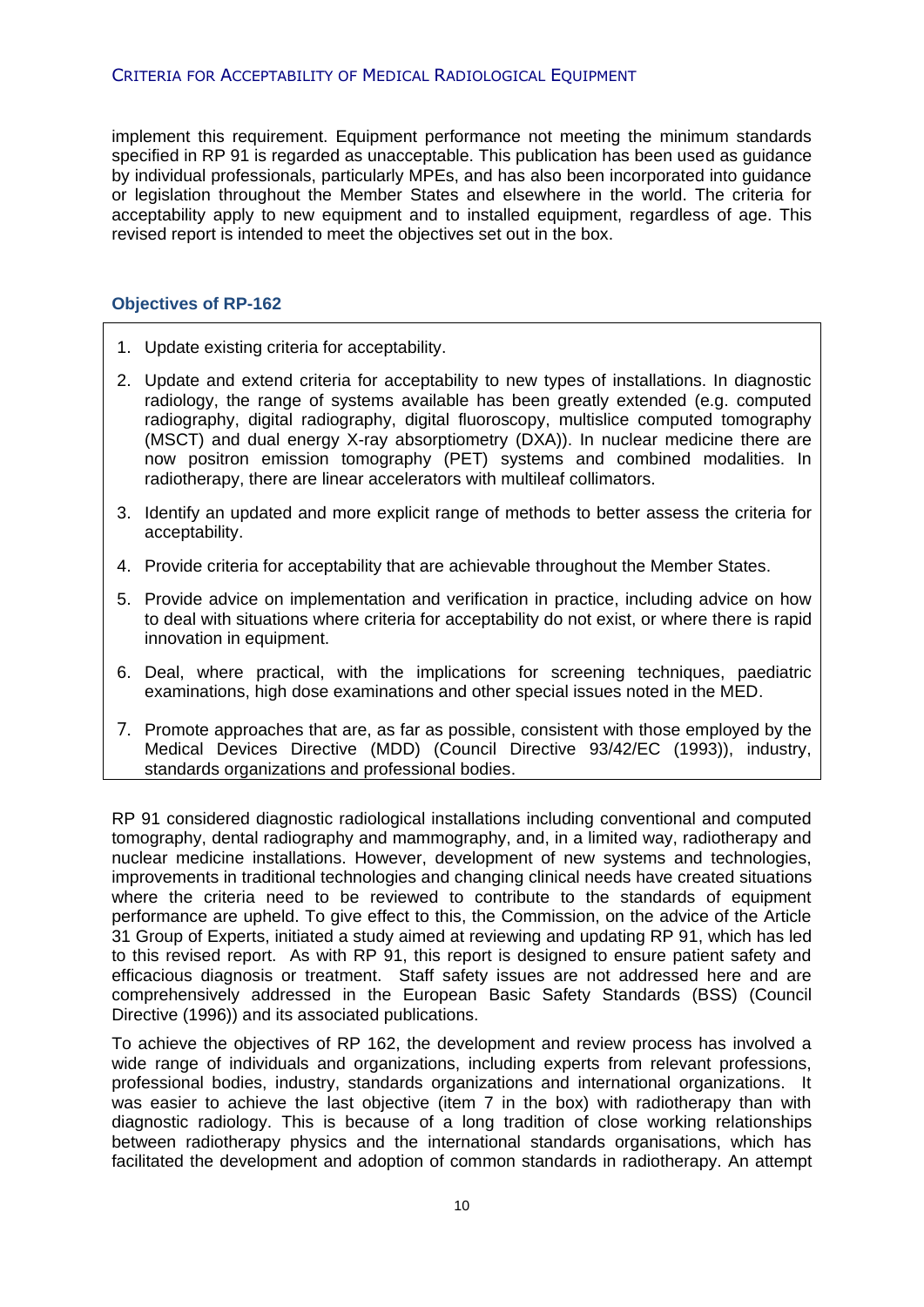implement this requirement. Equipment performance not meeting the minimum standards specified in RP 91 is regarded as unacceptable. This publication has been used as guidance by individual professionals, particularly MPEs, and has also been incorporated into guidance or legislation throughout the Member States and elsewhere in the world. The criteria for acceptability apply to new equipment and to installed equipment, regardless of age. This revised report is intended to meet the objectives set out in the box.

### Objectives of RP-162

1. Update existing criteria for acceptability.
2. Update and extend criteria for acceptability to new types of installations. In diagnostic radiology, the range of systems available has been greatly extended (e.g. computed radiography, digital radiography, digital fluoroscopy, multislice computed tomography (MSCT) and dual energy X-ray absorptiometry (DXA)). In nuclear medicine there are now positron emission tomography (PET) systems and combined modalities. In radiotherapy, there are linear accelerators with multileaf collimators.
3. Identify an updated and more explicit range of methods to better assess the criteria for acceptability.
4. Provide criteria for acceptability that are achievable throughout the Member States.
5. Provide advice on implementation and verification in practice, including advice on how to deal with situations where criteria for acceptability do not exist, or where there is rapid innovation in equipment.
6. Deal, where practical, with the implications for screening techniques, paediatric examinations, high dose examinations and other special issues noted in the MED.
7. Promote approaches that are, as far as possible, consistent with those employed by the Medical Devices Directive (MDD) (Council Directive 93/42/EC (1993)), industry, standards organizations and professional bodies.

RP 91 considered diagnostic radiological installations including conventional and computed tomography, dental radiography and mammography, and, in a limited way, radiotherapy and nuclear medicine installations. However, development of new systems and technologies, improvements in traditional technologies and changing clinical needs have created situations where the criteria need to be reviewed to contribute to the standards of equipment performance are upheld. To give effect to this, the Commission, on the advice of the Article 31 Group of Experts, initiated a study aimed at reviewing and updating RP 91, which has led to this revised report. As with RP 91, this report is designed to ensure patient safety and efficacious diagnosis or treatment. Staff safety issues are not addressed here and are comprehensively addressed in the European Basic Safety Standards (BSS) (Council Directive (1996)) and its associated publications.

To achieve the objectives of RP 162, the development and review process has involved a wide range of individuals and organizations, including experts from relevant professions, professional bodies, industry, standards organizations and international organizations. It was easier to achieve the last objective (item 7 in the box) with radiotherapy than with diagnostic radiology. This is because of a long tradition of close working relationships between radiotherapy physics and the international standards organisations, which has facilitated the development and adoption of common standards in radiotherapy. An attempt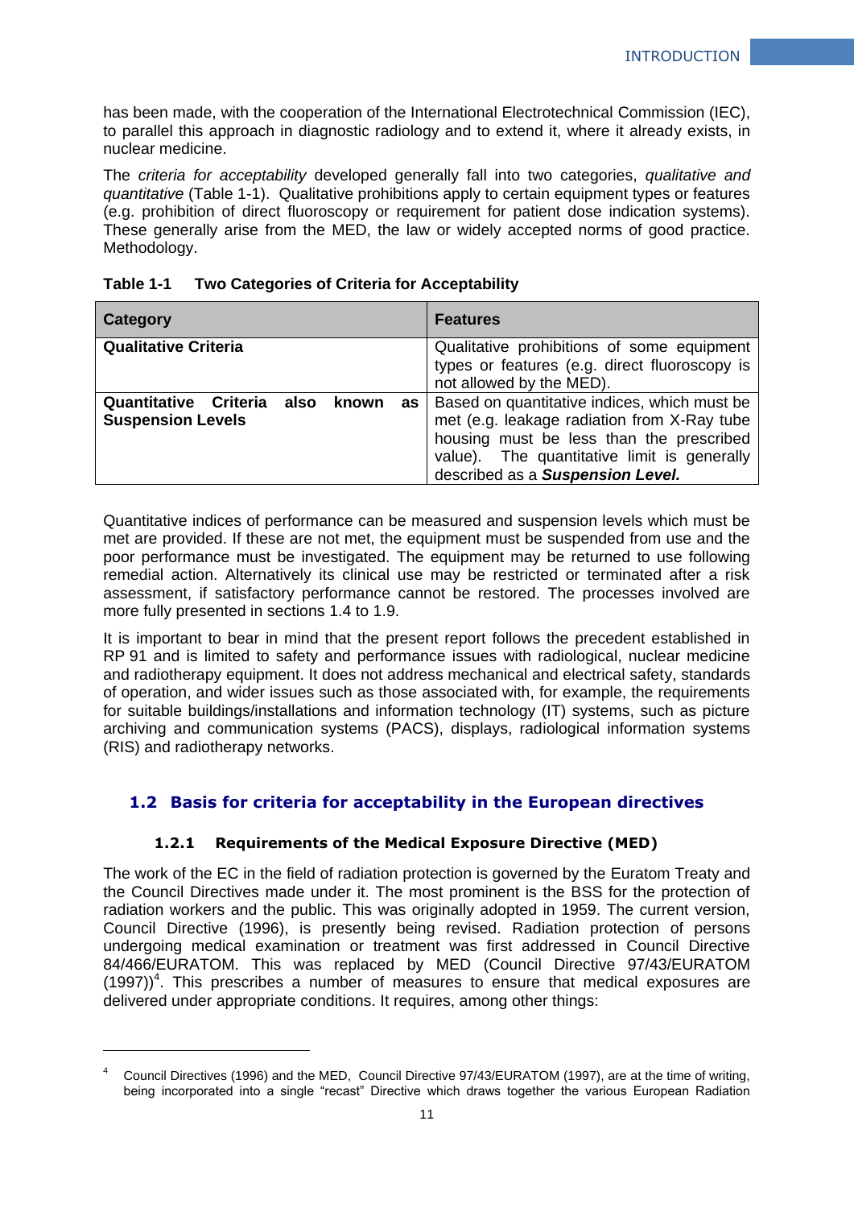has been made, with the cooperation of the International Electrotechnical Commission (IEC), to parallel this approach in diagnostic radiology and to extend it, where it already exists, in nuclear medicine.

The *criteria for acceptability* developed generally fall into two categories, *qualitative and quantitative* (Table 1-1). Qualitative prohibitions apply to certain equipment types or features (e.g. prohibition of direct fluoroscopy or requirement for patient dose indication systems). These generally arise from the MED, the law or widely accepted norms of good practice. Methodology.

**Table 1-1 Two Categories of Criteria for Acceptability**

| Category | Features |
| --- | --- |
| **Qualitative Criteria** | Qualitative prohibitions of some equipment types or features (e.g. direct fluoroscopy is not allowed by the MED). |
| **Quantitative Criteria also known as Suspension Levels** | Based on quantitative indices, which must be met (e.g. leakage radiation from X-Ray tube housing must be less than the prescribed value). The quantitative limit is generally described as a ***Suspension Level.*** |

Quantitative indices of performance can be measured and suspension levels which must be met are provided. If these are not met, the equipment must be suspended from use and the poor performance must be investigated. The equipment may be returned to use following remedial action. Alternatively its clinical use may be restricted or terminated after a risk assessment, if satisfactory performance cannot be restored. The processes involved are more fully presented in sections 1.4 to 1.9.

It is important to bear in mind that the present report follows the precedent established in RP 91 and is limited to safety and performance issues with radiological, nuclear medicine and radiotherapy equipment. It does not address mechanical and electrical safety, standards of operation, and wider issues such as those associated with, for example, the requirements for suitable buildings/installations and information technology (IT) systems, such as picture archiving and communication systems (PACS), displays, radiological information systems (RIS) and radiotherapy networks.

## 1.2 Basis for criteria for acceptability in the European directives

### 1.2.1 Requirements of the Medical Exposure Directive (MED)

The work of the EC in the field of radiation protection is governed by the Euratom Treaty and the Council Directives made under it. The most prominent is the BSS for the protection of radiation workers and the public. This was originally adopted in 1959. The current version, Council Directive (1996), is presently being revised. Radiation protection of persons undergoing medical examination or treatment was first addressed in Council Directive 84/466/EURATOM. This was replaced by MED (Council Directive 97/43/EURATOM (1997))[4]. This prescribes a number of measures to ensure that medical exposures are delivered under appropriate conditions. It requires, among other things:

---

[4] Council Directives (1996) and the MED, Council Directive 97/43/EURATOM (1997), are at the time of writing, being incorporated into a single "recast" Directive which draws together the various European Radiation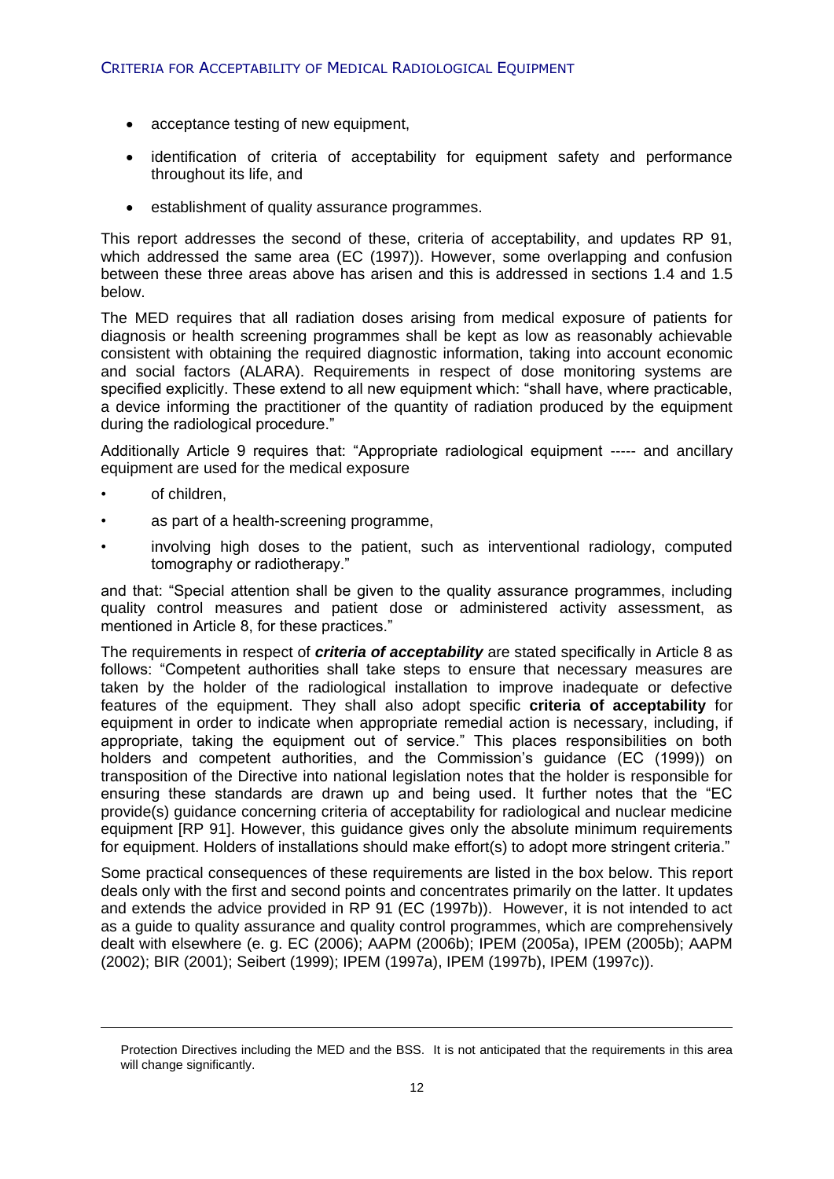- acceptance testing of new equipment,
- identification of criteria of acceptability for equipment safety and performance throughout its life, and
- establishment of quality assurance programmes.

This report addresses the second of these, criteria of acceptability, and updates RP 91, which addressed the same area (EC (1997)). However, some overlapping and confusion between these three areas above has arisen and this is addressed in sections 1.4 and 1.5 below.

The MED requires that all radiation doses arising from medical exposure of patients for diagnosis or health screening programmes shall be kept as low as reasonably achievable consistent with obtaining the required diagnostic information, taking into account economic and social factors (ALARA). Requirements in respect of dose monitoring systems are specified explicitly. These extend to all new equipment which: "shall have, where practicable, a device informing the practitioner of the quantity of radiation produced by the equipment during the radiological procedure."

Additionally Article 9 requires that: "Appropriate radiological equipment ----- and ancillary equipment are used for the medical exposure

- of children,
- as part of a health-screening programme,
- involving high doses to the patient, such as interventional radiology, computed tomography or radiotherapy."

and that: "Special attention shall be given to the quality assurance programmes, including quality control measures and patient dose or administered activity assessment, as mentioned in Article 8, for these practices."

The requirements in respect of ***criteria of acceptability*** are stated specifically in Article 8 as follows: "Competent authorities shall take steps to ensure that necessary measures are taken by the holder of the radiological installation to improve inadequate or defective features of the equipment. They shall also adopt specific **criteria of acceptability** for equipment in order to indicate when appropriate remedial action is necessary, including, if appropriate, taking the equipment out of service." This places responsibilities on both holders and competent authorities, and the Commission's guidance (EC (1999)) on transposition of the Directive into national legislation notes that the holder is responsible for ensuring these standards are drawn up and being used. It further notes that the "EC provide(s) guidance concerning criteria of acceptability for radiological and nuclear medicine equipment [RP 91]. However, this guidance gives only the absolute minimum requirements for equipment. Holders of installations should make effort(s) to adopt more stringent criteria."

Some practical consequences of these requirements are listed in the box below. This report deals only with the first and second points and concentrates primarily on the latter. It updates and extends the advice provided in RP 91 (EC (1997b)). However, it is not intended to act as a guide to quality assurance and quality control programmes, which are comprehensively dealt with elsewhere (e. g. EC (2006); AAPM (2006b); IPEM (2005a), IPEM (2005b); AAPM (2002); BIR (2001); Seibert (1999); IPEM (1997a), IPEM (1997b), IPEM (1997c)).

---

Protection Directives including the MED and the BSS. It is not anticipated that the requirements in this area will change significantly.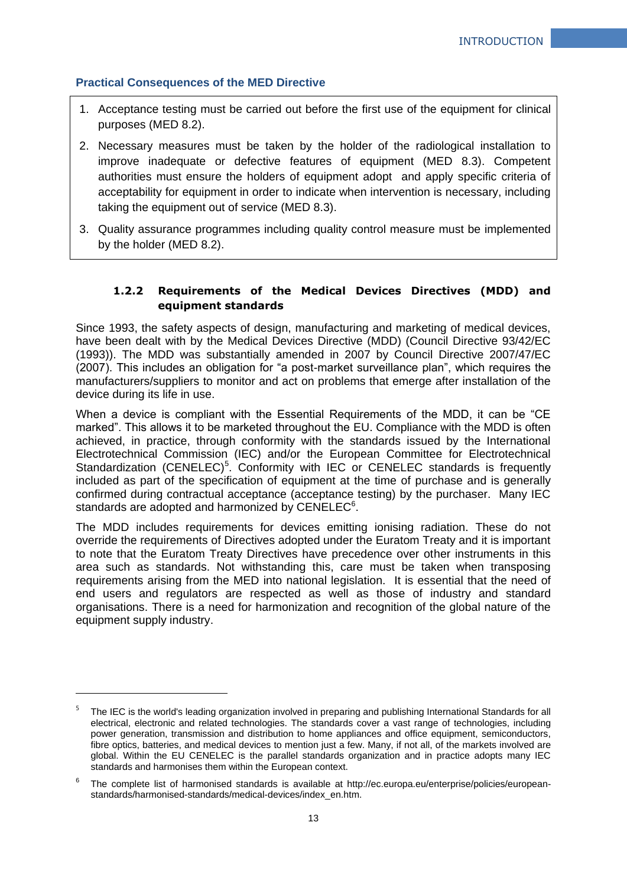**Practical Consequences of the MED Directive**

1. Acceptance testing must be carried out before the first use of the equipment for clinical purposes (MED 8.2).
2. Necessary measures must be taken by the holder of the radiological installation to improve inadequate or defective features of equipment (MED 8.3). Competent authorities must ensure the holders of equipment adopt and apply specific criteria of acceptability for equipment in order to indicate when intervention is necessary, including taking the equipment out of service (MED 8.3).
3. Quality assurance programmes including quality control measure must be implemented by the holder (MED 8.2).

### 1.2.2 Requirements of the Medical Devices Directives (MDD) and equipment standards

Since 1993, the safety aspects of design, manufacturing and marketing of medical devices, have been dealt with by the Medical Devices Directive (MDD) (Council Directive 93/42/EC (1993)). The MDD was substantially amended in 2007 by Council Directive 2007/47/EC (2007). This includes an obligation for "a post-market surveillance plan", which requires the manufacturers/suppliers to monitor and act on problems that emerge after installation of the device during its life in use.

When a device is compliant with the Essential Requirements of the MDD, it can be "CE marked". This allows it to be marketed throughout the EU. Compliance with the MDD is often achieved, in practice, through conformity with the standards issued by the International Electrotechnical Commission (IEC) and/or the European Committee for Electrotechnical Standardization (CENELEC)[5]. Conformity with IEC or CENELEC standards is frequently included as part of the specification of equipment at the time of purchase and is generally confirmed during contractual acceptance (acceptance testing) by the purchaser. Many IEC standards are adopted and harmonized by CENELEC[6].

The MDD includes requirements for devices emitting ionising radiation. These do not override the requirements of Directives adopted under the Euratom Treaty and it is important to note that the Euratom Treaty Directives have precedence over other instruments in this area such as standards. Not withstanding this, care must be taken when transposing requirements arising from the MED into national legislation. It is essential that the need of end users and regulators are respected as well as those of industry and standard organisations. There is a need for harmonization and recognition of the global nature of the equipment supply industry.

---

[5] The IEC is the world's leading organization involved in preparing and publishing International Standards for all electrical, electronic and related technologies. The standards cover a vast range of technologies, including power generation, transmission and distribution to home appliances and office equipment, semiconductors, fibre optics, batteries, and medical devices to mention just a few. Many, if not all, of the markets involved are global. Within the EU CENELEC is the parallel standards organization and in practice adopts many IEC standards and harmonises them within the European context.

[6] The complete list of harmonised standards is available at http://ec.europa.eu/enterprise/policies/european-standards/harmonised-standards/medical-devices/index_en.htm.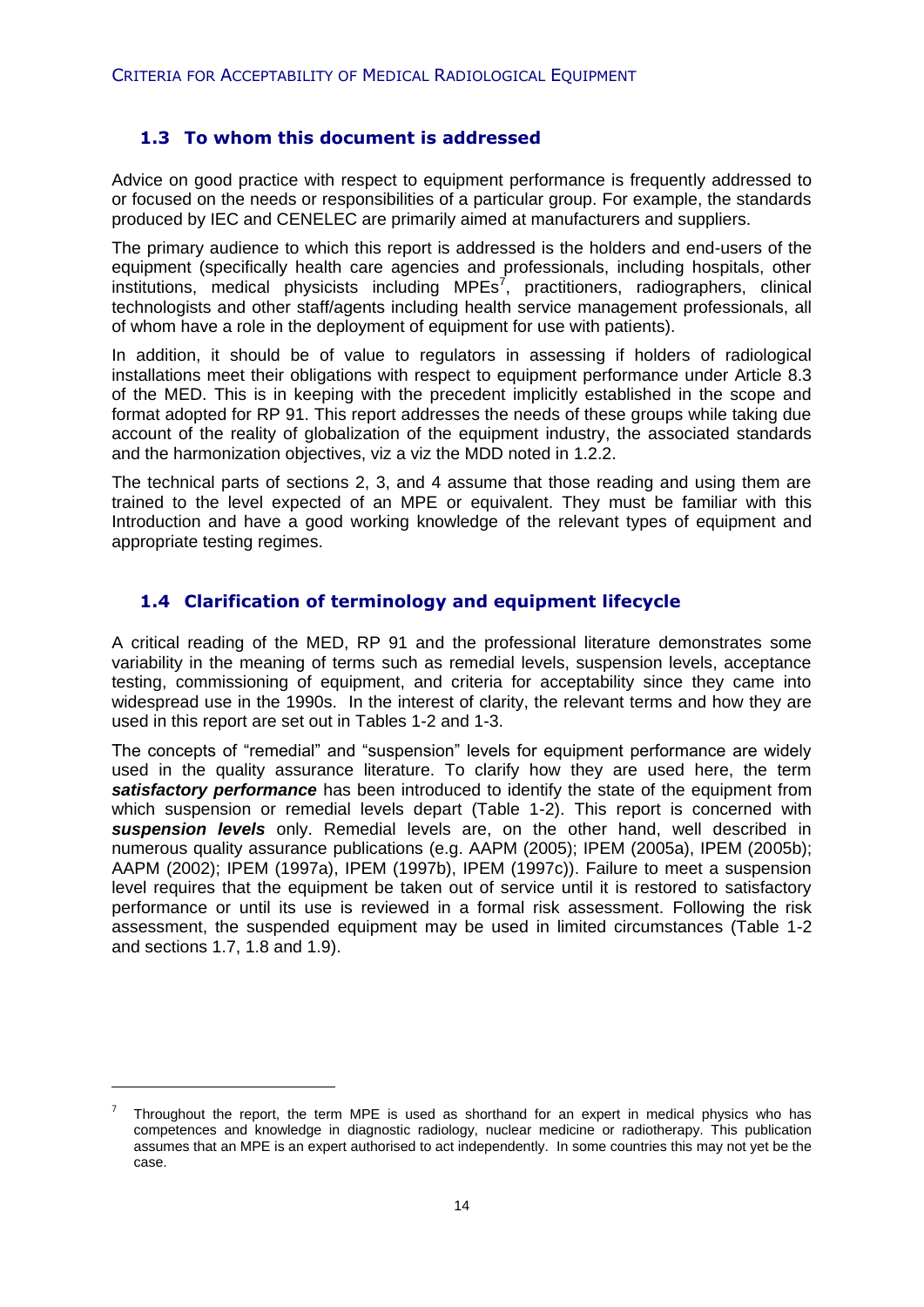## 1.3 To whom this document is addressed

Advice on good practice with respect to equipment performance is frequently addressed to or focused on the needs or responsibilities of a particular group. For example, the standards produced by IEC and CENELEC are primarily aimed at manufacturers and suppliers.

The primary audience to which this report is addressed is the holders and end-users of the equipment (specifically health care agencies and professionals, including hospitals, other institutions, medical physicists including MPEs[7], practitioners, radiographers, clinical technologists and other staff/agents including health service management professionals, all of whom have a role in the deployment of equipment for use with patients).

In addition, it should be of value to regulators in assessing if holders of radiological installations meet their obligations with respect to equipment performance under Article 8.3 of the MED. This is in keeping with the precedent implicitly established in the scope and format adopted for RP 91. This report addresses the needs of these groups while taking due account of the reality of globalization of the equipment industry, the associated standards and the harmonization objectives, viz a viz the MDD noted in 1.2.2.

The technical parts of sections 2, 3, and 4 assume that those reading and using them are trained to the level expected of an MPE or equivalent. They must be familiar with this Introduction and have a good working knowledge of the relevant types of equipment and appropriate testing regimes.

## 1.4 Clarification of terminology and equipment lifecycle

A critical reading of the MED, RP 91 and the professional literature demonstrates some variability in the meaning of terms such as remedial levels, suspension levels, acceptance testing, commissioning of equipment, and criteria for acceptability since they came into widespread use in the 1990s. In the interest of clarity, the relevant terms and how they are used in this report are set out in Tables 1-2 and 1-3.

The concepts of "remedial" and "suspension" levels for equipment performance are widely used in the quality assurance literature. To clarify how they are used here, the term ***satisfactory performance*** has been introduced to identify the state of the equipment from which suspension or remedial levels depart (Table 1-2). This report is concerned with ***suspension levels*** only. Remedial levels are, on the other hand, well described in numerous quality assurance publications (e.g. AAPM (2005); IPEM (2005a), IPEM (2005b); AAPM (2002); IPEM (1997a), IPEM (1997b), IPEM (1997c)). Failure to meet a suspension level requires that the equipment be taken out of service until it is restored to satisfactory performance or until its use is reviewed in a formal risk assessment. Following the risk assessment, the suspended equipment may be used in limited circumstances (Table 1-2 and sections 1.7, 1.8 and 1.9).

---

[7] Throughout the report, the term MPE is used as shorthand for an expert in medical physics who has competences and knowledge in diagnostic radiology, nuclear medicine or radiotherapy. This publication assumes that an MPE is an expert authorised to act independently. In some countries this may not yet be the case.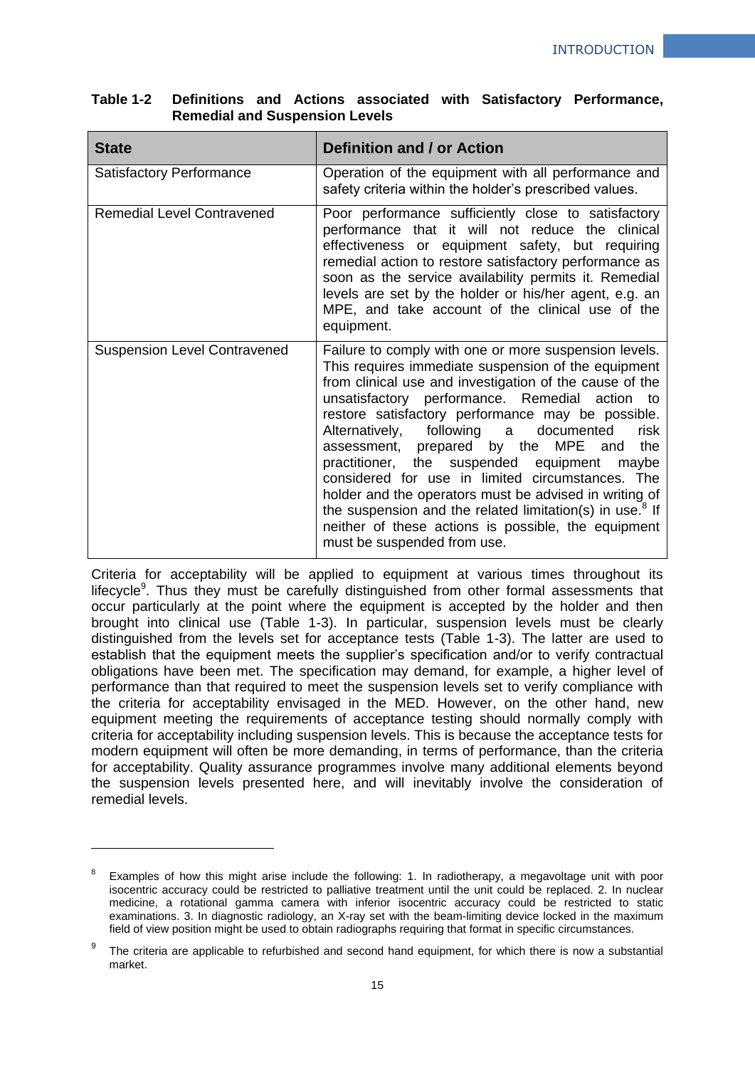**Table 1-2 Definitions and Actions associated with Satisfactory Performance, Remedial and Suspension Levels**

| State | Definition and / or Action |
|---|---|
| Satisfactory Performance | Operation of the equipment with all performance and safety criteria within the holder's prescribed values. |
| Remedial Level Contravened | Poor performance sufficiently close to satisfactory performance that it will not reduce the clinical effectiveness or equipment safety, but requiring remedial action to restore satisfactory performance as soon as the service availability permits it. Remedial levels are set by the holder or his/her agent, e.g. an MPE, and take account of the clinical use of the equipment. |
| Suspension Level Contravened | Failure to comply with one or more suspension levels. This requires immediate suspension of the equipment from clinical use and investigation of the cause of the unsatisfactory performance. Remedial action to restore satisfactory performance may be possible. Alternatively, following a documented risk assessment, prepared by the MPE and the practitioner, the suspended equipment maybe considered for use in limited circumstances. The holder and the operators must be advised in writing of the suspension and the related limitation(s) in use.[8] If neither of these actions is possible, the equipment must be suspended from use. |

Criteria for acceptability will be applied to equipment at various times throughout its lifecycle[9]. Thus they must be carefully distinguished from other formal assessments that occur particularly at the point where the equipment is accepted by the holder and then brought into clinical use (Table 1-3). In particular, suspension levels must be clearly distinguished from the levels set for acceptance tests (Table 1-3). The latter are used to establish that the equipment meets the supplier's specification and/or to verify contractual obligations have been met. The specification may demand, for example, a higher level of performance than that required to meet the suspension levels set to verify compliance with the criteria for acceptability envisaged in the MED. However, on the other hand, new equipment meeting the requirements of acceptance testing should normally comply with criteria for acceptability including suspension levels. This is because the acceptance tests for modern equipment will often be more demanding, in terms of performance, than the criteria for acceptability. Quality assurance programmes involve many additional elements beyond the suspension levels presented here, and will inevitably involve the consideration of remedial levels.

---

[8] Examples of how this might arise include the following: 1. In radiotherapy, a megavoltage unit with poor isocentric accuracy could be restricted to palliative treatment until the unit could be replaced. 2. In nuclear medicine, a rotational gamma camera with inferior isocentric accuracy could be restricted to static examinations. 3. In diagnostic radiology, an X-ray set with the beam-limiting device locked in the maximum field of view position might be used to obtain radiographs requiring that format in specific circumstances.

[9] The criteria are applicable to refurbished and second hand equipment, for which there is now a substantial market.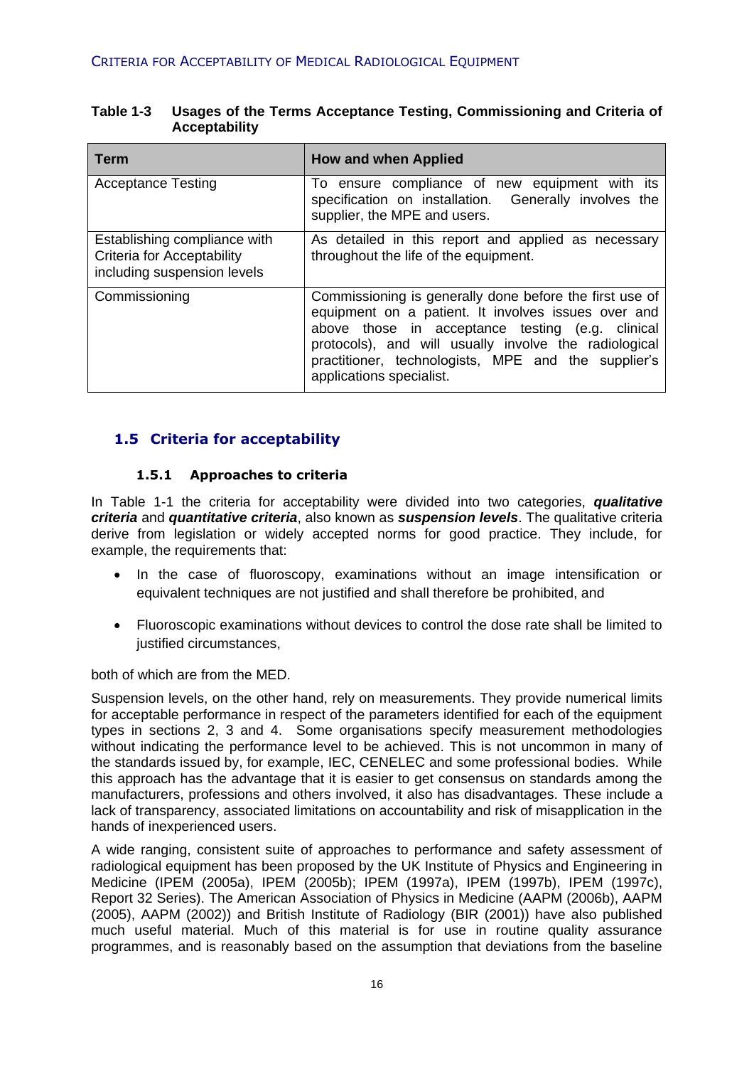**Table 1-3 Usages of the Terms Acceptance Testing, Commissioning and Criteria of Acceptability**

| Term | How and when Applied |
| --- | --- |
| Acceptance Testing | To ensure compliance of new equipment with its specification on installation. Generally involves the supplier, the MPE and users. |
| Establishing compliance with Criteria for Acceptability including suspension levels | As detailed in this report and applied as necessary throughout the life of the equipment. |
| Commissioning | Commissioning is generally done before the first use of equipment on a patient. It involves issues over and above those in acceptance testing (e.g. clinical protocols), and will usually involve the radiological practitioner, technologists, MPE and the supplier's applications specialist. |

## 1.5 Criteria for acceptability

### 1.5.1 Approaches to criteria

In Table 1-1 the criteria for acceptability were divided into two categories, ***qualitative criteria*** and ***quantitative criteria***, also known as ***suspension levels***. The qualitative criteria derive from legislation or widely accepted norms for good practice. They include, for example, the requirements that:

- In the case of fluoroscopy, examinations without an image intensification or equivalent techniques are not justified and shall therefore be prohibited, and
- Fluoroscopic examinations without devices to control the dose rate shall be limited to justified circumstances,

both of which are from the MED.

Suspension levels, on the other hand, rely on measurements. They provide numerical limits for acceptable performance in respect of the parameters identified for each of the equipment types in sections 2, 3 and 4. Some organisations specify measurement methodologies without indicating the performance level to be achieved. This is not uncommon in many of the standards issued by, for example, IEC, CENELEC and some professional bodies. While this approach has the advantage that it is easier to get consensus on standards among the manufacturers, professions and others involved, it also has disadvantages. These include a lack of transparency, associated limitations on accountability and risk of misapplication in the hands of inexperienced users.

A wide ranging, consistent suite of approaches to performance and safety assessment of radiological equipment has been proposed by the UK Institute of Physics and Engineering in Medicine (IPEM (2005a), IPEM (2005b); IPEM (1997a), IPEM (1997b), IPEM (1997c), Report 32 Series). The American Association of Physics in Medicine (AAPM (2006b), AAPM (2005), AAPM (2002)) and British Institute of Radiology (BIR (2001)) have also published much useful material. Much of this material is for use in routine quality assurance programmes, and is reasonably based on the assumption that deviations from the baseline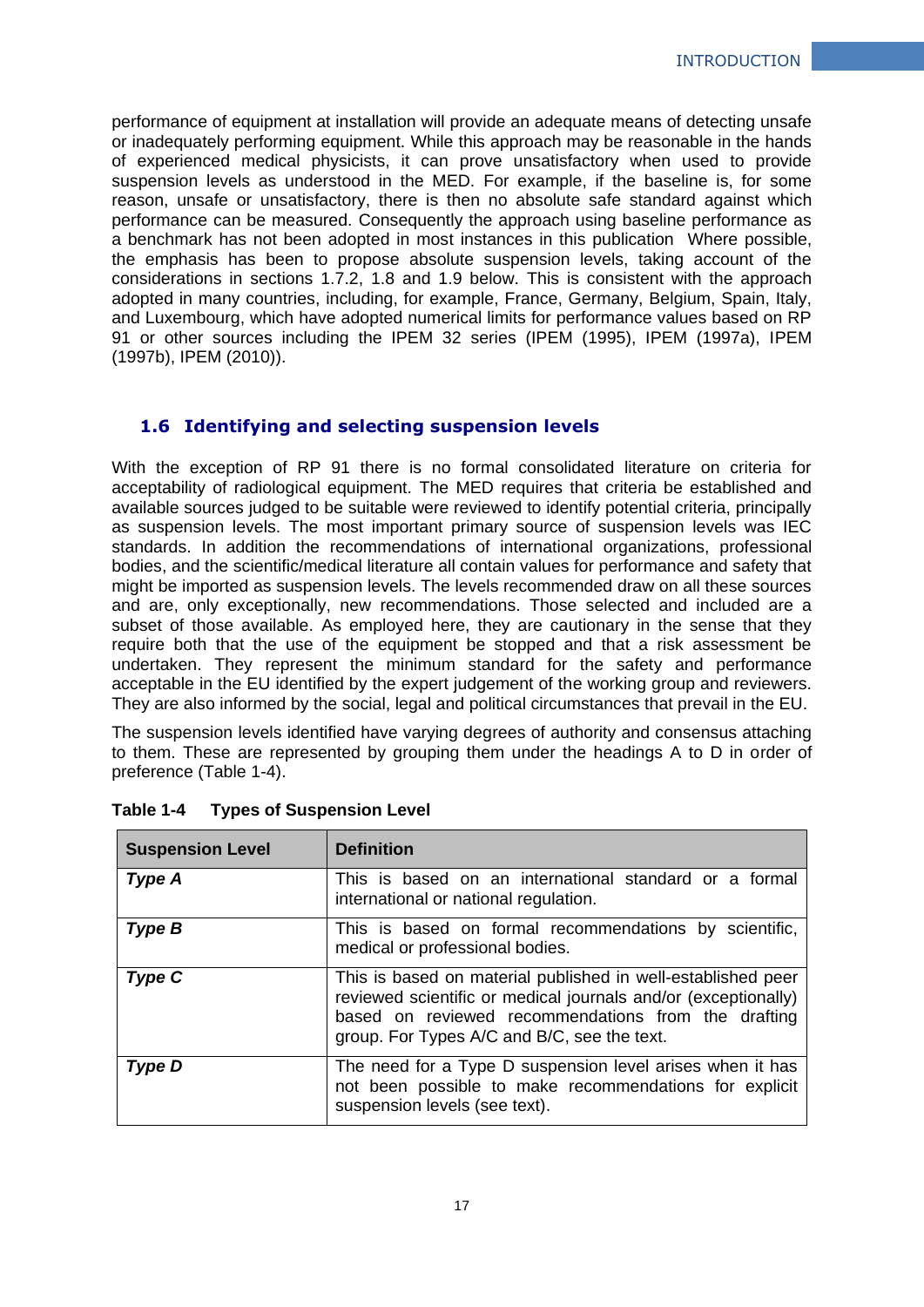performance of equipment at installation will provide an adequate means of detecting unsafe or inadequately performing equipment. While this approach may be reasonable in the hands of experienced medical physicists, it can prove unsatisfactory when used to provide suspension levels as understood in the MED. For example, if the baseline is, for some reason, unsafe or unsatisfactory, there is then no absolute safe standard against which performance can be measured. Consequently the approach using baseline performance as a benchmark has not been adopted in most instances in this publication Where possible, the emphasis has been to propose absolute suspension levels, taking account of the considerations in sections 1.7.2, 1.8 and 1.9 below. This is consistent with the approach adopted in many countries, including, for example, France, Germany, Belgium, Spain, Italy, and Luxembourg, which have adopted numerical limits for performance values based on RP 91 or other sources including the IPEM 32 series (IPEM (1995), IPEM (1997a), IPEM (1997b), IPEM (2010)).

## 1.6 Identifying and selecting suspension levels

With the exception of RP 91 there is no formal consolidated literature on criteria for acceptability of radiological equipment. The MED requires that criteria be established and available sources judged to be suitable were reviewed to identify potential criteria, principally as suspension levels. The most important primary source of suspension levels was IEC standards. In addition the recommendations of international organizations, professional bodies, and the scientific/medical literature all contain values for performance and safety that might be imported as suspension levels. The levels recommended draw on all these sources and are, only exceptionally, new recommendations. Those selected and included are a subset of those available. As employed here, they are cautionary in the sense that they require both that the use of the equipment be stopped and that a risk assessment be undertaken. They represent the minimum standard for the safety and performance acceptable in the EU identified by the expert judgement of the working group and reviewers. They are also informed by the social, legal and political circumstances that prevail in the EU.

The suspension levels identified have varying degrees of authority and consensus attaching to them. These are represented by grouping them under the headings A to D in order of preference (Table 1-4).

**Table 1-4 Types of Suspension Level**

| Suspension Level | Definition |
|---|---|
| ***Type A*** | This is based on an international standard or a formal international or national regulation. |
| ***Type B*** | This is based on formal recommendations by scientific, medical or professional bodies. |
| ***Type C*** | This is based on material published in well-established peer reviewed scientific or medical journals and/or (exceptionally) based on reviewed recommendations from the drafting group. For Types A/C and B/C, see the text. |
| ***Type D*** | The need for a Type D suspension level arises when it has not been possible to make recommendations for explicit suspension levels (see text). |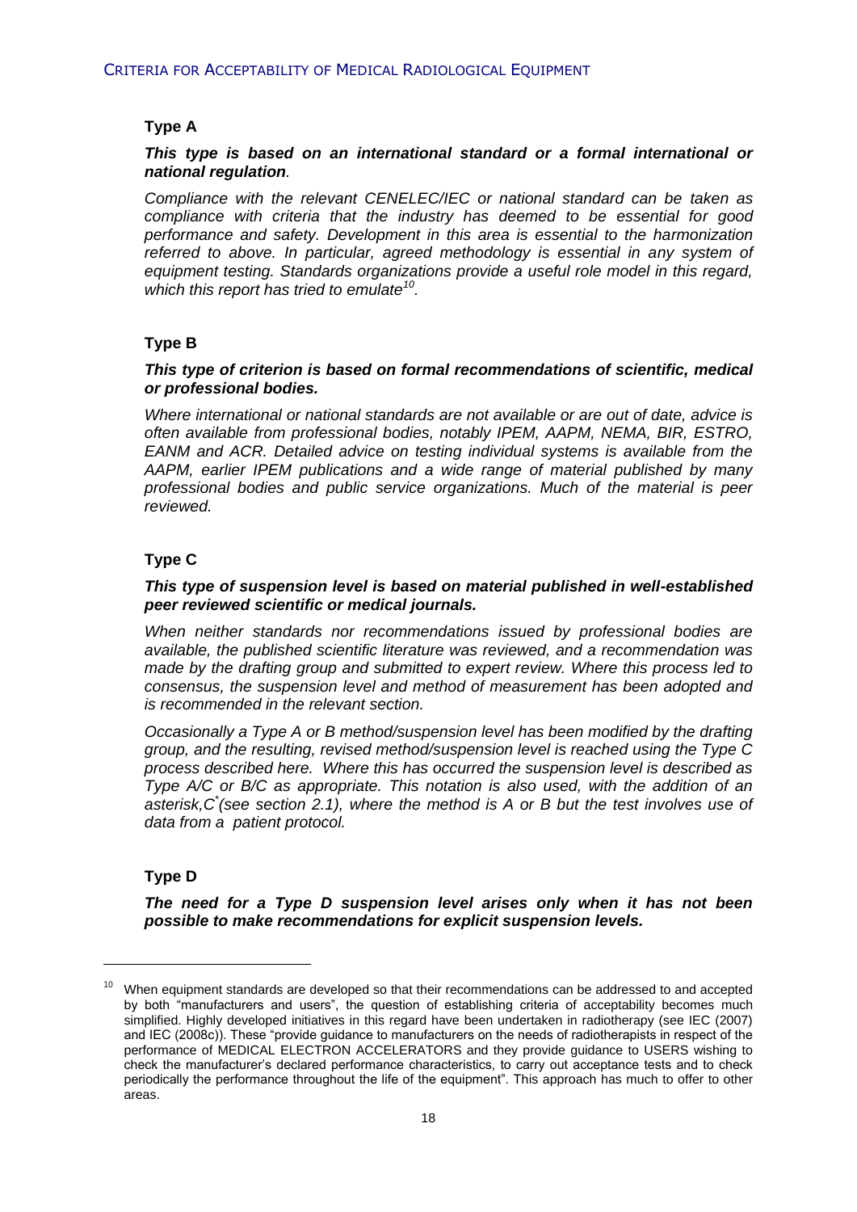**Type A**

***This type is based on an international standard or a formal international or national regulation**.*

*Compliance with the relevant CENELEC/IEC or national standard can be taken as compliance with criteria that the industry has deemed to be essential for good performance and safety. Development in this area is essential to the harmonization referred to above. In particular, agreed methodology is essential in any system of equipment testing. Standards organizations provide a useful role model in this regard, which this report has tried to emulate[10].*

**Type B**

***This type of criterion is based on formal recommendations of scientific, medical or professional bodies.***

*Where international or national standards are not available or are out of date, advice is often available from professional bodies, notably IPEM, AAPM, NEMA, BIR, ESTRO, EANM and ACR. Detailed advice on testing individual systems is available from the AAPM, earlier IPEM publications and a wide range of material published by many professional bodies and public service organizations. Much of the material is peer reviewed.*

**Type C**

***This type of suspension level is based on material published in well-established peer reviewed scientific or medical journals.***

*When neither standards nor recommendations issued by professional bodies are available, the published scientific literature was reviewed, and a recommendation was made by the drafting group and submitted to expert review. Where this process led to consensus, the suspension level and method of measurement has been adopted and is recommended in the relevant section.*

*Occasionally a Type A or B method/suspension level has been modified by the drafting group, and the resulting, revised method/suspension level is reached using the Type C process described here. Where this has occurred the suspension level is described as Type A/C or B/C as appropriate. This notation is also used, with the addition of an asterisk,C\*(see section 2.1), where the method is A or B but the test involves use of data from a patient protocol.*

**Type D**

***The need for a Type D suspension level arises only when it has not been possible to make recommendations for explicit suspension levels.***

---

[10] When equipment standards are developed so that their recommendations can be addressed to and accepted by both "manufacturers and users", the question of establishing criteria of acceptability becomes much simplified. Highly developed initiatives in this regard have been undertaken in radiotherapy (see IEC (2007) and IEC (2008c)). These "provide guidance to manufacturers on the needs of radiotherapists in respect of the performance of MEDICAL ELECTRON ACCELERATORS and they provide guidance to USERS wishing to check the manufacturer's declared performance characteristics, to carry out acceptance tests and to check periodically the performance throughout the life of the equipment". This approach has much to offer to other areas.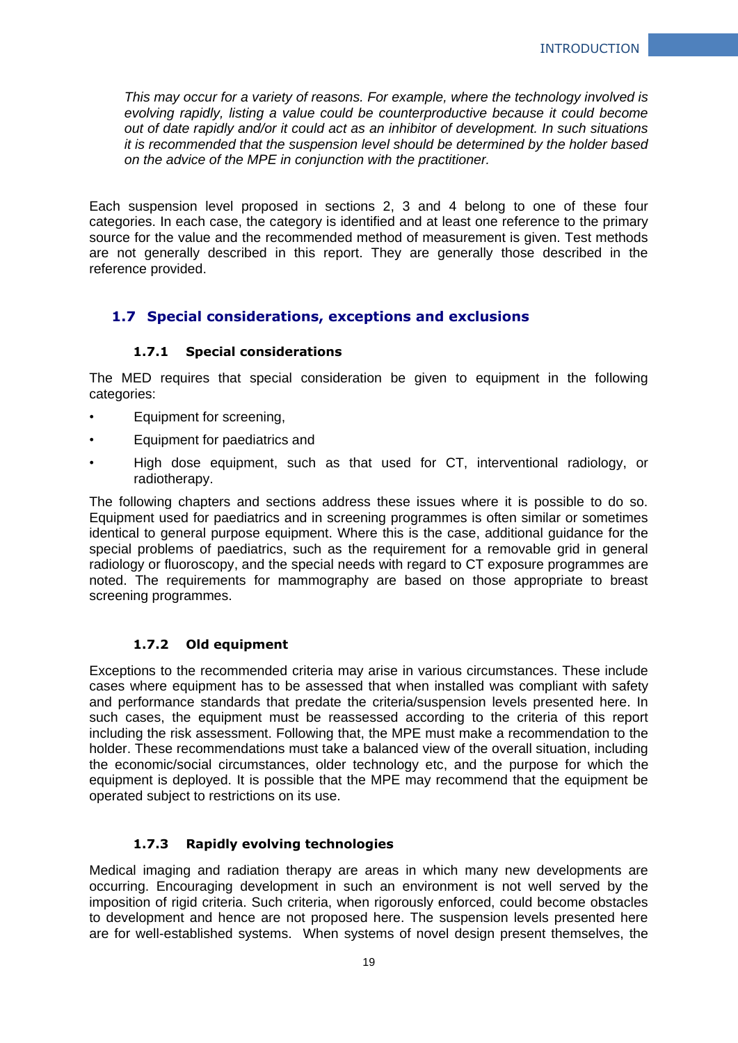*This may occur for a variety of reasons. For example, where the technology involved is evolving rapidly, listing a value could be counterproductive because it could become out of date rapidly and/or it could act as an inhibitor of development. In such situations it is recommended that the suspension level should be determined by the holder based on the advice of the MPE in conjunction with the practitioner.*

Each suspension level proposed in sections 2, 3 and 4 belong to one of these four categories. In each case, the category is identified and at least one reference to the primary source for the value and the recommended method of measurement is given. Test methods are not generally described in this report. They are generally those described in the reference provided.

## 1.7 Special considerations, exceptions and exclusions

### 1.7.1 Special considerations

The MED requires that special consideration be given to equipment in the following categories:

- Equipment for screening,
- Equipment for paediatrics and
- High dose equipment, such as that used for CT, interventional radiology, or radiotherapy.

The following chapters and sections address these issues where it is possible to do so. Equipment used for paediatrics and in screening programmes is often similar or sometimes identical to general purpose equipment. Where this is the case, additional guidance for the special problems of paediatrics, such as the requirement for a removable grid in general radiology or fluoroscopy, and the special needs with regard to CT exposure programmes are noted. The requirements for mammography are based on those appropriate to breast screening programmes.

### 1.7.2 Old equipment

Exceptions to the recommended criteria may arise in various circumstances. These include cases where equipment has to be assessed that when installed was compliant with safety and performance standards that predate the criteria/suspension levels presented here. In such cases, the equipment must be reassessed according to the criteria of this report including the risk assessment. Following that, the MPE must make a recommendation to the holder. These recommendations must take a balanced view of the overall situation, including the economic/social circumstances, older technology etc, and the purpose for which the equipment is deployed. It is possible that the MPE may recommend that the equipment be operated subject to restrictions on its use.

### 1.7.3 Rapidly evolving technologies

Medical imaging and radiation therapy are areas in which many new developments are occurring. Encouraging development in such an environment is not well served by the imposition of rigid criteria. Such criteria, when rigorously enforced, could become obstacles to development and hence are not proposed here. The suspension levels presented here are for well-established systems. When systems of novel design present themselves, the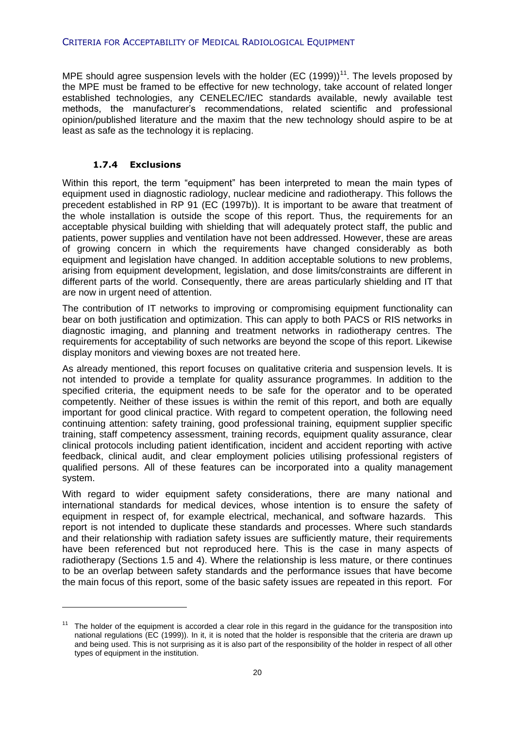MPE should agree suspension levels with the holder (EC (1999))[11]. The levels proposed by the MPE must be framed to be effective for new technology, take account of related longer established technologies, any CENELEC/IEC standards available, newly available test methods, the manufacturer's recommendations, related scientific and professional opinion/published literature and the maxim that the new technology should aspire to be at least as safe as the technology it is replacing.

### 1.7.4 Exclusions

Within this report, the term "equipment" has been interpreted to mean the main types of equipment used in diagnostic radiology, nuclear medicine and radiotherapy. This follows the precedent established in RP 91 (EC (1997b)). It is important to be aware that treatment of the whole installation is outside the scope of this report. Thus, the requirements for an acceptable physical building with shielding that will adequately protect staff, the public and patients, power supplies and ventilation have not been addressed. However, these are areas of growing concern in which the requirements have changed considerably as both equipment and legislation have changed. In addition acceptable solutions to new problems, arising from equipment development, legislation, and dose limits/constraints are different in different parts of the world. Consequently, there are areas particularly shielding and IT that are now in urgent need of attention.

The contribution of IT networks to improving or compromising equipment functionality can bear on both justification and optimization. This can apply to both PACS or RIS networks in diagnostic imaging, and planning and treatment networks in radiotherapy centres. The requirements for acceptability of such networks are beyond the scope of this report. Likewise display monitors and viewing boxes are not treated here.

As already mentioned, this report focuses on qualitative criteria and suspension levels. It is not intended to provide a template for quality assurance programmes. In addition to the specified criteria, the equipment needs to be safe for the operator and to be operated competently. Neither of these issues is within the remit of this report, and both are equally important for good clinical practice. With regard to competent operation, the following need continuing attention: safety training, good professional training, equipment supplier specific training, staff competency assessment, training records, equipment quality assurance, clear clinical protocols including patient identification, incident and accident reporting with active feedback, clinical audit, and clear employment policies utilising professional registers of qualified persons. All of these features can be incorporated into a quality management system.

With regard to wider equipment safety considerations, there are many national and international standards for medical devices, whose intention is to ensure the safety of equipment in respect of, for example electrical, mechanical, and software hazards. This report is not intended to duplicate these standards and processes. Where such standards and their relationship with radiation safety issues are sufficiently mature, their requirements have been referenced but not reproduced here. This is the case in many aspects of radiotherapy (Sections 1.5 and 4). Where the relationship is less mature, or there continues to be an overlap between safety standards and the performance issues that have become the main focus of this report, some of the basic safety issues are repeated in this report. For

---

[11] The holder of the equipment is accorded a clear role in this regard in the guidance for the transposition into national regulations (EC (1999)). In it, it is noted that the holder is responsible that the criteria are drawn up and being used. This is not surprising as it is also part of the responsibility of the holder in respect of all other types of equipment in the institution.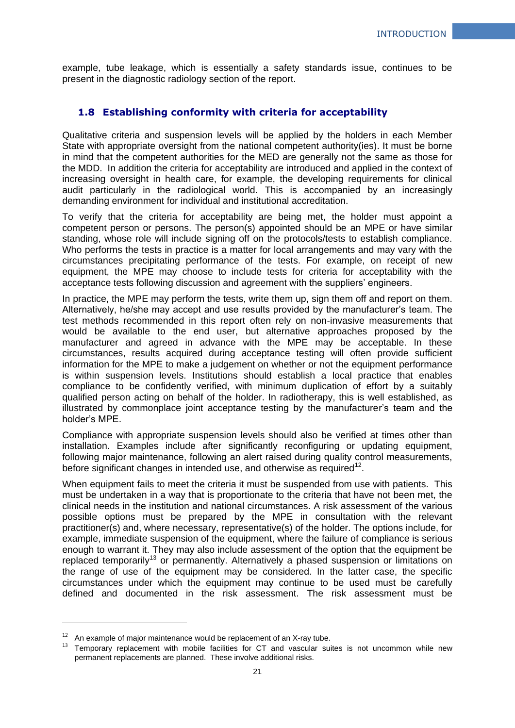example, tube leakage, which is essentially a safety standards issue, continues to be present in the diagnostic radiology section of the report.

## 1.8 Establishing conformity with criteria for acceptability

Qualitative criteria and suspension levels will be applied by the holders in each Member State with appropriate oversight from the national competent authority(ies). It must be borne in mind that the competent authorities for the MED are generally not the same as those for the MDD. In addition the criteria for acceptability are introduced and applied in the context of increasing oversight in health care, for example, the developing requirements for clinical audit particularly in the radiological world. This is accompanied by an increasingly demanding environment for individual and institutional accreditation.

To verify that the criteria for acceptability are being met, the holder must appoint a competent person or persons. The person(s) appointed should be an MPE or have similar standing, whose role will include signing off on the protocols/tests to establish compliance. Who performs the tests in practice is a matter for local arrangements and may vary with the circumstances precipitating performance of the tests. For example, on receipt of new equipment, the MPE may choose to include tests for criteria for acceptability with the acceptance tests following discussion and agreement with the suppliers' engineers.

In practice, the MPE may perform the tests, write them up, sign them off and report on them. Alternatively, he/she may accept and use results provided by the manufacturer's team. The test methods recommended in this report often rely on non-invasive measurements that would be available to the end user, but alternative approaches proposed by the manufacturer and agreed in advance with the MPE may be acceptable. In these circumstances, results acquired during acceptance testing will often provide sufficient information for the MPE to make a judgement on whether or not the equipment performance is within suspension levels. Institutions should establish a local practice that enables compliance to be confidently verified, with minimum duplication of effort by a suitably qualified person acting on behalf of the holder. In radiotherapy, this is well established, as illustrated by commonplace joint acceptance testing by the manufacturer's team and the holder's MPE.

Compliance with appropriate suspension levels should also be verified at times other than installation. Examples include after significantly reconfiguring or updating equipment, following major maintenance, following an alert raised during quality control measurements, before significant changes in intended use, and otherwise as required[12].

When equipment fails to meet the criteria it must be suspended from use with patients. This must be undertaken in a way that is proportionate to the criteria that have not been met, the clinical needs in the institution and national circumstances. A risk assessment of the various possible options must be prepared by the MPE in consultation with the relevant practitioner(s) and, where necessary, representative(s) of the holder. The options include, for example, immediate suspension of the equipment, where the failure of compliance is serious enough to warrant it. They may also include assessment of the option that the equipment be replaced temporarily[13] or permanently. Alternatively a phased suspension or limitations on the range of use of the equipment may be considered. In the latter case, the specific circumstances under which the equipment may continue to be used must be carefully defined and documented in the risk assessment. The risk assessment must be

[12] An example of major maintenance would be replacement of an X-ray tube.

[13] Temporary replacement with mobile facilities for CT and vascular suites is not uncommon while new permanent replacements are planned. These involve additional risks.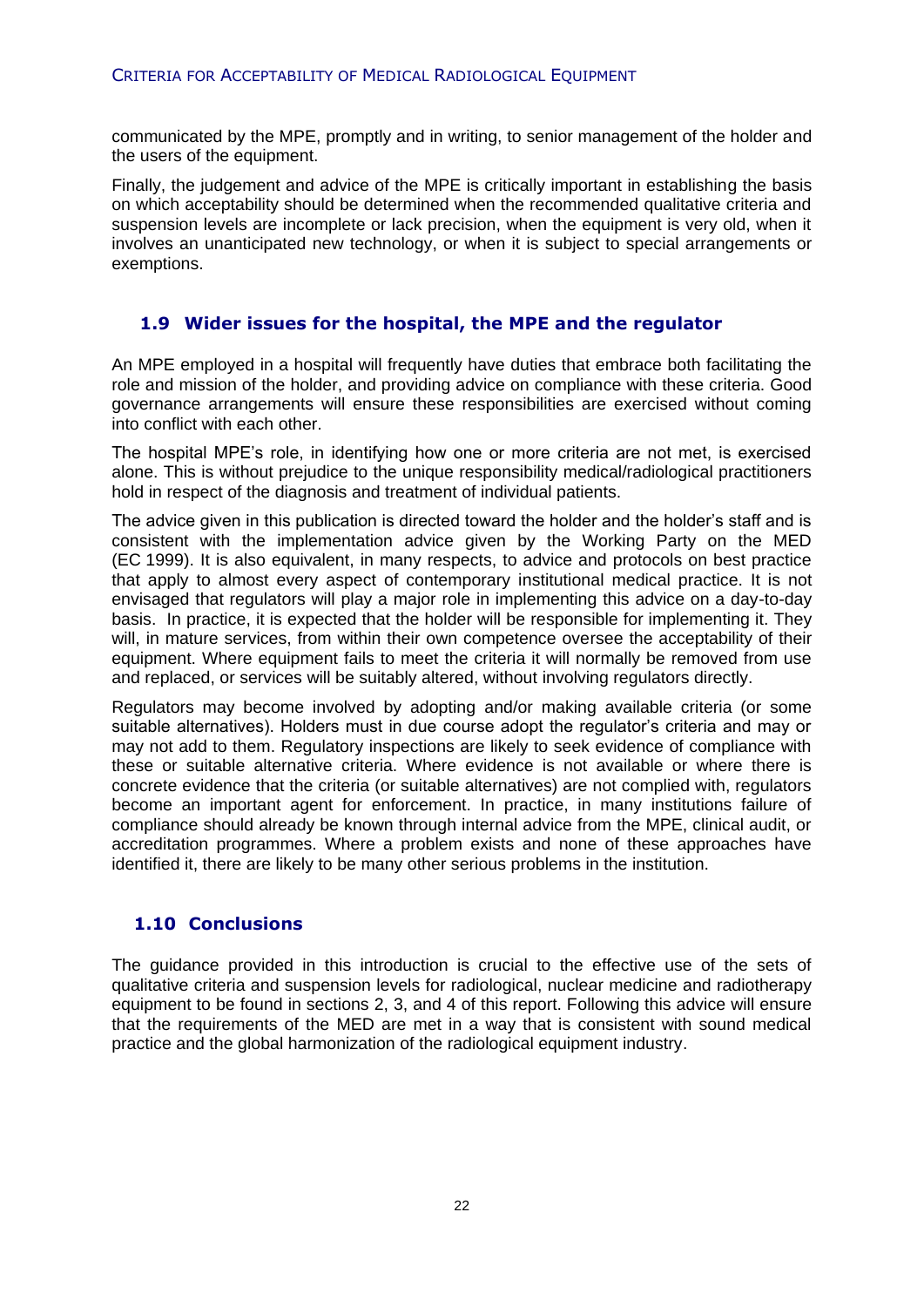communicated by the MPE, promptly and in writing, to senior management of the holder and the users of the equipment.

Finally, the judgement and advice of the MPE is critically important in establishing the basis on which acceptability should be determined when the recommended qualitative criteria and suspension levels are incomplete or lack precision, when the equipment is very old, when it involves an unanticipated new technology, or when it is subject to special arrangements or exemptions.

## 1.9 Wider issues for the hospital, the MPE and the regulator

An MPE employed in a hospital will frequently have duties that embrace both facilitating the role and mission of the holder, and providing advice on compliance with these criteria. Good governance arrangements will ensure these responsibilities are exercised without coming into conflict with each other.

The hospital MPE's role, in identifying how one or more criteria are not met, is exercised alone. This is without prejudice to the unique responsibility medical/radiological practitioners hold in respect of the diagnosis and treatment of individual patients.

The advice given in this publication is directed toward the holder and the holder's staff and is consistent with the implementation advice given by the Working Party on the MED (EC 1999). It is also equivalent, in many respects, to advice and protocols on best practice that apply to almost every aspect of contemporary institutional medical practice. It is not envisaged that regulators will play a major role in implementing this advice on a day-to-day basis. In practice, it is expected that the holder will be responsible for implementing it. They will, in mature services, from within their own competence oversee the acceptability of their equipment. Where equipment fails to meet the criteria it will normally be removed from use and replaced, or services will be suitably altered, without involving regulators directly.

Regulators may become involved by adopting and/or making available criteria (or some suitable alternatives). Holders must in due course adopt the regulator's criteria and may or may not add to them. Regulatory inspections are likely to seek evidence of compliance with these or suitable alternative criteria. Where evidence is not available or where there is concrete evidence that the criteria (or suitable alternatives) are not complied with, regulators become an important agent for enforcement. In practice, in many institutions failure of compliance should already be known through internal advice from the MPE, clinical audit, or accreditation programmes. Where a problem exists and none of these approaches have identified it, there are likely to be many other serious problems in the institution.

## 1.10 Conclusions

The guidance provided in this introduction is crucial to the effective use of the sets of qualitative criteria and suspension levels for radiological, nuclear medicine and radiotherapy equipment to be found in sections 2, 3, and 4 of this report. Following this advice will ensure that the requirements of the MED are met in a way that is consistent with sound medical practice and the global harmonization of the radiological equipment industry.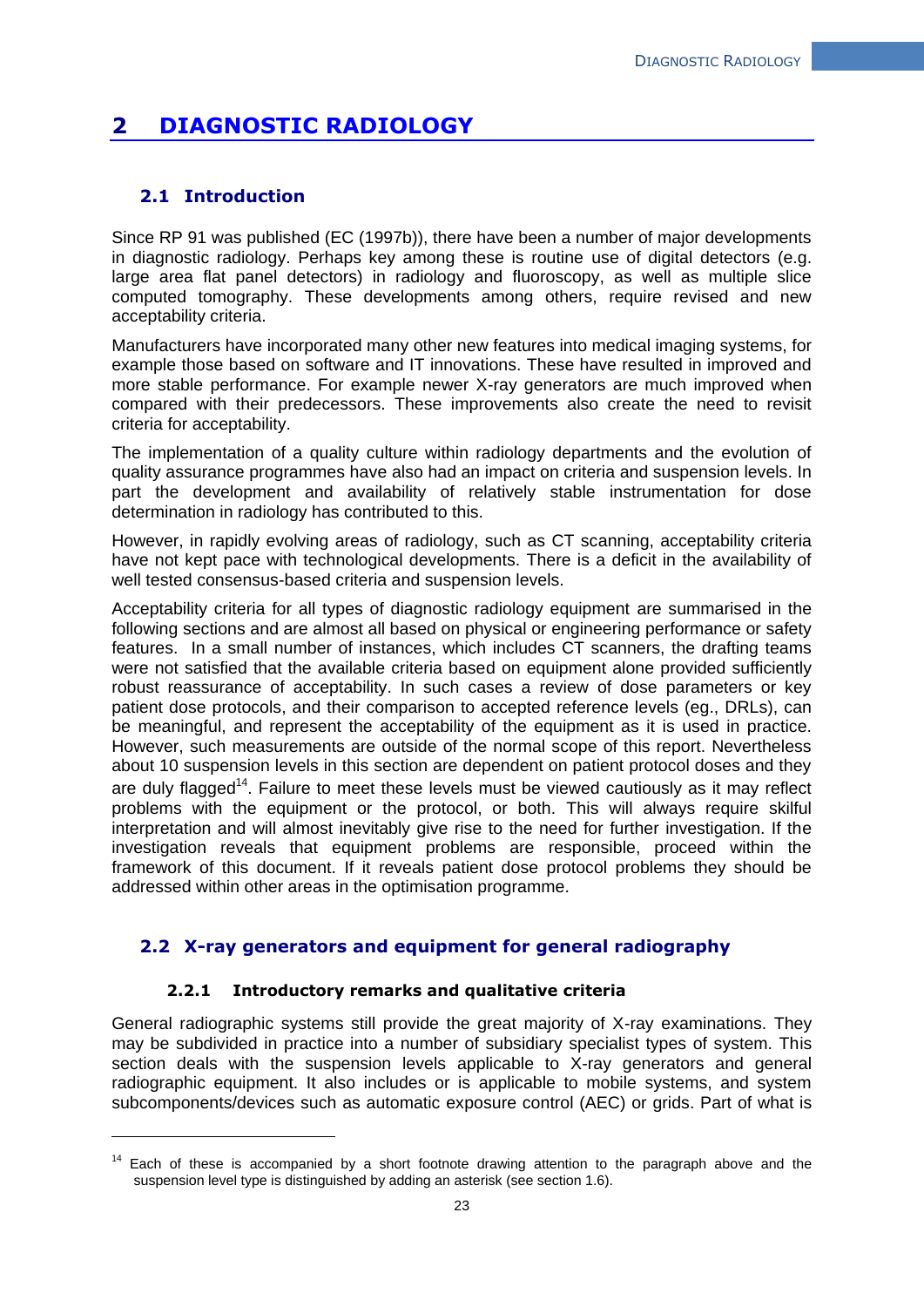# 2 DIAGNOSTIC RADIOLOGY

## 2.1 Introduction

Since RP 91 was published (EC (1997b)), there have been a number of major developments in diagnostic radiology. Perhaps key among these is routine use of digital detectors (e.g. large area flat panel detectors) in radiology and fluoroscopy, as well as multiple slice computed tomography. These developments among others, require revised and new acceptability criteria.

Manufacturers have incorporated many other new features into medical imaging systems, for example those based on software and IT innovations. These have resulted in improved and more stable performance. For example newer X-ray generators are much improved when compared with their predecessors. These improvements also create the need to revisit criteria for acceptability.

The implementation of a quality culture within radiology departments and the evolution of quality assurance programmes have also had an impact on criteria and suspension levels. In part the development and availability of relatively stable instrumentation for dose determination in radiology has contributed to this.

However, in rapidly evolving areas of radiology, such as CT scanning, acceptability criteria have not kept pace with technological developments. There is a deficit in the availability of well tested consensus-based criteria and suspension levels.

Acceptability criteria for all types of diagnostic radiology equipment are summarised in the following sections and are almost all based on physical or engineering performance or safety features. In a small number of instances, which includes CT scanners, the drafting teams were not satisfied that the available criteria based on equipment alone provided sufficiently robust reassurance of acceptability. In such cases a review of dose parameters or key patient dose protocols, and their comparison to accepted reference levels (eg., DRLs), can be meaningful, and represent the acceptability of the equipment as it is used in practice. However, such measurements are outside of the normal scope of this report. Nevertheless about 10 suspension levels in this section are dependent on patient protocol doses and they are duly flagged[14]. Failure to meet these levels must be viewed cautiously as it may reflect problems with the equipment or the protocol, or both. This will always require skilful interpretation and will almost inevitably give rise to the need for further investigation. If the investigation reveals that equipment problems are responsible, proceed within the framework of this document. If it reveals patient dose protocol problems they should be addressed within other areas in the optimisation programme.

## 2.2 X-ray generators and equipment for general radiography

### 2.2.1 Introductory remarks and qualitative criteria

General radiographic systems still provide the great majority of X-ray examinations. They may be subdivided in practice into a number of subsidiary specialist types of system. This section deals with the suspension levels applicable to X-ray generators and general radiographic equipment. It also includes or is applicable to mobile systems, and system subcomponents/devices such as automatic exposure control (AEC) or grids. Part of what is

---

[14] Each of these is accompanied by a short footnote drawing attention to the paragraph above and the suspension level type is distinguished by adding an asterisk (see section 1.6).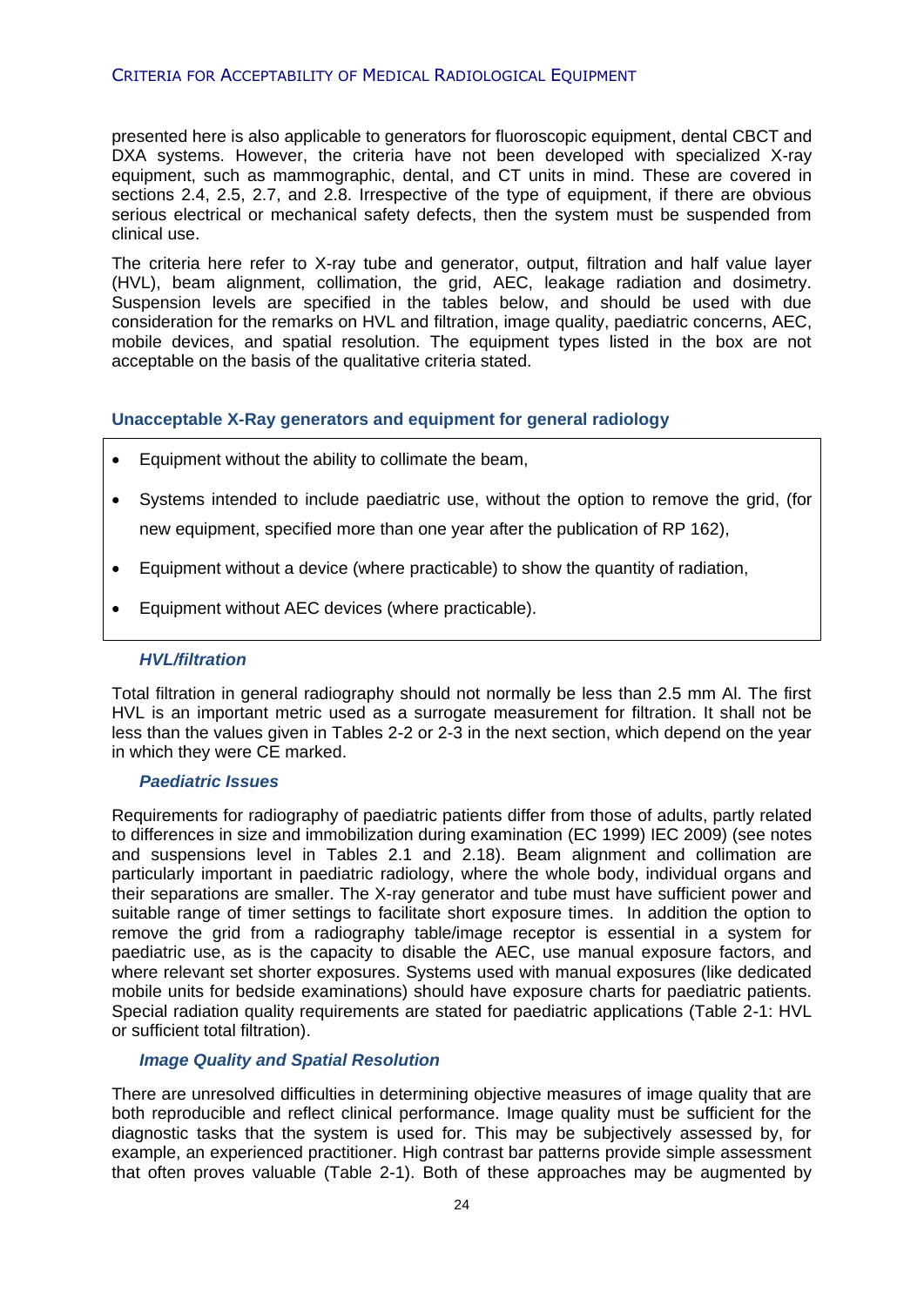presented here is also applicable to generators for fluoroscopic equipment, dental CBCT and DXA systems. However, the criteria have not been developed with specialized X-ray equipment, such as mammographic, dental, and CT units in mind. These are covered in sections 2.4, 2.5, 2.7, and 2.8. Irrespective of the type of equipment, if there are obvious serious electrical or mechanical safety defects, then the system must be suspended from clinical use.

The criteria here refer to X-ray tube and generator, output, filtration and half value layer (HVL), beam alignment, collimation, the grid, AEC, leakage radiation and dosimetry. Suspension levels are specified in the tables below, and should be used with due consideration for the remarks on HVL and filtration, image quality, paediatric concerns, AEC, mobile devices, and spatial resolution. The equipment types listed in the box are not acceptable on the basis of the qualitative criteria stated.

### Unacceptable X-Ray generators and equipment for general radiology

- Equipment without the ability to collimate the beam,
- Systems intended to include paediatric use, without the option to remove the grid, (for new equipment, specified more than one year after the publication of RP 162),
- Equipment without a device (where practicable) to show the quantity of radiation,
- Equipment without AEC devices (where practicable).

#### *HVL/filtration*

Total filtration in general radiography should not normally be less than 2.5 mm Al. The first HVL is an important metric used as a surrogate measurement for filtration. It shall not be less than the values given in Tables 2-2 or 2-3 in the next section, which depend on the year in which they were CE marked.

#### *Paediatric Issues*

Requirements for radiography of paediatric patients differ from those of adults, partly related to differences in size and immobilization during examination (EC 1999) IEC 2009) (see notes and suspensions level in Tables 2.1 and 2.18). Beam alignment and collimation are particularly important in paediatric radiology, where the whole body, individual organs and their separations are smaller. The X-ray generator and tube must have sufficient power and suitable range of timer settings to facilitate short exposure times. In addition the option to remove the grid from a radiography table/image receptor is essential in a system for paediatric use, as is the capacity to disable the AEC, use manual exposure factors, and where relevant set shorter exposures. Systems used with manual exposures (like dedicated mobile units for bedside examinations) should have exposure charts for paediatric patients. Special radiation quality requirements are stated for paediatric applications (Table 2-1: HVL or sufficient total filtration).

#### *Image Quality and Spatial Resolution*

There are unresolved difficulties in determining objective measures of image quality that are both reproducible and reflect clinical performance. Image quality must be sufficient for the diagnostic tasks that the system is used for. This may be subjectively assessed by, for example, an experienced practitioner. High contrast bar patterns provide simple assessment that often proves valuable (Table 2-1). Both of these approaches may be augmented by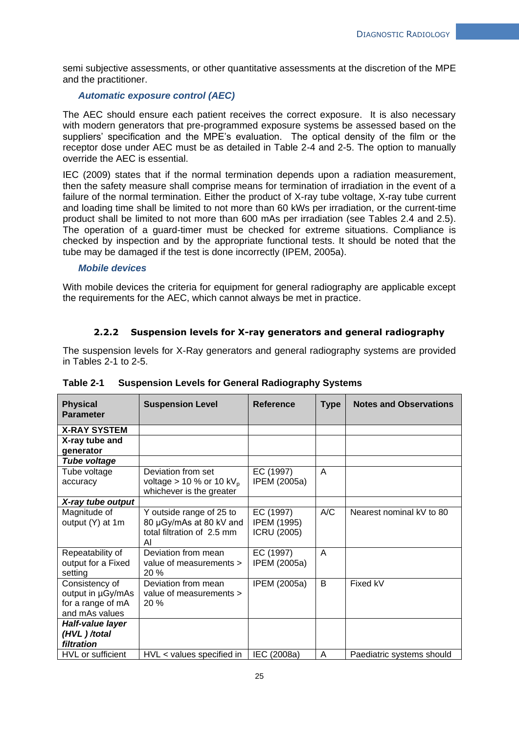semi subjective assessments, or other quantitative assessments at the discretion of the MPE and the practitioner.

***Automatic exposure control (AEC)***

The AEC should ensure each patient receives the correct exposure. It is also necessary with modern generators that pre-programmed exposure systems be assessed based on the suppliers' specification and the MPE's evaluation. The optical density of the film or the receptor dose under AEC must be as detailed in Table 2-4 and 2-5. The option to manually override the AEC is essential.

IEC (2009) states that if the normal termination depends upon a radiation measurement, then the safety measure shall comprise means for termination of irradiation in the event of a failure of the normal termination. Either the product of X-ray tube voltage, X-ray tube current and loading time shall be limited to not more than 60 kWs per irradiation, or the current-time product shall be limited to not more than 600 mAs per irradiation (see Tables 2.4 and 2.5). The operation of a guard-timer must be checked for extreme situations. Compliance is checked by inspection and by the appropriate functional tests. It should be noted that the tube may be damaged if the test is done incorrectly (IPEM, 2005a).

***Mobile devices***

With mobile devices the criteria for equipment for general radiography are applicable except the requirements for the AEC, which cannot always be met in practice.

### 2.2.2 Suspension levels for X-ray generators and general radiography

The suspension levels for X-Ray generators and general radiography systems are provided in Tables 2-1 to 2-5.

**Table 2-1 Suspension Levels for General Radiography Systems**

| Physical Parameter | Suspension Level | Reference | Type | Notes and Observations |
|---|---|---|---|---|
| **X-RAY SYSTEM** | | | | |
| **X-ray tube and generator** | | | | |
| ***Tube voltage*** | | | | |
| Tube voltage accuracy | Deviation from set voltage > 10 % or 10 $kV_p$ whichever is the greater | EC (1997) IPEM (2005a) | A | |
| ***X-ray tube output*** | | | | |
| Magnitude of output (Y) at 1m | Y outside range of 25 to 80 µGy/mAs at 80 kV and total filtration of 2.5 mm Al | EC (1997) IPEM (1995) ICRU (2005) | A/C | Nearest nominal kV to 80 |
| Repeatability of output for a Fixed setting | Deviation from mean value of measurements > 20 % | EC (1997) IPEM (2005a) | A | |
| Consistency of output in µGy/mAs for a range of mA and mAs values | Deviation from mean value of measurements > 20 % | IPEM (2005a) | B | Fixed kV |
| ***Half-value layer (HVL ) /total filtration*** | | | | |
| HVL or sufficient | HVL < values specified in | IEC (2008a) | A | Paediatric systems should |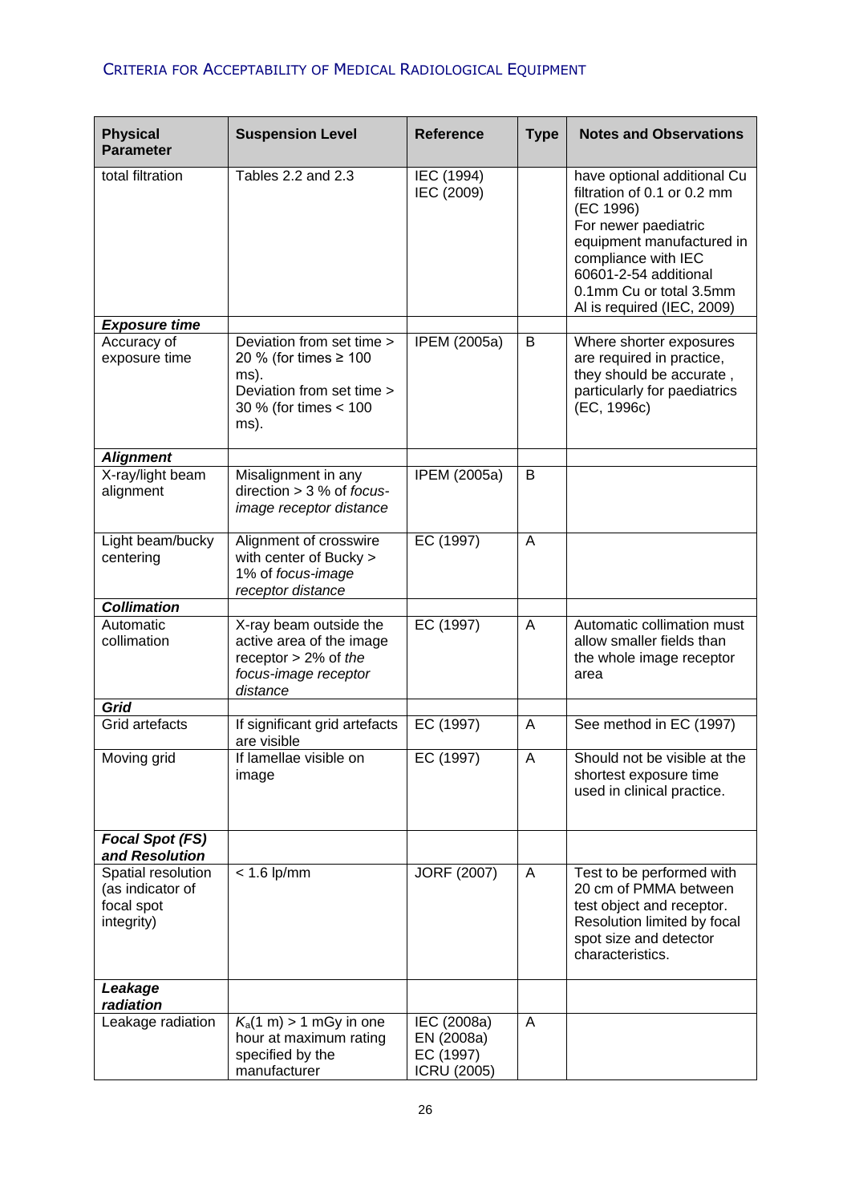| **Physical Parameter** | **Suspension Level** | **Reference** | **Type** | **Notes and Observations** |
|---|---|---|---|---|
| total filtration | Tables 2.2 and 2.3 | IEC (1994) IEC (2009) | | have optional additional Cu filtration of 0.1 or 0.2 mm (EC 1996) For newer paediatric equipment manufactured in compliance with IEC 60601-2-54 additional 0.1mm Cu or total 3.5mm Al is required (IEC, 2009) |
| ***Exposure time*** | | | | |
| Accuracy of exposure time | Deviation from set time > 20 % (for times ≥ 100 ms). Deviation from set time > 30 % (for times < 100 ms). | IPEM (2005a) | B | Where shorter exposures are required in practice, they should be accurate , particularly for paediatrics (EC, 1996c) |
| ***Alignment*** | | | | |
| X-ray/light beam alignment | Misalignment in any direction > 3 % of *focus-image receptor distance* | IPEM (2005a) | B | |
| Light beam/bucky centering | Alignment of crosswire with center of Bucky > 1% of *focus-image receptor distance* | EC (1997) | A | |
| ***Collimation*** | | | | |
| Automatic collimation | X-ray beam outside the active area of the image receptor > 2% of *the focus-image receptor distance* | EC (1997) | A | Automatic collimation must allow smaller fields than the whole image receptor area |
| ***Grid*** | | | | |
| Grid artefacts | If significant grid artefacts are visible | EC (1997) | A | See method in EC (1997) |
| Moving grid | If lamellae visible on image | EC (1997) | A | Should not be visible at the shortest exposure time used in clinical practice. |
| ***Focal Spot (FS) and Resolution*** | | | | |
| Spatial resolution (as indicator of focal spot integrity) | < 1.6 lp/mm | JORF (2007) | A | Test to be performed with 20 cm of PMMA between test object and receptor. Resolution limited by focal spot size and detector characteristics. |
| ***Leakage radiation*** | | | | |
| Leakage radiation | $K_a$(1 m) > 1 mGy in one hour at maximum rating specified by the manufacturer | IEC (2008a) EN (2008a) EC (1997) ICRU (2005) | A | |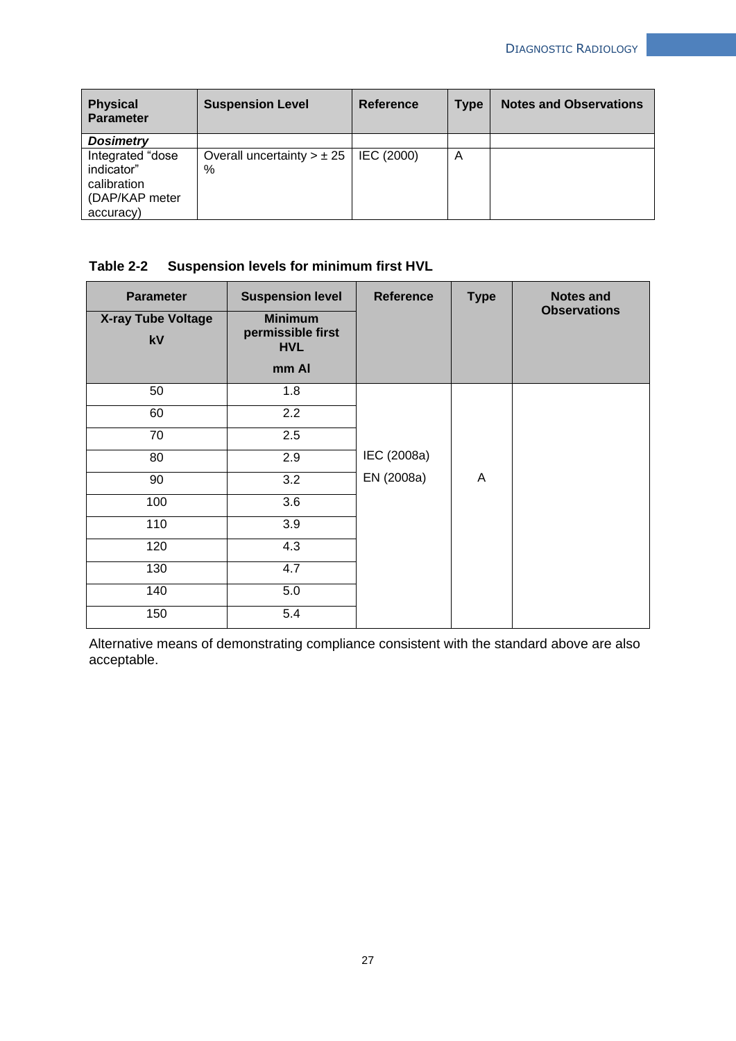| Physical Parameter | Suspension Level | Reference | Type | Notes and Observations |
|---|---|---|---|---|
| ***Dosimetry*** | | | | |
| Integrated "dose indicator" calibration (DAP/KAP meter accuracy) | Overall uncertainty > ± 25 % | IEC (2000) | A | |

**Table 2-2 Suspension levels for minimum first HVL**

| Parameter<br>X-ray Tube Voltage<br>kV | Suspension level<br>Minimum permissible first HVL<br>mm Al | Reference | Type | Notes and Observations |
|---|---|---|---|---|
| 50 | 1.8 | IEC (2008a)<br>EN (2008a) | A | |
| 60 | 2.2 | | | |
| 70 | 2.5 | | | |
| 80 | 2.9 | | | |
| 90 | 3.2 | | | |
| 100 | 3.6 | | | |
| 110 | 3.9 | | | |
| 120 | 4.3 | | | |
| 130 | 4.7 | | | |
| 140 | 5.0 | | | |
| 150 | 5.4 | | | |

Alternative means of demonstrating compliance consistent with the standard above are also acceptable.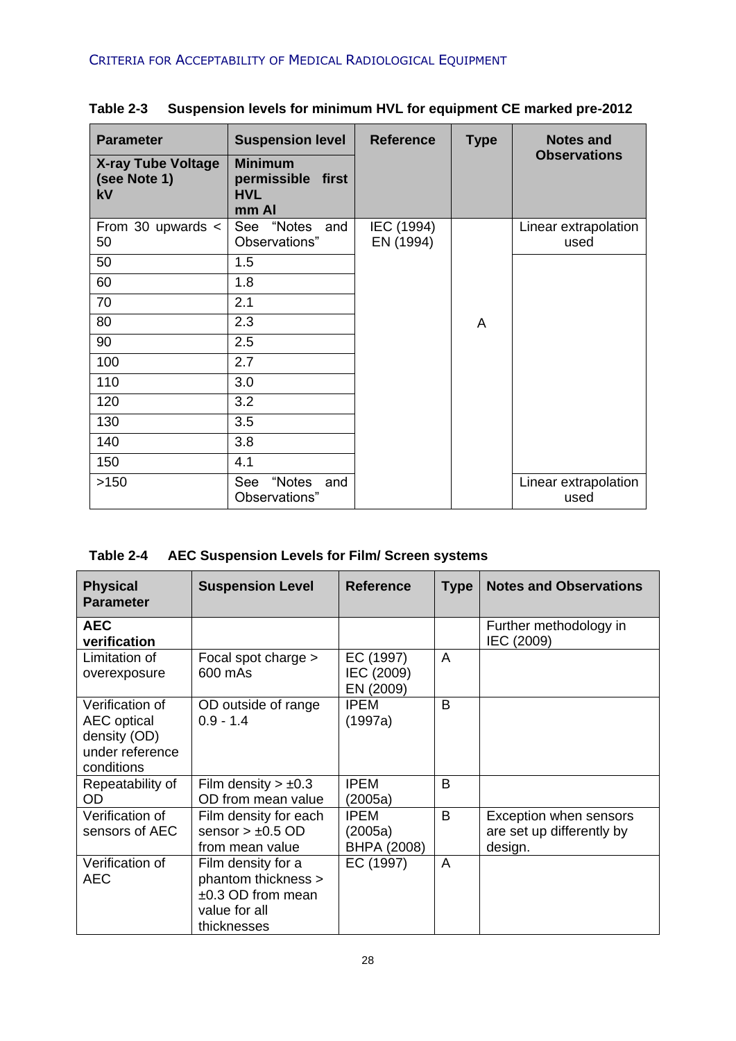**Table 2-3 Suspension levels for minimum HVL for equipment CE marked pre-2012**

| Parameter | Suspension level | Reference | Type | Notes and Observations |
|---|---|---|---|---|
| **X-ray Tube Voltage (see Note 1) kV** | **Minimum permissible first HVL mm Al** | | | |
| From 30 upwards < 50 | See "Notes and Observations" | IEC (1994) EN (1994) | A | Linear extrapolation used |
| 50 | 1.5 | | | |
| 60 | 1.8 | | | |
| 70 | 2.1 | | | |
| 80 | 2.3 | | | |
| 90 | 2.5 | | | |
| 100 | 2.7 | | | |
| 110 | 3.0 | | | |
| 120 | 3.2 | | | |
| 130 | 3.5 | | | |
| 140 | 3.8 | | | |
| 150 | 4.1 | | | |
| >150 | See "Notes and Observations" | | | Linear extrapolation used |

**Table 2-4 AEC Suspension Levels for Film/ Screen systems**

| Physical Parameter | Suspension Level | Reference | Type | Notes and Observations |
|---|---|---|---|---|
| **AEC verification** | | | | Further methodology in IEC (2009) |
| Limitation of overexposure | Focal spot charge > 600 mAs | EC (1997) IEC (2009) EN (2009) | A | |
| Verification of AEC optical density (OD) under reference conditions | OD outside of range 0.9 - 1.4 | IPEM (1997a) | B | |
| Repeatability of OD | Film density > ±0.3 OD from mean value | IPEM (2005a) | B | |
| Verification of sensors of AEC | Film density for each sensor > ±0.5 OD from mean value | IPEM (2005a) BHPA (2008) | B | Exception when sensors are set up differently by design. |
| Verification of AEC | Film density for a phantom thickness > ±0.3 OD from mean value for all thicknesses | EC (1997) | A | |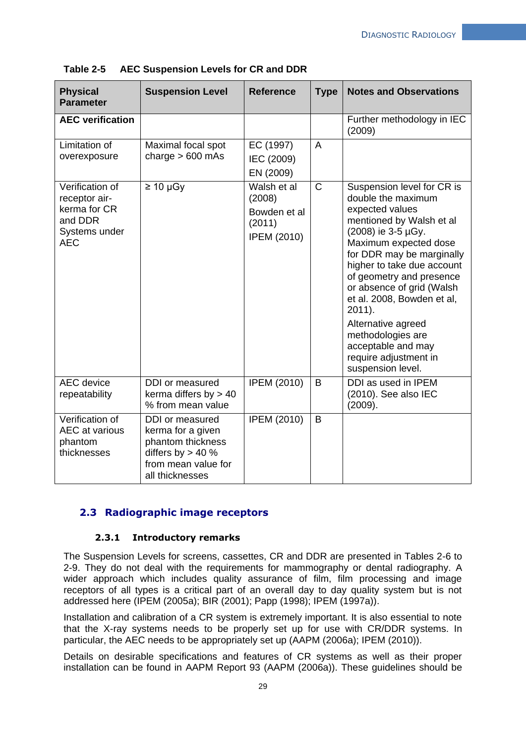**Table 2-5 AEC Suspension Levels for CR and DDR**

| Physical Parameter | Suspension Level | Reference | Type | Notes and Observations |
|---|---|---|---|---|
| **AEC verification** | | | | Further methodology in IEC (2009) |
| Limitation of overexposure | Maximal focal spot charge > 600 mAs | EC (1997) IEC (2009) EN (2009) | A | |
| Verification of receptor air-kerma for CR and DDR Systems under AEC | ≥ 10 µGy | Walsh et al (2008) Bowden et al (2011) IPEM (2010) | C | Suspension level for CR is double the maximum expected values mentioned by Walsh et al (2008) ie 3-5 µGy. Maximum expected dose for DDR may be marginally higher to take due account of geometry and presence or absence of grid (Walsh et al. 2008, Bowden et al, 2011). Alternative agreed methodologies are acceptable and may require adjustment in suspension level. |
| AEC device repeatability | DDI or measured kerma differs by > 40 % from mean value | IPEM (2010) | B | DDI as used in IPEM (2010). See also IEC (2009). |
| Verification of AEC at various phantom thicknesses | DDI or measured kerma for a given phantom thickness differs by > 40 % from mean value for all thicknesses | IPEM (2010) | B | |

## 2.3 Radiographic image receptors

### 2.3.1 Introductory remarks

The Suspension Levels for screens, cassettes, CR and DDR are presented in Tables 2-6 to 2-9. They do not deal with the requirements for mammography or dental radiography. A wider approach which includes quality assurance of film, film processing and image receptors of all types is a critical part of an overall day to day quality system but is not addressed here (IPEM (2005a); BIR (2001); Papp (1998); IPEM (1997a)).

Installation and calibration of a CR system is extremely important. It is also essential to note that the X-ray systems needs to be properly set up for use with CR/DDR systems. In particular, the AEC needs to be appropriately set up (AAPM (2006a); IPEM (2010)).

Details on desirable specifications and features of CR systems as well as their proper installation can be found in AAPM Report 93 (AAPM (2006a)). These guidelines should be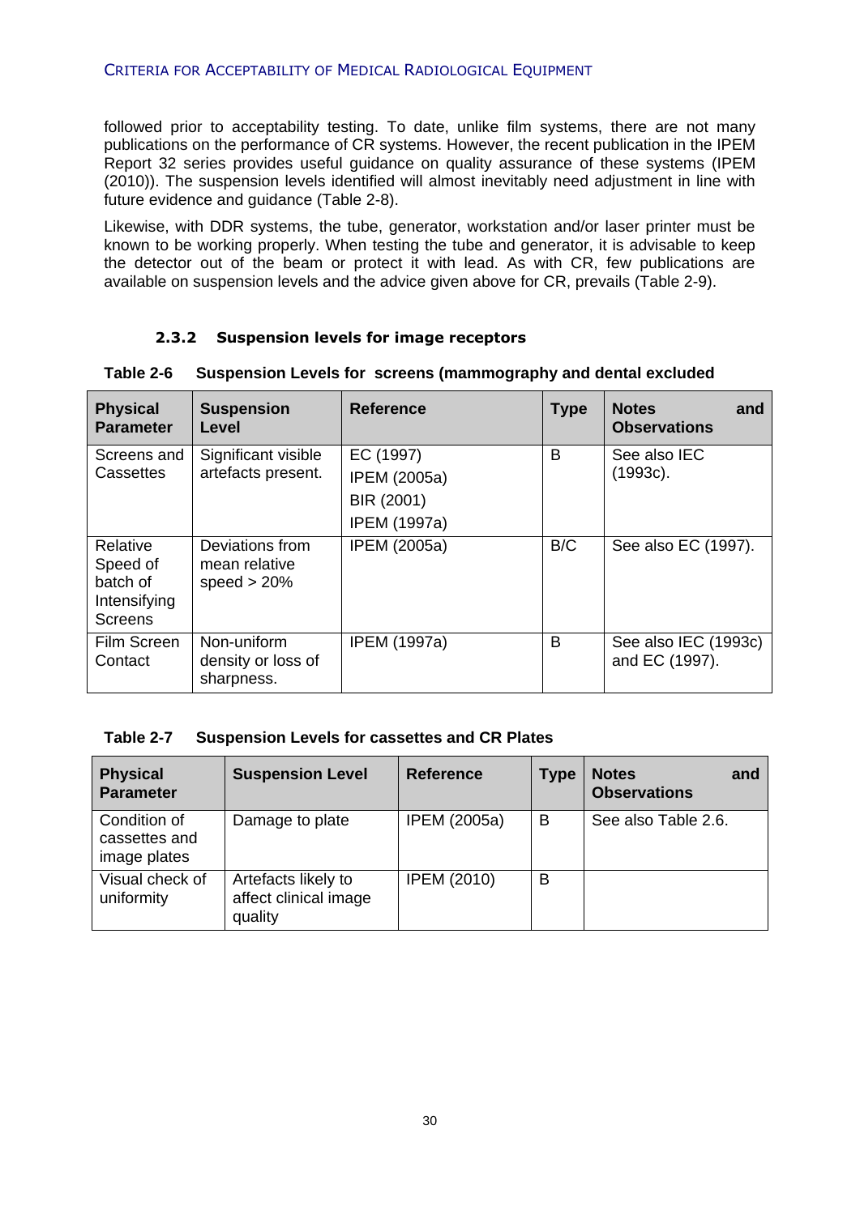followed prior to acceptability testing. To date, unlike film systems, there are not many publications on the performance of CR systems. However, the recent publication in the IPEM Report 32 series provides useful guidance on quality assurance of these systems (IPEM (2010)). The suspension levels identified will almost inevitably need adjustment in line with future evidence and guidance (Table 2-8).

Likewise, with DDR systems, the tube, generator, workstation and/or laser printer must be known to be working properly. When testing the tube and generator, it is advisable to keep the detector out of the beam or protect it with lead. As with CR, few publications are available on suspension levels and the advice given above for CR, prevails (Table 2-9).

### 2.3.2 Suspension levels for image receptors

**Table 2-6 Suspension Levels for screens (mammography and dental excluded**

| Physical Parameter | Suspension Level | Reference | Type | Notes and Observations |
|---|---|---|---|---|
| Screens and Cassettes | Significant visible artefacts present. | EC (1997)<br>IPEM (2005a)<br>BIR (2001)<br>IPEM (1997a) | B | See also IEC (1993c). |
| Relative Speed of batch of Intensifying Screens | Deviations from mean relative speed > 20% | IPEM (2005a) | B/C | See also EC (1997). |
| Film Screen Contact | Non-uniform density or loss of sharpness. | IPEM (1997a) | B | See also IEC (1993c) and EC (1997). |

**Table 2-7 Suspension Levels for cassettes and CR Plates**

| Physical Parameter | Suspension Level | Reference | Type | Notes and Observations |
|---|---|---|---|---|
| Condition of cassettes and image plates | Damage to plate | IPEM (2005a) | B | See also Table 2.6. |
| Visual check of uniformity | Artefacts likely to affect clinical image quality | IPEM (2010) | B | |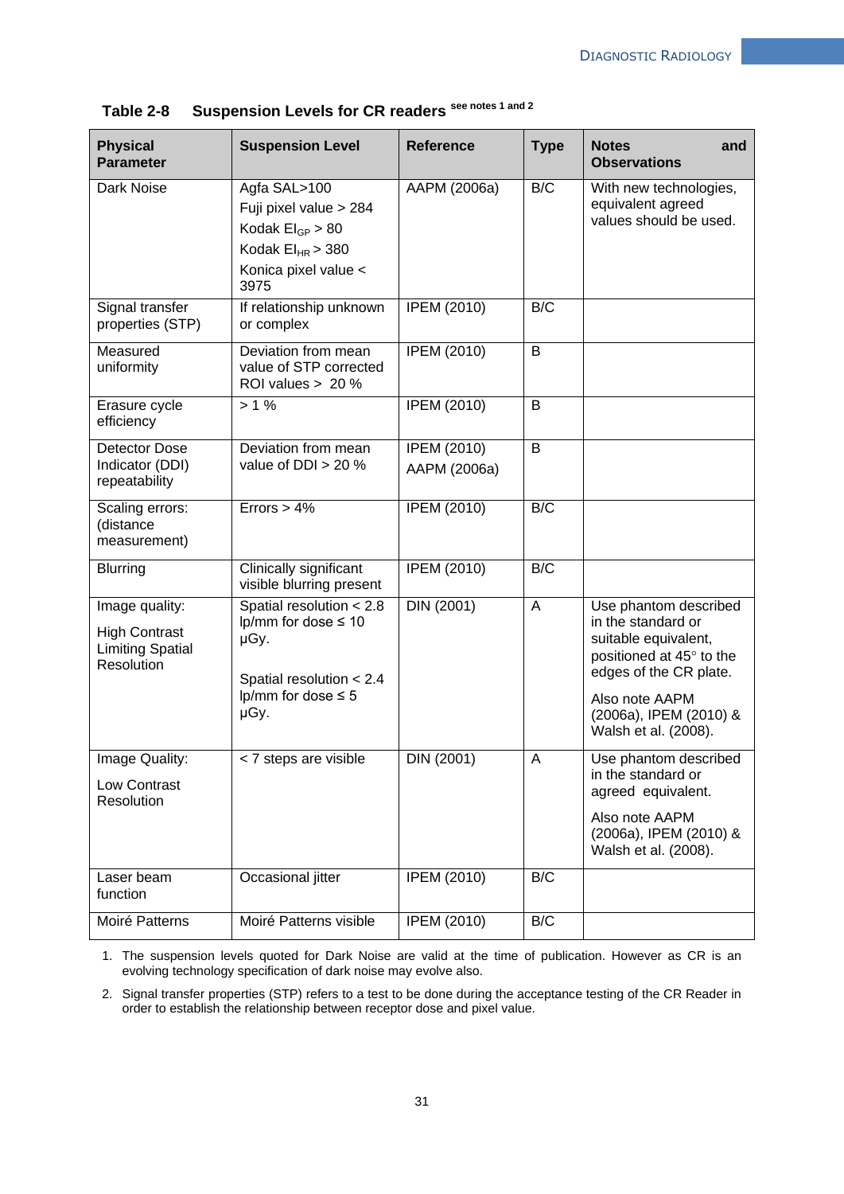**Table 2-8 Suspension Levels for CR readers** see notes 1 and 2

| Physical Parameter | Suspension Level | Reference | Type | Notes and Observations |
|---|---|---|---|---|
| Dark Noise | Agfa SAL>100<br>Fuji pixel value > 284<br>Kodak $EI_{GP}$ > 80<br>Kodak $EI_{HR}$ > 380<br>Konica pixel value < 3975 | AAPM (2006a) | B/C | With new technologies, equivalent agreed values should be used. |
| Signal transfer properties (STP) | If relationship unknown or complex | IPEM (2010) | B/C | |
| Measured uniformity | Deviation from mean value of STP corrected ROI values > 20 % | IPEM (2010) | B | |
| Erasure cycle efficiency | > 1 % | IPEM (2010) | B | |
| Detector Dose Indicator (DDI) repeatability | Deviation from mean value of DDI > 20 % | IPEM (2010)<br>AAPM (2006a) | B | |
| Scaling errors: (distance measurement) | Errors > 4% | IPEM (2010) | B/C | |
| Blurring | Clinically significant visible blurring present | IPEM (2010) | B/C | |
| Image quality:<br>High Contrast Limiting Spatial Resolution | Spatial resolution < 2.8 lp/mm for dose ≤ 10 µGy.<br><br>Spatial resolution < 2.4 lp/mm for dose ≤ 5 µGy. | DIN (2001) | A | Use phantom described in the standard or suitable equivalent, positioned at 45° to the edges of the CR plate.<br>Also note AAPM (2006a), IPEM (2010) & Walsh et al. (2008). |
| Image Quality:<br>Low Contrast Resolution | < 7 steps are visible | DIN (2001) | A | Use phantom described in the standard or agreed equivalent.<br>Also note AAPM (2006a), IPEM (2010) & Walsh et al. (2008). |
| Laser beam function | Occasional jitter | IPEM (2010) | B/C | |
| Moiré Patterns | Moiré Patterns visible | IPEM (2010) | B/C | |

1. The suspension levels quoted for Dark Noise are valid at the time of publication. However as CR is an evolving technology specification of dark noise may evolve also.
2. Signal transfer properties (STP) refers to a test to be done during the acceptance testing of the CR Reader in order to establish the relationship between receptor dose and pixel value.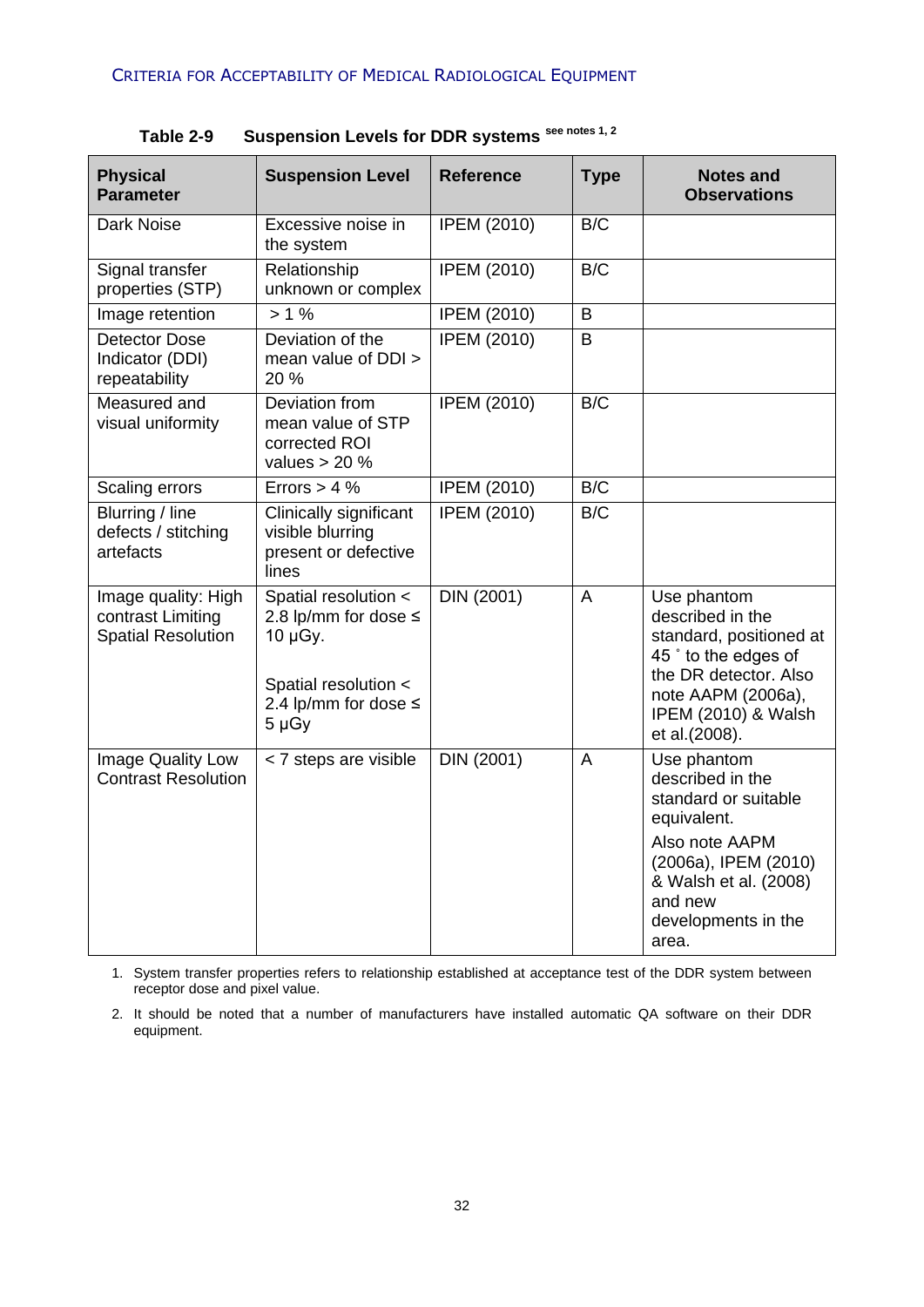**Table 2-9 Suspension Levels for DDR systems** see notes 1, 2

| Physical Parameter | Suspension Level | Reference | Type | Notes and Observations |
|---|---|---|---|---|
| Dark Noise | Excessive noise in the system | IPEM (2010) | B/C | |
| Signal transfer properties (STP) | Relationship unknown or complex | IPEM (2010) | B/C | |
| Image retention | > 1 % | IPEM (2010) | B | |
| Detector Dose Indicator (DDI) repeatability | Deviation of the mean value of DDI > 20 % | IPEM (2010) | B | |
| Measured and visual uniformity | Deviation from mean value of STP corrected ROI values > 20 % | IPEM (2010) | B/C | |
| Scaling errors | Errors > 4 % | IPEM (2010) | B/C | |
| Blurring / line defects / stitching artefacts | Clinically significant visible blurring present or defective lines | IPEM (2010) | B/C | |
| Image quality: High contrast Limiting Spatial Resolution | Spatial resolution < 2.8 lp/mm for dose ≤ 10 µGy.<br><br>Spatial resolution < 2.4 lp/mm for dose ≤ 5 µGy | DIN (2001) | A | Use phantom described in the standard, positioned at 45 ˚ to the edges of the DR detector. Also note AAPM (2006a), IPEM (2010) & Walsh et al.(2008). |
| Image Quality Low Contrast Resolution | < 7 steps are visible | DIN (2001) | A | Use phantom described in the standard or suitable equivalent.<br><br>Also note AAPM (2006a), IPEM (2010) & Walsh et al. (2008) and new developments in the area. |

1. System transfer properties refers to relationship established at acceptance test of the DDR system between receptor dose and pixel value.
2. It should be noted that a number of manufacturers have installed automatic QA software on their DDR equipment.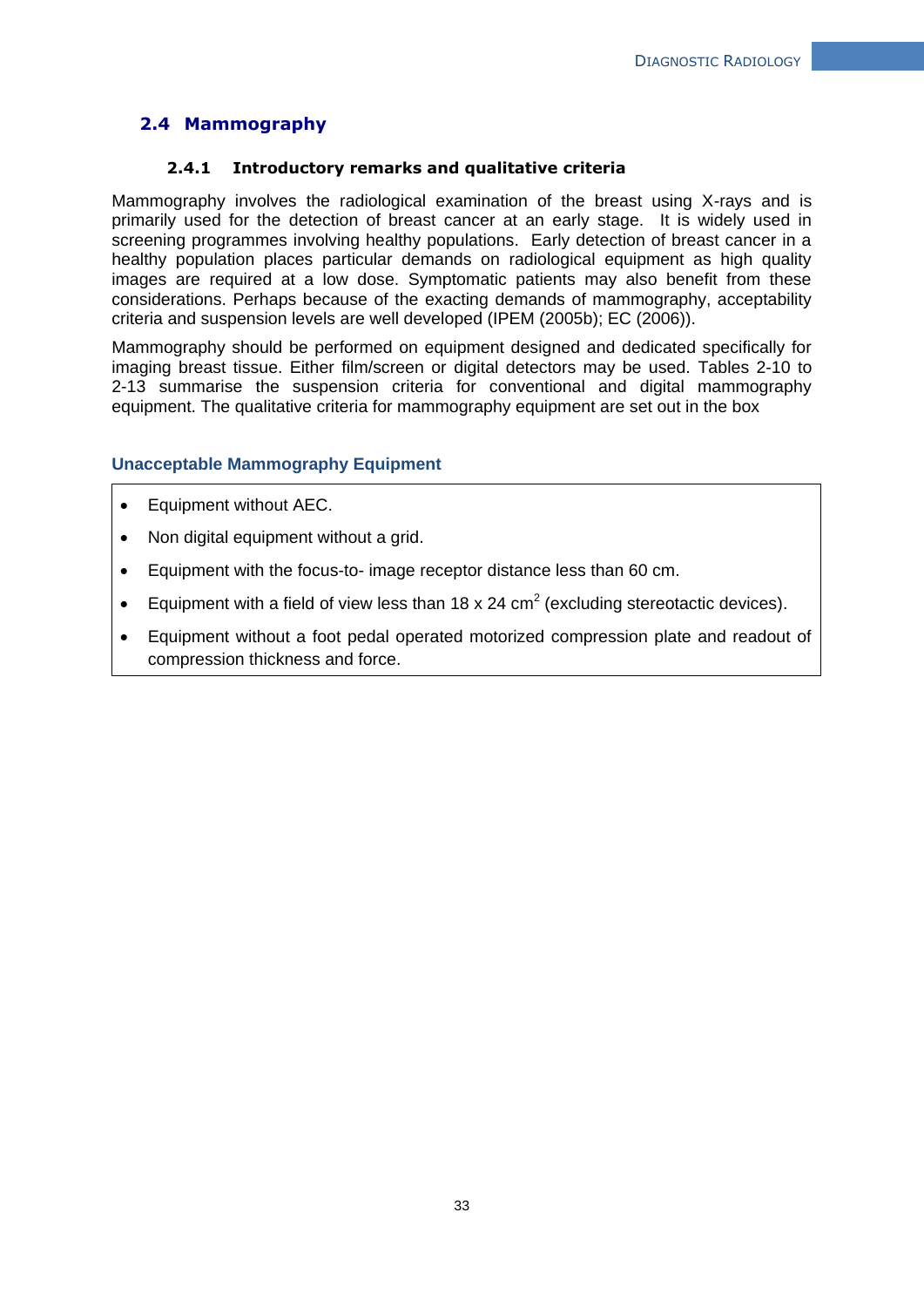## 2.4 Mammography

### 2.4.1 Introductory remarks and qualitative criteria

Mammography involves the radiological examination of the breast using X-rays and is primarily used for the detection of breast cancer at an early stage. It is widely used in screening programmes involving healthy populations. Early detection of breast cancer in a healthy population places particular demands on radiological equipment as high quality images are required at a low dose. Symptomatic patients may also benefit from these considerations. Perhaps because of the exacting demands of mammography, acceptability criteria and suspension levels are well developed (IPEM (2005b); EC (2006)).

Mammography should be performed on equipment designed and dedicated specifically for imaging breast tissue. Either film/screen or digital detectors may be used. Tables 2-10 to 2-13 summarise the suspension criteria for conventional and digital mammography equipment. The qualitative criteria for mammography equipment are set out in the box

**Unacceptable Mammography Equipment**

- Equipment without AEC.
- Non digital equipment without a grid.
- Equipment with the focus-to- image receptor distance less than 60 cm.
- Equipment with a field of view less than 18 x 24 $cm^2$ (excluding stereotactic devices).
- Equipment without a foot pedal operated motorized compression plate and readout of compression thickness and force.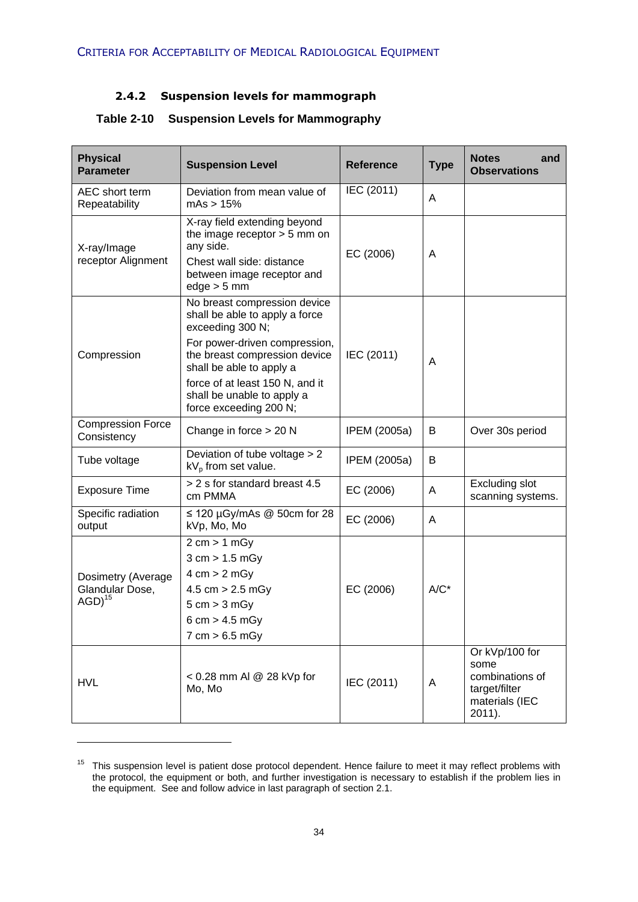### 2.4.2 Suspension levels for mammograph

**Table 2-10 Suspension Levels for Mammography**

| Physical Parameter | Suspension Level | Reference | Type | Notes and Observations |
|---|---|---|---|---|
| AEC short term Repeatability | Deviation from mean value of mAs > 15% | IEC (2011) | A | |
| X-ray/Image receptor Alignment | X-ray field extending beyond the image receptor > 5 mm on any side.<br>Chest wall side: distance between image receptor and edge > 5 mm | EC (2006) | A | |
| Compression | No breast compression device shall be able to apply a force exceeding 300 N;<br>For power-driven compression, the breast compression device shall be able to apply a<br>force of at least 150 N, and it shall be unable to apply a force exceeding 200 N; | IEC (2011) | A | |
| Compression Force Consistency | Change in force > 20 N | IPEM (2005a) | B | Over 30s period |
| Tube voltage | Deviation of tube voltage > 2 $kV_p$ from set value. | IPEM (2005a) | B | |
| Exposure Time | > 2 s for standard breast 4.5 cm PMMA | EC (2006) | A | Excluding slot scanning systems. |
| Specific radiation output | ≤ 120 µGy/mAs @ 50cm for 28 kVp, Mo, Mo | EC (2006) | A | |
| Dosimetry (Average Glandular Dose, AGD)[15] | 2 cm > 1 mGy<br>3 cm > 1.5 mGy<br>4 cm > 2 mGy<br>4.5 cm > 2.5 mGy<br>5 cm > 3 mGy<br>6 cm > 4.5 mGy<br>7 cm > 6.5 mGy | EC (2006) | A/C* | |
| HVL | < 0.28 mm Al @ 28 kVp for Mo, Mo | IEC (2011) | A | Or kVp/100 for some combinations of target/filter materials (IEC 2011). |

[15] This suspension level is patient dose protocol dependent. Hence failure to meet it may reflect problems with the protocol, the equipment or both, and further investigation is necessary to establish if the problem lies in the equipment. See and follow advice in last paragraph of section 2.1.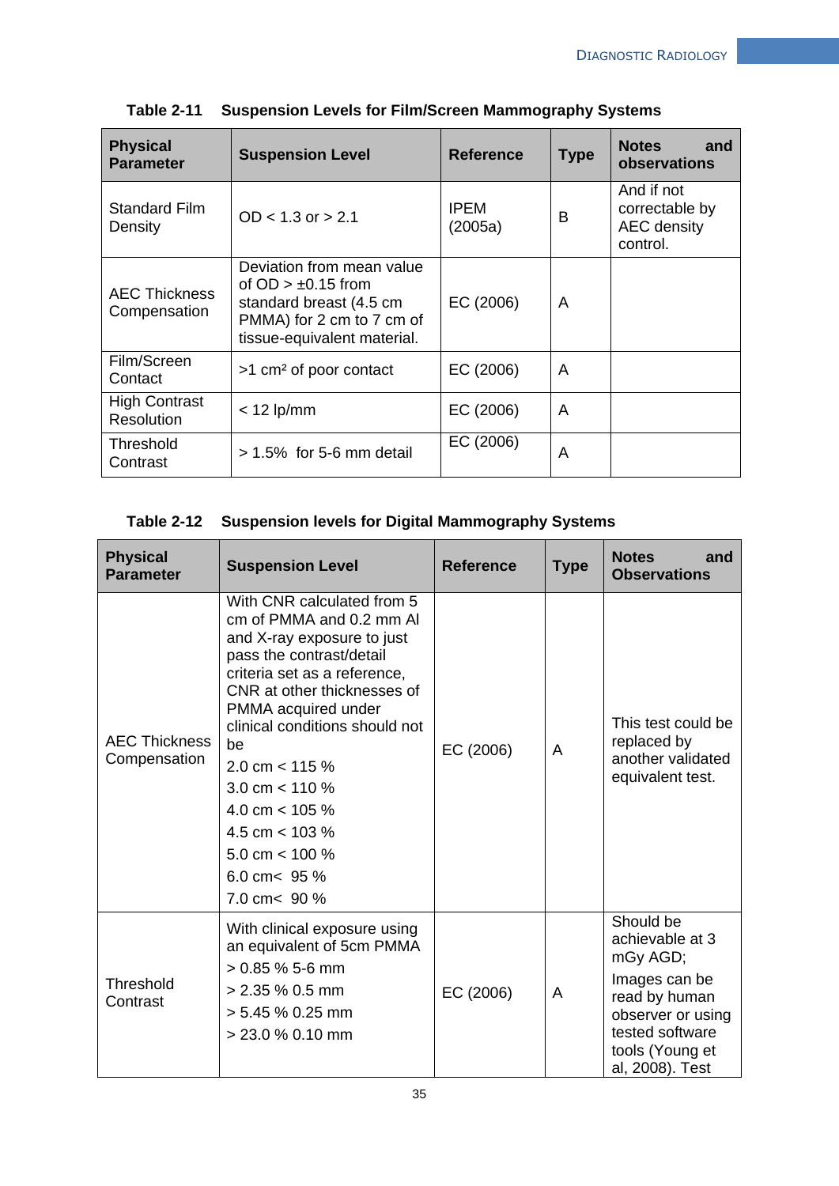**Table 2-11 Suspension Levels for Film/Screen Mammography Systems**

| Physical Parameter | Suspension Level | Reference | Type | Notes and observations |
|---|---|---|---|---|
| Standard Film Density | OD < 1.3 or > 2.1 | IPEM (2005a) | B | And if not correctable by AEC density control. |
| AEC Thickness Compensation | Deviation from mean value of OD > ±0.15 from standard breast (4.5 cm PMMA) for 2 cm to 7 cm of tissue-equivalent material. | EC (2006) | A | |
| Film/Screen Contact | >1 cm² of poor contact | EC (2006) | A | |
| High Contrast Resolution | < 12 lp/mm | EC (2006) | A | |
| Threshold Contrast | > 1.5% for 5-6 mm detail | EC (2006) | A | |

**Table 2-12 Suspension levels for Digital Mammography Systems**

| Physical Parameter | Suspension Level | Reference | Type | Notes and Observations |
|---|---|---|---|---|
| AEC Thickness Compensation | With CNR calculated from 5 cm of PMMA and 0.2 mm Al and X-ray exposure to just pass the contrast/detail criteria set as a reference, CNR at other thicknesses of PMMA acquired under clinical conditions should not be<br>2.0 cm < 115 %<br>3.0 cm < 110 %<br>4.0 cm < 105 %<br>4.5 cm < 103 %<br>5.0 cm < 100 %<br>6.0 cm< 95 %<br>7.0 cm< 90 % | EC (2006) | A | This test could be replaced by another validated equivalent test. |
| Threshold Contrast | With clinical exposure using an equivalent of 5cm PMMA<br>> 0.85 % 5-6 mm<br>> 2.35 % 0.5 mm<br>> 5.45 % 0.25 mm<br>> 23.0 % 0.10 mm | EC (2006) | A | Should be achievable at 3 mGy AGD;<br>Images can be read by human observer or using tested software tools (Young et al, 2008). Test |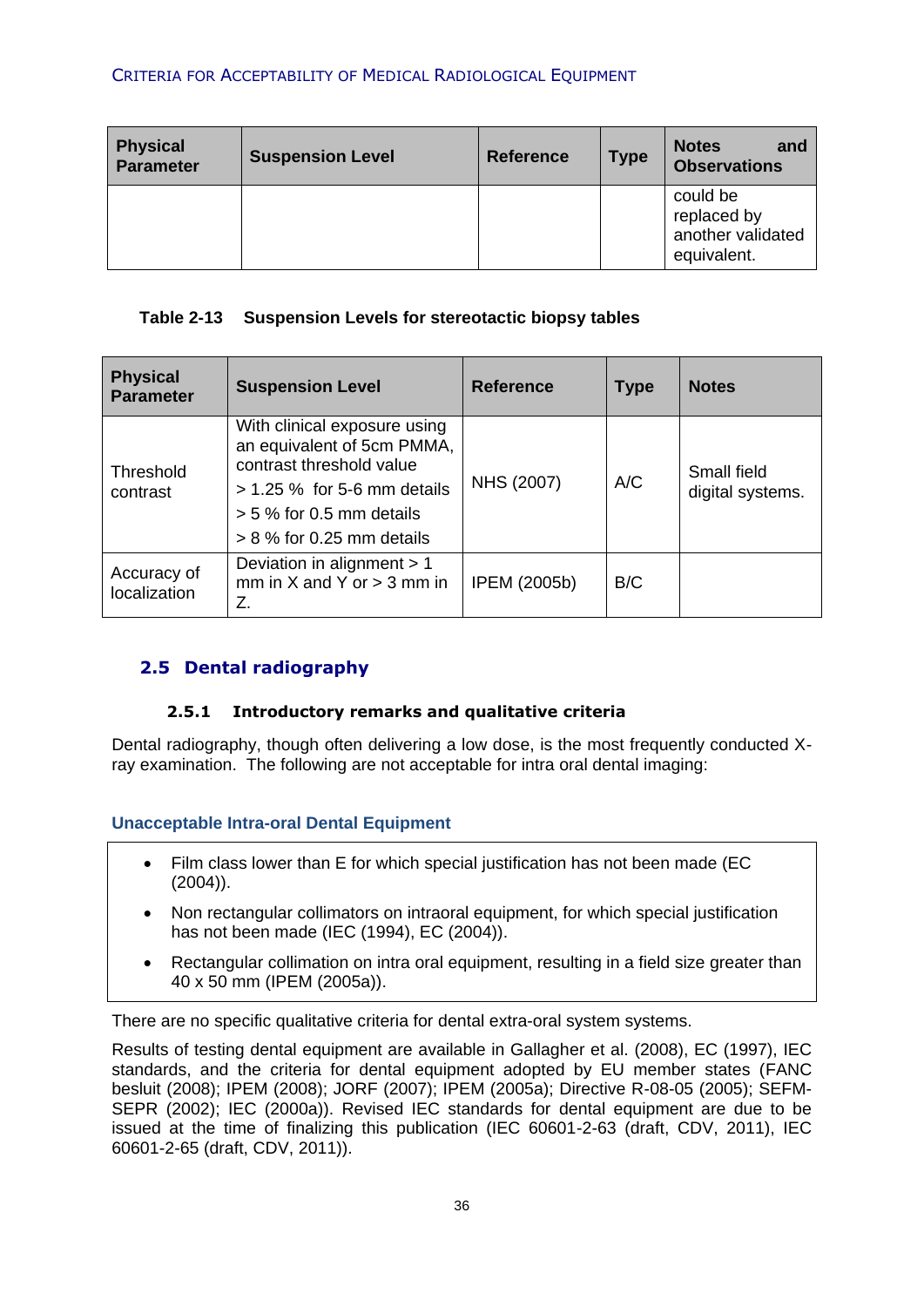| Physical Parameter | Suspension Level | Reference | Type | Notes and Observations |
|---|---|---|---|---|
| | | | | could be replaced by another validated equivalent. |

**Table 2-13 Suspension Levels for stereotactic biopsy tables**

| Physical Parameter | Suspension Level | Reference | Type | Notes |
|---|---|---|---|---|
| Threshold contrast | With clinical exposure using an equivalent of 5cm PMMA, contrast threshold value<br>> 1.25 % for 5-6 mm details<br>> 5 % for 0.5 mm details<br>> 8 % for 0.25 mm details | NHS (2007) | A/C | Small field digital systems. |
| Accuracy of localization | Deviation in alignment > 1 mm in X and Y or > 3 mm in Z. | IPEM (2005b) | B/C | |

## 2.5 Dental radiography

### 2.5.1 Introductory remarks and qualitative criteria

Dental radiography, though often delivering a low dose, is the most frequently conducted X-ray examination. The following are not acceptable for intra oral dental imaging:

#### Unacceptable Intra-oral Dental Equipment

- Film class lower than E for which special justification has not been made (EC (2004)).
- Non rectangular collimators on intraoral equipment, for which special justification has not been made (IEC (1994), EC (2004)).
- Rectangular collimation on intra oral equipment, resulting in a field size greater than 40 x 50 mm (IPEM (2005a)).

There are no specific qualitative criteria for dental extra-oral system systems.

Results of testing dental equipment are available in Gallagher et al. (2008), EC (1997), IEC standards, and the criteria for dental equipment adopted by EU member states (FANC besluit (2008); IPEM (2008); JORF (2007); IPEM (2005a); Directive R-08-05 (2005); SEFM-SEPR (2002); IEC (2000a)). Revised IEC standards for dental equipment are due to be issued at the time of finalizing this publication (IEC 60601-2-63 (draft, CDV, 2011), IEC 60601-2-65 (draft, CDV, 2011)).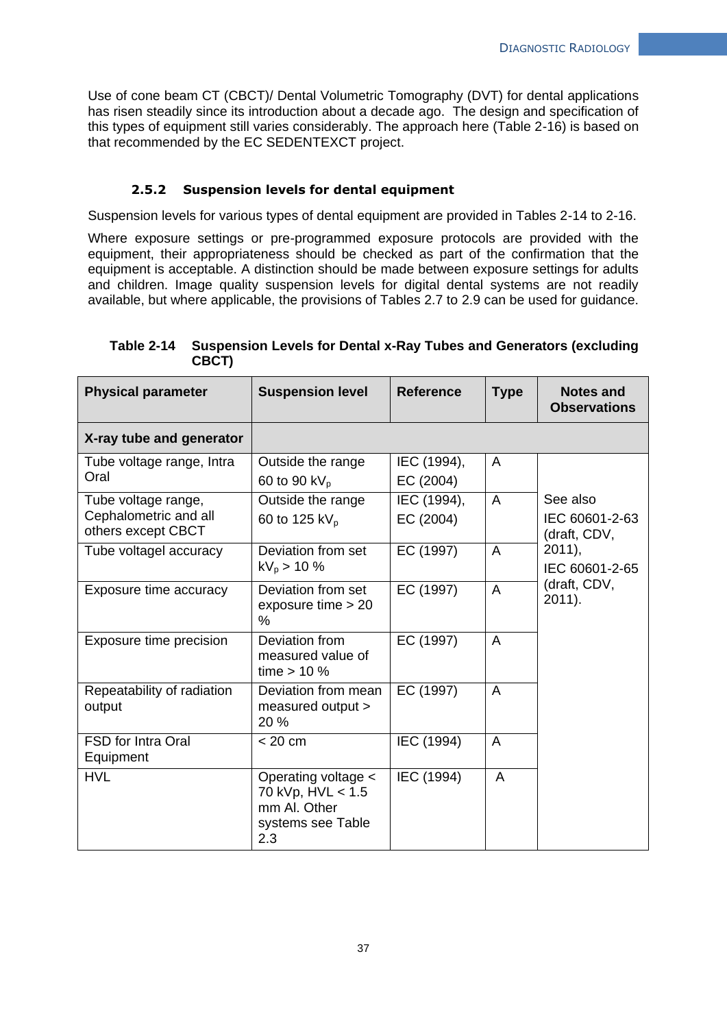Use of cone beam CT (CBCT)/ Dental Volumetric Tomography (DVT) for dental applications has risen steadily since its introduction about a decade ago. The design and specification of this types of equipment still varies considerably. The approach here (Table 2-16) is based on that recommended by the EC SEDENTEXCT project.

### 2.5.2 Suspension levels for dental equipment

Suspension levels for various types of dental equipment are provided in Tables 2-14 to 2-16.

Where exposure settings or pre-programmed exposure protocols are provided with the equipment, their appropriateness should be checked as part of the confirmation that the equipment is acceptable. A distinction should be made between exposure settings for adults and children. Image quality suspension levels for digital dental systems are not readily available, but where applicable, the provisions of Tables 2.7 to 2.9 can be used for guidance.

**Table 2-14 Suspension Levels for Dental x-Ray Tubes and Generators (excluding CBCT)**

| Physical parameter | Suspension level | Reference | Type | Notes and Observations |
|---|---|---|---|---|
| **X-ray tube and generator** | | | | |
| Tube voltage range, Intra Oral | Outside the range 60 to 90 $kV_p$ | IEC (1994), EC (2004) | A | See also IEC 60601-2-63 (draft, CDV, 2011), IEC 60601-2-65 (draft, CDV, 2011). |
| Tube voltage range, Cephalometric and all others except CBCT | Outside the range 60 to 125 $kV_p$ | IEC (1994), EC (2004) | A | |
| Tube voltagel accuracy | Deviation from set $kV_p$ > 10 % | EC (1997) | A | |
| Exposure time accuracy | Deviation from set exposure time > 20 % | EC (1997) | A | |
| Exposure time precision | Deviation from measured value of time > 10 % | EC (1997) | A | |
| Repeatability of radiation output | Deviation from mean measured output > 20 % | EC (1997) | A | |
| FSD for Intra Oral Equipment | < 20 cm | IEC (1994) | A | |
| HVL | Operating voltage < 70 kVp, HVL < 1.5 mm Al. Other systems see Table 2.3 | IEC (1994) | A | |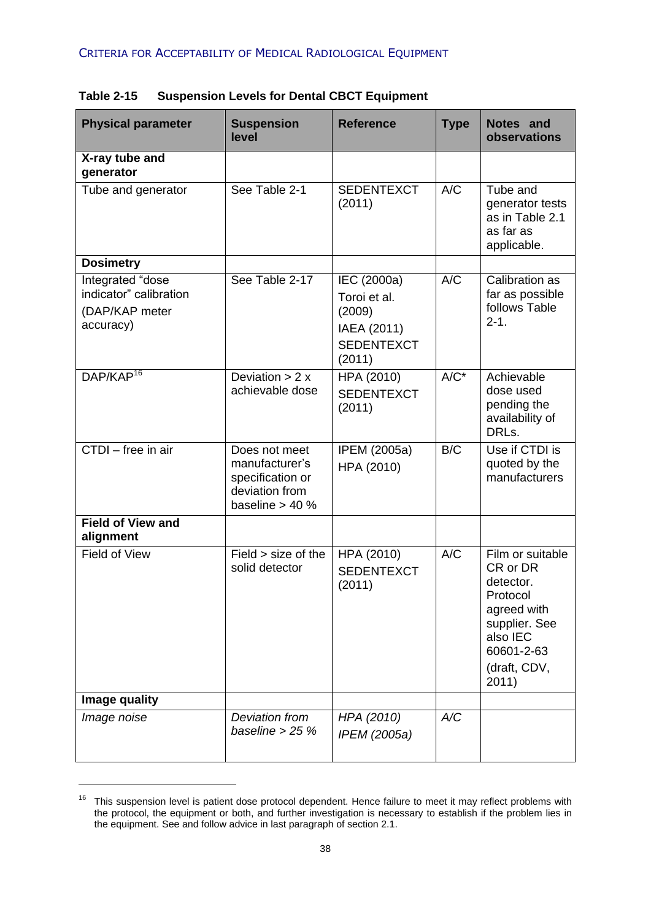**Table 2-15 Suspension Levels for Dental CBCT Equipment**

| Physical parameter | Suspension level | Reference | Type | Notes and observations |
|---|---|---|---|---|
| **X-ray tube and generator** | | | | |
| Tube and generator | See Table 2-1 | SEDENTEXCT (2011) | A/C | Tube and generator tests as in Table 2.1 as far as applicable. |
| **Dosimetry** | | | | |
| Integrated "dose indicator" calibration (DAP/KAP meter accuracy) | See Table 2-17 | IEC (2000a) Toroi et al. (2009) IAEA (2011) SEDENTEXCT (2011) | A/C | Calibration as far as possible follows Table 2-1. |
| DAP/KAP[16] | Deviation > 2 x achievable dose | HPA (2010) SEDENTEXCT (2011) | A/C* | Achievable dose used pending the availability of DRLs. |
| CTDI – free in air | Does not meet manufacturer's specification or deviation from baseline > 40 % | IPEM (2005a) HPA (2010) | B/C | Use if CTDI is quoted by the manufacturers |
| **Field of View and alignment** | | | | |
| Field of View | Field > size of the solid detector | HPA (2010) SEDENTEXCT (2011) | A/C | Film or suitable CR or DR detector. Protocol agreed with supplier. See also IEC 60601-2-63 (draft, CDV, 2011) |
| **Image quality** | | | | |
| *Image noise* | *Deviation from baseline > 25 %* | *HPA (2010) IPEM (2005a)* | *A/C* | |

[16] This suspension level is patient dose protocol dependent. Hence failure to meet it may reflect problems with the protocol, the equipment or both, and further investigation is necessary to establish if the problem lies in the equipment. See and follow advice in last paragraph of section 2.1.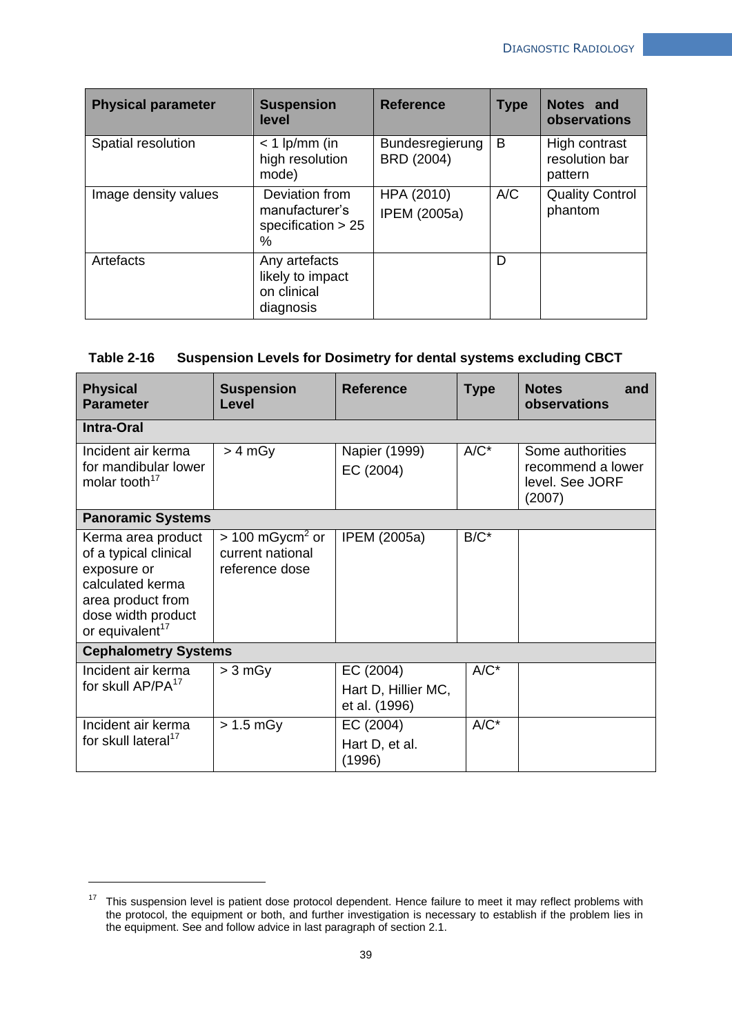| Physical parameter | Suspension level | Reference | Type | Notes and observations |
|---|---|---|---|---|
| Spatial resolution | < 1 lp/mm (in high resolution mode) | Bundesregierung BRD (2004) | B | High contrast resolution bar pattern |
| Image density values | Deviation from manufacturer's specification > 25 % | HPA (2010) IPEM (2005a) | A/C | Quality Control phantom |
| Artefacts | Any artefacts likely to impact on clinical diagnosis | | D | |

**Table 2-16 Suspension Levels for Dosimetry for dental systems excluding CBCT**

| Physical Parameter | Suspension Level | Reference | Type | Notes and observations |
|---|---|---|---|---|
| **Intra-Oral** | | | | |
| Incident air kerma for mandibular lower molar tooth[17] | > 4 mGy | Napier (1999) EC (2004) | A/C* | Some authorities recommend a lower level. See JORF (2007) |
| **Panoramic Systems** | | | | |
| Kerma area product of a typical clinical exposure or calculated kerma area product from dose width product or equivalent[17] | > 100 $mGycm^2$ or current national reference dose | IPEM (2005a) | B/C* | |
| **Cephalometry Systems** | | | | |
| Incident air kerma for skull AP/PA[17] | > 3 mGy | EC (2004) Hart D, Hillier MC, et al. (1996) | A/C* | |
| Incident air kerma for skull lateral[17] | > 1.5 mGy | EC (2004) Hart D, et al. (1996) | A/C* | |

[17] This suspension level is patient dose protocol dependent. Hence failure to meet it may reflect problems with the protocol, the equipment or both, and further investigation is necessary to establish if the problem lies in the equipment. See and follow advice in last paragraph of section 2.1.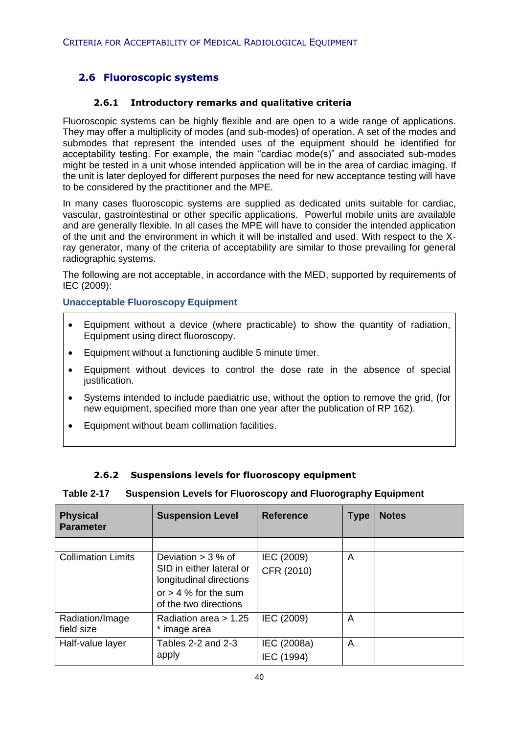## 2.6 Fluoroscopic systems

### 2.6.1 Introductory remarks and qualitative criteria

Fluoroscopic systems can be highly flexible and are open to a wide range of applications. They may offer a multiplicity of modes (and sub-modes) of operation. A set of the modes and submodes that represent the intended uses of the equipment should be identified for acceptability testing. For example, the main "cardiac mode(s)" and associated sub-modes might be tested in a unit whose intended application will be in the area of cardiac imaging. If the unit is later deployed for different purposes the need for new acceptance testing will have to be considered by the practitioner and the MPE.

In many cases fluoroscopic systems are supplied as dedicated units suitable for cardiac, vascular, gastrointestinal or other specific applications. Powerful mobile units are available and are generally flexible. In all cases the MPE will have to consider the intended application of the unit and the environment in which it will be installed and used. With respect to the X-ray generator, many of the criteria of acceptability are similar to those prevailing for general radiographic systems.

The following are not acceptable, in accordance with the MED, supported by requirements of IEC (2009):

**Unacceptable Fluoroscopy Equipment**

- Equipment without a device (where practicable) to show the quantity of radiation, Equipment using direct fluoroscopy.
- Equipment without a functioning audible 5 minute timer.
- Equipment without devices to control the dose rate in the absence of special justification.
- Systems intended to include paediatric use, without the option to remove the grid, (for new equipment, specified more than one year after the publication of RP 162).
- Equipment without beam collimation facilities.

### 2.6.2 Suspensions levels for fluoroscopy equipment

**Table 2-17 Suspension Levels for Fluoroscopy and Fluorography Equipment**

| Physical Parameter | Suspension Level | Reference | Type | Notes |
|---|---|---|---|---|
| | | | | |
| Collimation Limits | Deviation > 3 % of SID in either lateral or longitudinal directions or > 4 % for the sum of the two directions | IEC (2009) CFR (2010) | A | |
| Radiation/Image field size | Radiation area > 1.25 * image area | IEC (2009) | A | |
| Half-value layer | Tables 2-2 and 2-3 apply | IEC (2008a) IEC (1994) | A | |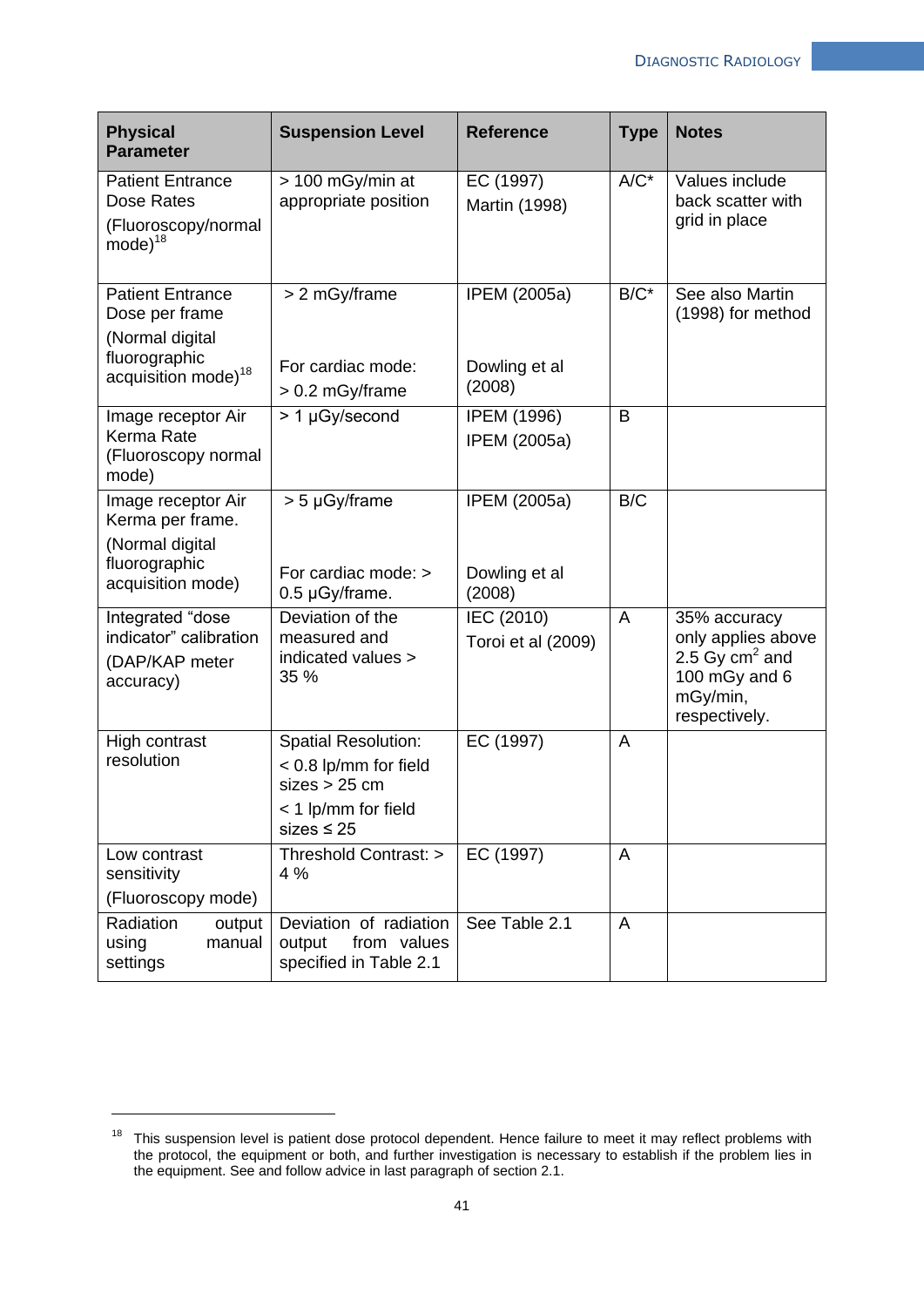| Physical Parameter | Suspension Level | Reference | Type | Notes |
|---|---|---|---|---|
| Patient Entrance Dose Rates (Fluoroscopy/normal mode)[18] | > 100 mGy/min at appropriate position | EC (1997) Martin (1998) | A/C* | Values include back scatter with grid in place |
| Patient Entrance Dose per frame (Normal digital fluorographic acquisition mode)[18] | > 2 mGy/frame<br><br>For cardiac mode: > 0.2 mGy/frame | IPEM (2005a)<br><br>Dowling et al (2008) | B/C* | See also Martin (1998) for method |
| Image receptor Air Kerma Rate (Fluoroscopy normal mode) | > 1 µGy/second | IPEM (1996) IPEM (2005a) | B | |
| Image receptor Air Kerma per frame. (Normal digital fluorographic acquisition mode) | > 5 µGy/frame<br><br>For cardiac mode: > 0.5 µGy/frame. | IPEM (2005a)<br><br>Dowling et al (2008) | B/C | |
| Integrated "dose indicator" calibration (DAP/KAP meter accuracy) | Deviation of the measured and indicated values > 35 % | IEC (2010) Toroi et al (2009) | A | 35% accuracy only applies above 2.5 Gy cm$^2$ and 100 mGy and 6 mGy/min, respectively. |
| High contrast resolution | Spatial Resolution: < 0.8 lp/mm for field sizes > 25 cm<br>< 1 lp/mm for field sizes ≤ 25 | EC (1997) | A | |
| Low contrast sensitivity (Fluoroscopy mode) | Threshold Contrast: > 4 % | EC (1997) | A | |
| Radiation output using manual settings | Deviation of radiation output from values specified in Table 2.1 | See Table 2.1 | A | |

[18] This suspension level is patient dose protocol dependent. Hence failure to meet it may reflect problems with the protocol, the equipment or both, and further investigation is necessary to establish if the problem lies in the equipment. See and follow advice in last paragraph of section 2.1.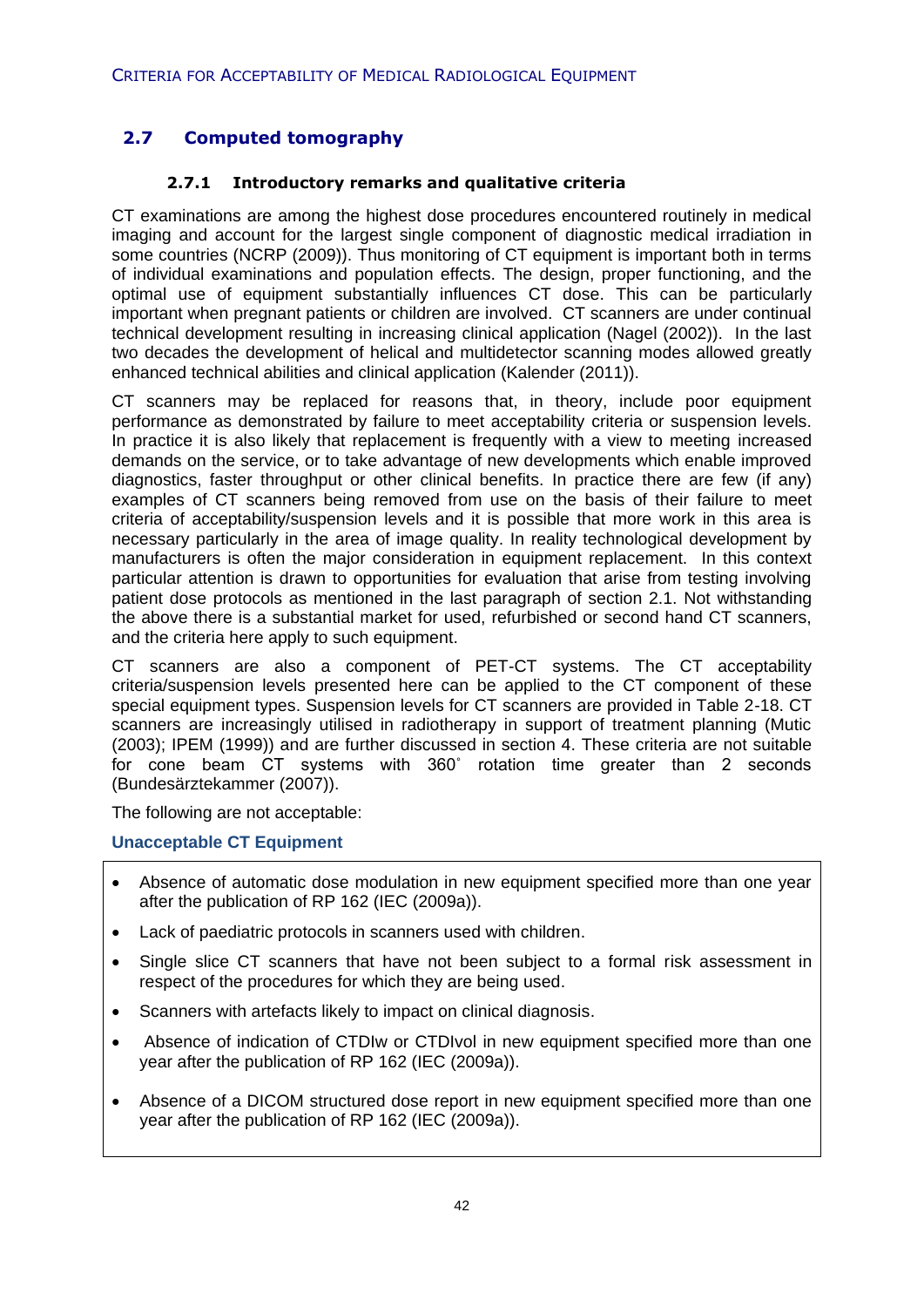## 2.7 Computed tomography

### 2.7.1 Introductory remarks and qualitative criteria

CT examinations are among the highest dose procedures encountered routinely in medical imaging and account for the largest single component of diagnostic medical irradiation in some countries (NCRP (2009)). Thus monitoring of CT equipment is important both in terms of individual examinations and population effects. The design, proper functioning, and the optimal use of equipment substantially influences CT dose. This can be particularly important when pregnant patients or children are involved. CT scanners are under continual technical development resulting in increasing clinical application (Nagel (2002)). In the last two decades the development of helical and multidetector scanning modes allowed greatly enhanced technical abilities and clinical application (Kalender (2011)).

CT scanners may be replaced for reasons that, in theory, include poor equipment performance as demonstrated by failure to meet acceptability criteria or suspension levels. In practice it is also likely that replacement is frequently with a view to meeting increased demands on the service, or to take advantage of new developments which enable improved diagnostics, faster throughput or other clinical benefits. In practice there are few (if any) examples of CT scanners being removed from use on the basis of their failure to meet criteria of acceptability/suspension levels and it is possible that more work in this area is necessary particularly in the area of image quality. In reality technological development by manufacturers is often the major consideration in equipment replacement. In this context particular attention is drawn to opportunities for evaluation that arise from testing involving patient dose protocols as mentioned in the last paragraph of section 2.1. Not withstanding the above there is a substantial market for used, refurbished or second hand CT scanners, and the criteria here apply to such equipment.

CT scanners are also a component of PET-CT systems. The CT acceptability criteria/suspension levels presented here can be applied to the CT component of these special equipment types. Suspension levels for CT scanners are provided in Table 2-18. CT scanners are increasingly utilised in radiotherapy in support of treatment planning (Mutic (2003); IPEM (1999)) and are further discussed in section 4. These criteria are not suitable for cone beam CT systems with 360° rotation time greater than 2 seconds (Bundesärztekammer (2007)).

The following are not acceptable:

**Unacceptable CT Equipment**

- Absence of automatic dose modulation in new equipment specified more than one year after the publication of RP 162 (IEC (2009a)).
- Lack of paediatric protocols in scanners used with children.
- Single slice CT scanners that have not been subject to a formal risk assessment in respect of the procedures for which they are being used.
- Scanners with artefacts likely to impact on clinical diagnosis.
- Absence of indication of CTDIw or CTDIvol in new equipment specified more than one year after the publication of RP 162 (IEC (2009a)).
- Absence of a DICOM structured dose report in new equipment specified more than one year after the publication of RP 162 (IEC (2009a)).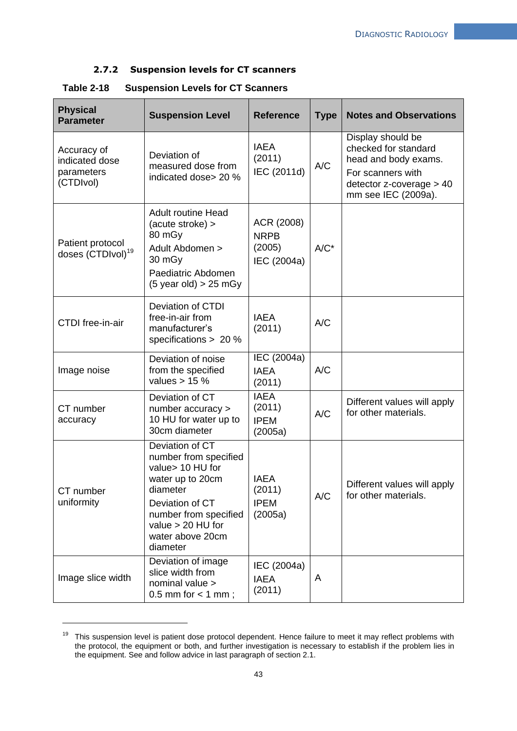### 2.7.2 Suspension levels for CT scanners

**Table 2-18 Suspension Levels for CT Scanners**

| Physical Parameter | Suspension Level | Reference | Type | Notes and Observations |
|---|---|---|---|---|
| Accuracy of indicated dose parameters (CTDIvol) | Deviation of measured dose from indicated dose> 20 % | IAEA (2011) IEC (2011d) | A/C | Display should be checked for standard head and body exams. For scanners with detector z-coverage > 40 mm see IEC (2009a). |
| Patient protocol doses (CTDIvol)[19] | Adult routine Head (acute stroke) > 80 mGy Adult Abdomen > 30 mGy Paediatric Abdomen (5 year old) > 25 mGy | ACR (2008) NRPB (2005) IEC (2004a) | A/C* | |
| CTDI free-in-air | Deviation of CTDI free-in-air from manufacturer's specifications > 20 % | IAEA (2011) | A/C | |
| Image noise | Deviation of noise from the specified values > 15 % | IEC (2004a) IAEA (2011) | A/C | |
| CT number accuracy | Deviation of CT number accuracy > 10 HU for water up to 30cm diameter | IAEA (2011) IPEM (2005a) | A/C | Different values will apply for other materials. |
| CT number uniformity | Deviation of CT number from specified value> 10 HU for water up to 20cm diameter Deviation of CT number from specified value > 20 HU for water above 20cm diameter | IAEA (2011) IPEM (2005a) | A/C | Different values will apply for other materials. |
| Image slice width | Deviation of image slice width from nominal value > 0.5 mm for < 1 mm ; | IEC (2004a) IAEA (2011) | A | |

[19] This suspension level is patient dose protocol dependent. Hence failure to meet it may reflect problems with the protocol, the equipment or both, and further investigation is necessary to establish if the problem lies in the equipment. See and follow advice in last paragraph of section 2.1.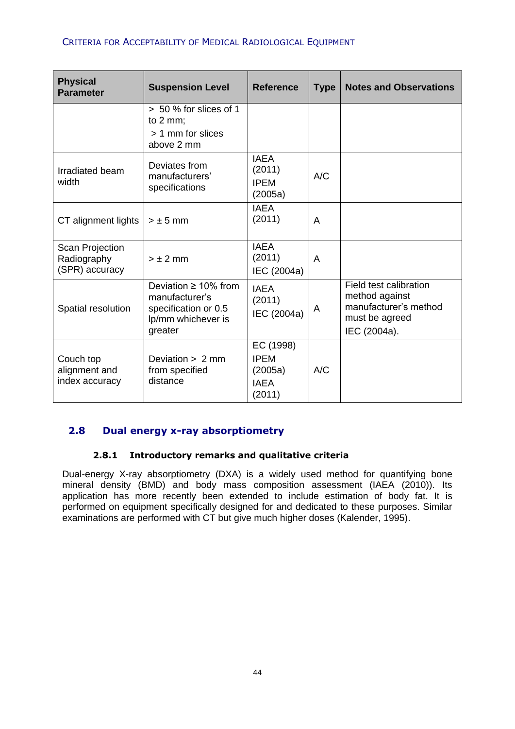| Physical Parameter | Suspension Level | Reference | Type | Notes and Observations |
|---|---|---|---|---|
| | > 50 % for slices of 1 to 2 mm; > 1 mm for slices above 2 mm | | | |
| Irradiated beam width | Deviates from manufacturers' specifications | IAEA (2011) IPEM (2005a) | A/C | |
| CT alignment lights | > ± 5 mm | IAEA (2011) | A | |
| Scan Projection Radiography (SPR) accuracy | > ± 2 mm | IAEA (2011) IEC (2004a) | A | |
| Spatial resolution | Deviation ≥ 10% from manufacturer's specification or 0.5 lp/mm whichever is greater | IAEA (2011) IEC (2004a) | A | Field test calibration method against manufacturer's method must be agreed IEC (2004a). |
| Couch top alignment and index accuracy | Deviation > 2 mm from specified distance | EC (1998) IPEM (2005a) IAEA (2011) | A/C | |

## 2.8 Dual energy x-ray absorptiometry

### 2.8.1 Introductory remarks and qualitative criteria

Dual-energy X-ray absorptiometry (DXA) is a widely used method for quantifying bone mineral density (BMD) and body mass composition assessment (IAEA (2010)). Its application has more recently been extended to include estimation of body fat. It is performed on equipment specifically designed for and dedicated to these purposes. Similar examinations are performed with CT but give much higher doses (Kalender, 1995).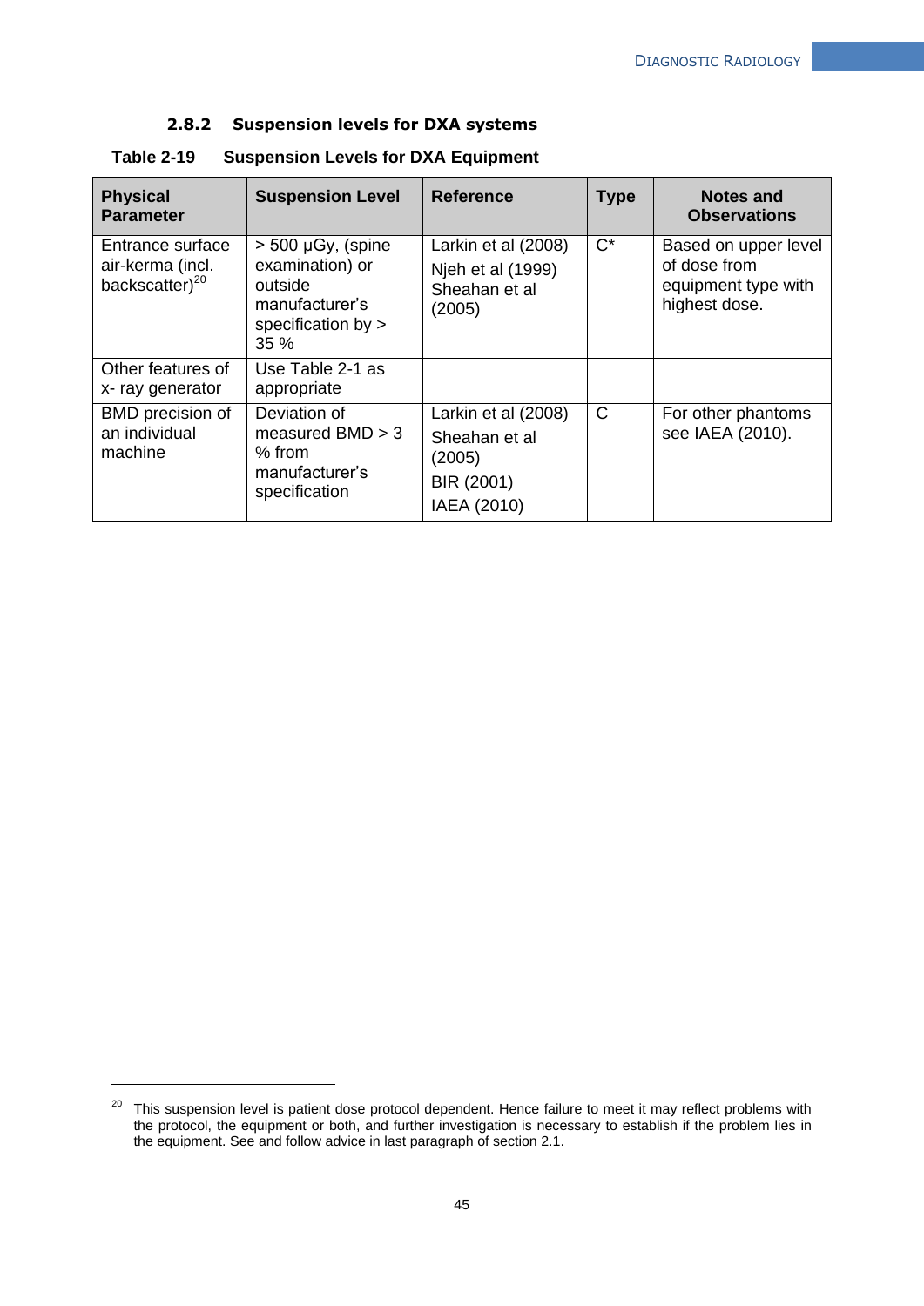### 2.8.2 Suspension levels for DXA systems

**Table 2-19 Suspension Levels for DXA Equipment**

| Physical Parameter | Suspension Level | Reference | Type | Notes and Observations |
|---|---|---|---|---|
| Entrance surface air-kerma (incl. backscatter)[20] | > 500 μGy, (spine examination) or outside manufacturer's specification by > 35 % | Larkin et al (2008)<br>Njeh et al (1999)<br>Sheahan et al (2005) | C* | Based on upper level of dose from equipment type with highest dose. |
| Other features of x- ray generator | Use Table 2-1 as appropriate | | | |
| BMD precision of an individual machine | Deviation of measured BMD > 3 % from manufacturer's specification | Larkin et al (2008)<br>Sheahan et al (2005)<br>BIR (2001)<br>IAEA (2010) | C | For other phantoms see IAEA (2010). |

[20] This suspension level is patient dose protocol dependent. Hence failure to meet it may reflect problems with the protocol, the equipment or both, and further investigation is necessary to establish if the problem lies in the equipment. See and follow advice in last paragraph of section 2.1.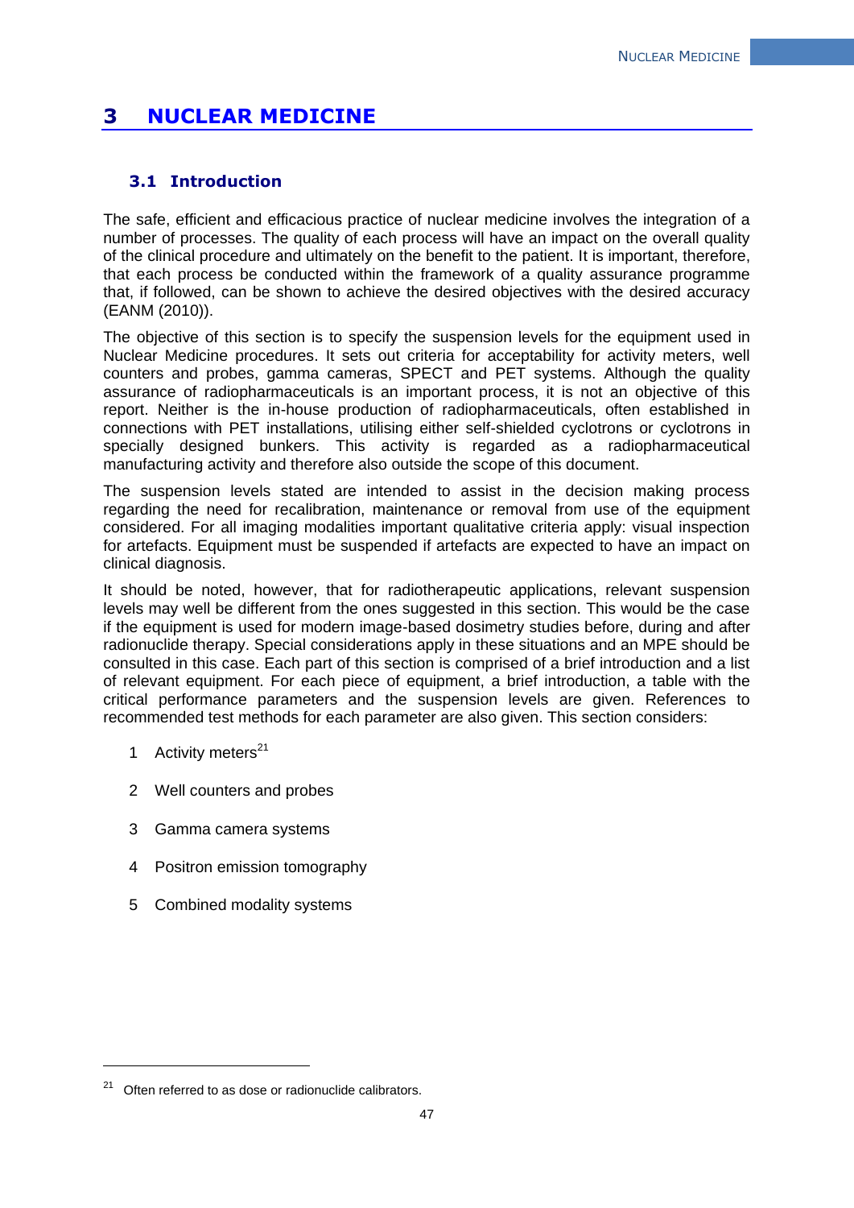# 3 NUCLEAR MEDICINE

## 3.1 Introduction

The safe, efficient and efficacious practice of nuclear medicine involves the integration of a number of processes. The quality of each process will have an impact on the overall quality of the clinical procedure and ultimately on the benefit to the patient. It is important, therefore, that each process be conducted within the framework of a quality assurance programme that, if followed, can be shown to achieve the desired objectives with the desired accuracy (EANM (2010)).

The objective of this section is to specify the suspension levels for the equipment used in Nuclear Medicine procedures. It sets out criteria for acceptability for activity meters, well counters and probes, gamma cameras, SPECT and PET systems. Although the quality assurance of radiopharmaceuticals is an important process, it is not an objective of this report. Neither is the in-house production of radiopharmaceuticals, often established in connections with PET installations, utilising either self-shielded cyclotrons or cyclotrons in specially designed bunkers. This activity is regarded as a radiopharmaceutical manufacturing activity and therefore also outside the scope of this document.

The suspension levels stated are intended to assist in the decision making process regarding the need for recalibration, maintenance or removal from use of the equipment considered. For all imaging modalities important qualitative criteria apply: visual inspection for artefacts. Equipment must be suspended if artefacts are expected to have an impact on clinical diagnosis.

It should be noted, however, that for radiotherapeutic applications, relevant suspension levels may well be different from the ones suggested in this section. This would be the case if the equipment is used for modern image-based dosimetry studies before, during and after radionuclide therapy. Special considerations apply in these situations and an MPE should be consulted in this case. Each part of this section is comprised of a brief introduction and a list of relevant equipment. For each piece of equipment, a brief introduction, a table with the critical performance parameters and the suspension levels are given. References to recommended test methods for each parameter are also given. This section considers:

1. Activity meters[21]
2. Well counters and probes
3. Gamma camera systems
4. Positron emission tomography
5. Combined modality systems

[21] Often referred to as dose or radionuclide calibrators.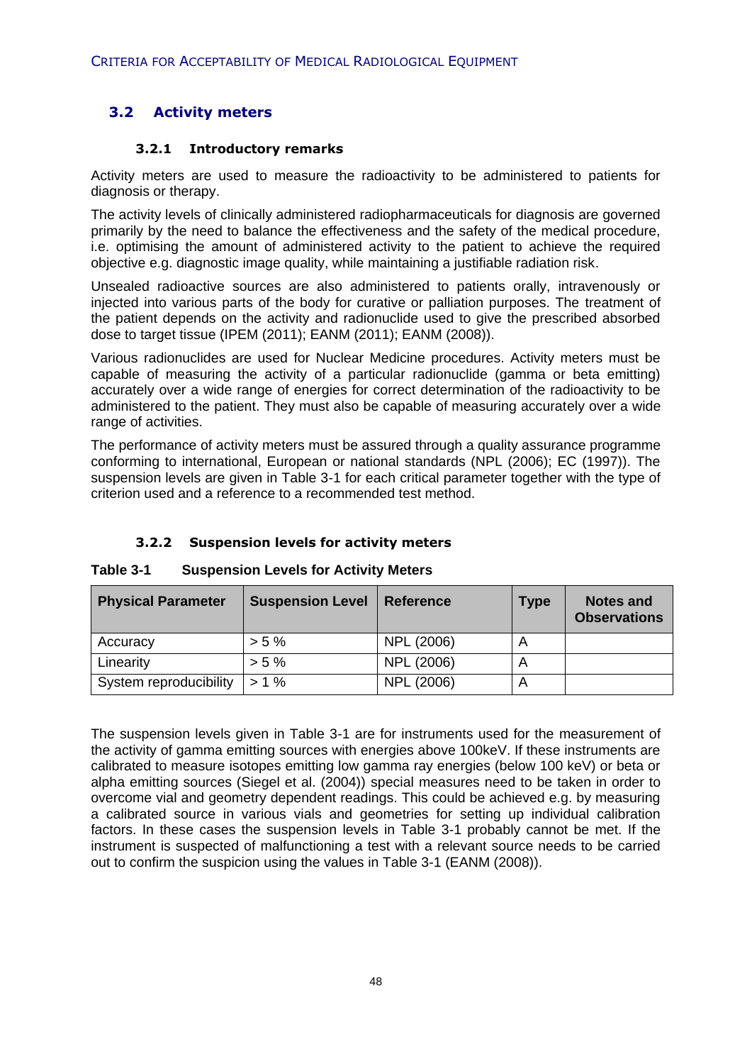## 3.2 Activity meters

### 3.2.1 Introductory remarks

Activity meters are used to measure the radioactivity to be administered to patients for diagnosis or therapy.

The activity levels of clinically administered radiopharmaceuticals for diagnosis are governed primarily by the need to balance the effectiveness and the safety of the medical procedure, i.e. optimising the amount of administered activity to the patient to achieve the required objective e.g. diagnostic image quality, while maintaining a justifiable radiation risk.

Unsealed radioactive sources are also administered to patients orally, intravenously or injected into various parts of the body for curative or palliation purposes. The treatment of the patient depends on the activity and radionuclide used to give the prescribed absorbed dose to target tissue (IPEM (2011); EANM (2011); EANM (2008)).

Various radionuclides are used for Nuclear Medicine procedures. Activity meters must be capable of measuring the activity of a particular radionuclide (gamma or beta emitting) accurately over a wide range of energies for correct determination of the radioactivity to be administered to the patient. They must also be capable of measuring accurately over a wide range of activities.

The performance of activity meters must be assured through a quality assurance programme conforming to international, European or national standards (NPL (2006); EC (1997)). The suspension levels are given in Table 3-1 for each critical parameter together with the type of criterion used and a reference to a recommended test method.

### 3.2.2 Suspension levels for activity meters

**Table 3-1 Suspension Levels for Activity Meters**

| Physical Parameter | Suspension Level | Reference | Type | Notes and Observations |
|---|---|---|---|---|
| Accuracy | > 5 % | NPL (2006) | A | |
| Linearity | > 5 % | NPL (2006) | A | |
| System reproducibility | > 1 % | NPL (2006) | A | |

The suspension levels given in Table 3-1 are for instruments used for the measurement of the activity of gamma emitting sources with energies above 100keV. If these instruments are calibrated to measure isotopes emitting low gamma ray energies (below 100 keV) or beta or alpha emitting sources (Siegel et al. (2004)) special measures need to be taken in order to overcome vial and geometry dependent readings. This could be achieved e.g. by measuring a calibrated source in various vials and geometries for setting up individual calibration factors. In these cases the suspension levels in Table 3-1 probably cannot be met. If the instrument is suspected of malfunctioning a test with a relevant source needs to be carried out to confirm the suspicion using the values in Table 3-1 (EANM (2008)).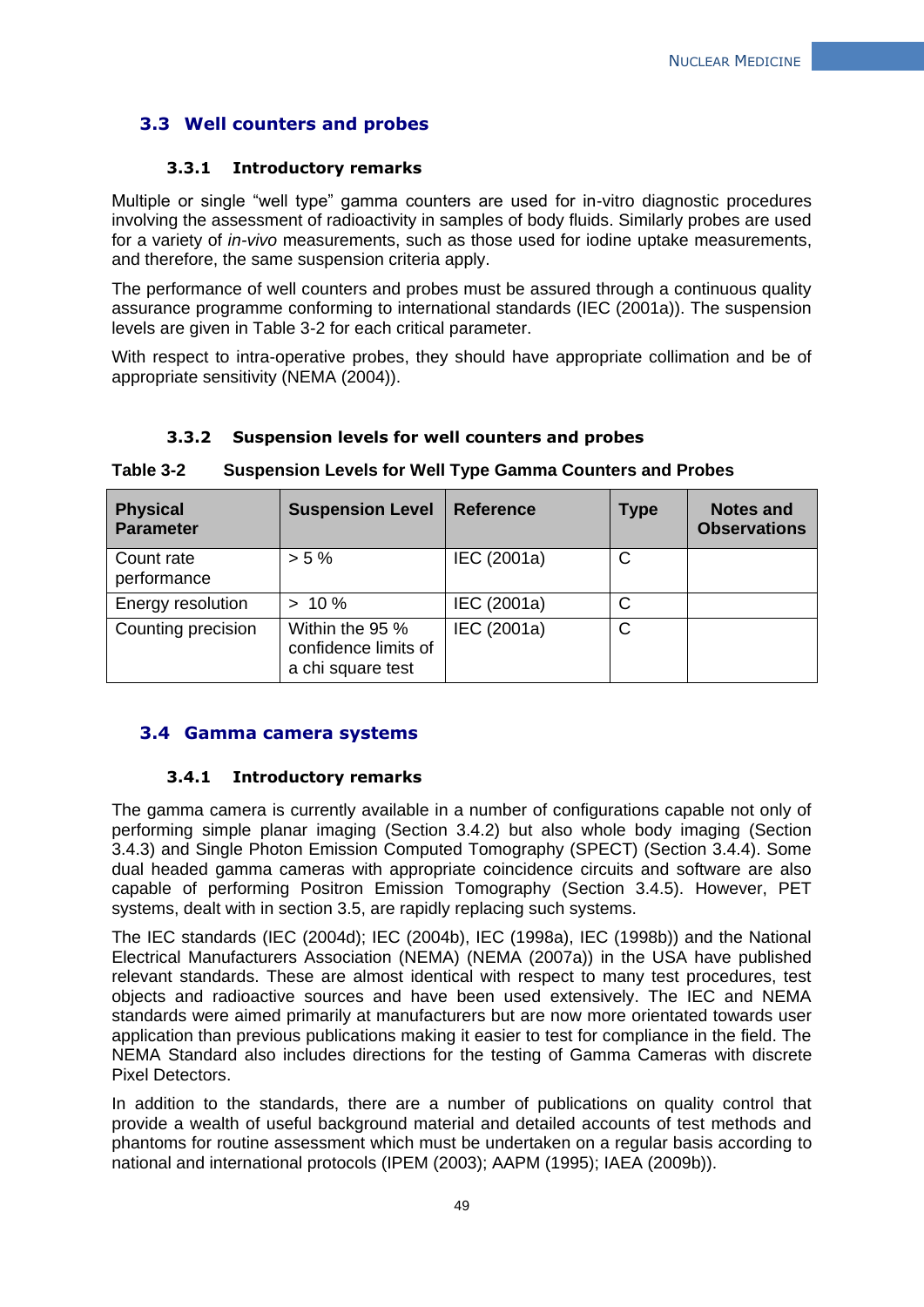## 3.3 Well counters and probes

### 3.3.1 Introductory remarks

Multiple or single “well type” gamma counters are used for in-vitro diagnostic procedures involving the assessment of radioactivity in samples of body fluids. Similarly probes are used for a variety of *in-vivo* measurements, such as those used for iodine uptake measurements, and therefore, the same suspension criteria apply.

The performance of well counters and probes must be assured through a continuous quality assurance programme conforming to international standards (IEC (2001a)). The suspension levels are given in Table 3-2 for each critical parameter.

With respect to intra-operative probes, they should have appropriate collimation and be of appropriate sensitivity (NEMA (2004)).

### 3.3.2 Suspension levels for well counters and probes

**Table 3-2 Suspension Levels for Well Type Gamma Counters and Probes**

| Physical Parameter | Suspension Level | Reference | Type | Notes and Observations |
|---|---|---|---|---|
| Count rate performance | > 5 % | IEC (2001a) | C | |
| Energy resolution | > 10 % | IEC (2001a) | C | |
| Counting precision | Within the 95 % confidence limits of a chi square test | IEC (2001a) | C | |

## 3.4 Gamma camera systems

### 3.4.1 Introductory remarks

The gamma camera is currently available in a number of configurations capable not only of performing simple planar imaging (Section 3.4.2) but also whole body imaging (Section 3.4.3) and Single Photon Emission Computed Tomography (SPECT) (Section 3.4.4). Some dual headed gamma cameras with appropriate coincidence circuits and software are also capable of performing Positron Emission Tomography (Section 3.4.5). However, PET systems, dealt with in section 3.5, are rapidly replacing such systems.

The IEC standards (IEC (2004d); IEC (2004b), IEC (1998a), IEC (1998b)) and the National Electrical Manufacturers Association (NEMA) (NEMA (2007a)) in the USA have published relevant standards. These are almost identical with respect to many test procedures, test objects and radioactive sources and have been used extensively. The IEC and NEMA standards were aimed primarily at manufacturers but are now more orientated towards user application than previous publications making it easier to test for compliance in the field. The NEMA Standard also includes directions for the testing of Gamma Cameras with discrete Pixel Detectors.

In addition to the standards, there are a number of publications on quality control that provide a wealth of useful background material and detailed accounts of test methods and phantoms for routine assessment which must be undertaken on a regular basis according to national and international protocols (IPEM (2003); AAPM (1995); IAEA (2009b)).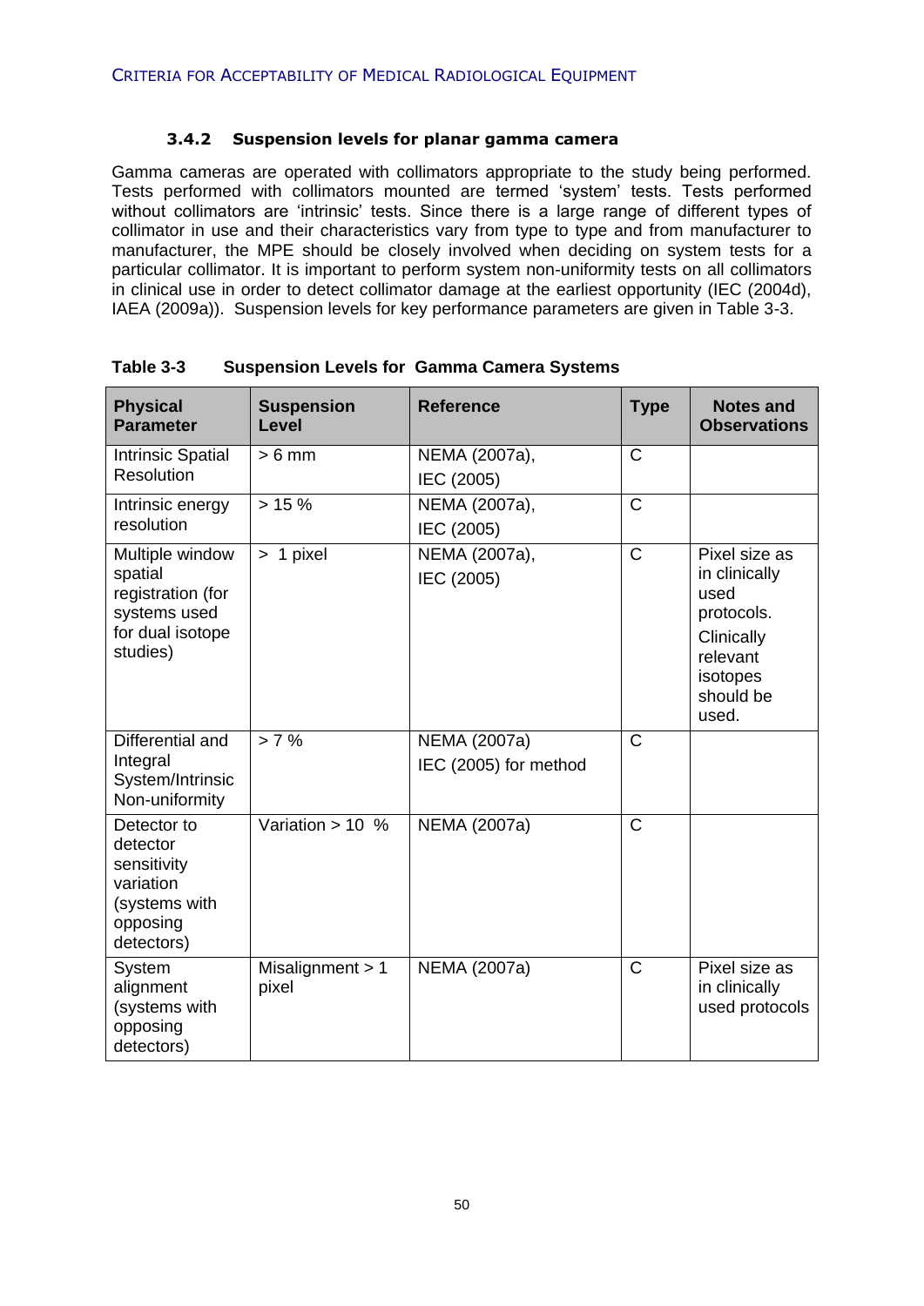### 3.4.2 Suspension levels for planar gamma camera

Gamma cameras are operated with collimators appropriate to the study being performed. Tests performed with collimators mounted are termed 'system' tests. Tests performed without collimators are 'intrinsic' tests. Since there is a large range of different types of collimator in use and their characteristics vary from type to type and from manufacturer to manufacturer, the MPE should be closely involved when deciding on system tests for a particular collimator. It is important to perform system non-uniformity tests on all collimators in clinical use in order to detect collimator damage at the earliest opportunity (IEC (2004d), IAEA (2009a)). Suspension levels for key performance parameters are given in Table 3-3.

**Table 3-3 Suspension Levels for Gamma Camera Systems**

| Physical Parameter | Suspension Level | Reference | Type | Notes and Observations |
|---|---|---|---|---|
| Intrinsic Spatial Resolution | > 6 mm | NEMA (2007a), IEC (2005) | C | |
| Intrinsic energy resolution | > 15 % | NEMA (2007a), IEC (2005) | C | |
| Multiple window spatial registration (for systems used for dual isotope studies) | > 1 pixel | NEMA (2007a), IEC (2005) | C | Pixel size as in clinically used protocols. Clinically relevant isotopes should be used. |
| Differential and Integral System/Intrinsic Non-uniformity | > 7 % | NEMA (2007a) IEC (2005) for method | C | |
| Detector to detector sensitivity variation (systems with opposing detectors) | Variation > 10 % | NEMA (2007a) | C | |
| System alignment (systems with opposing detectors) | Misalignment > 1 pixel | NEMA (2007a) | C | Pixel size as in clinically used protocols |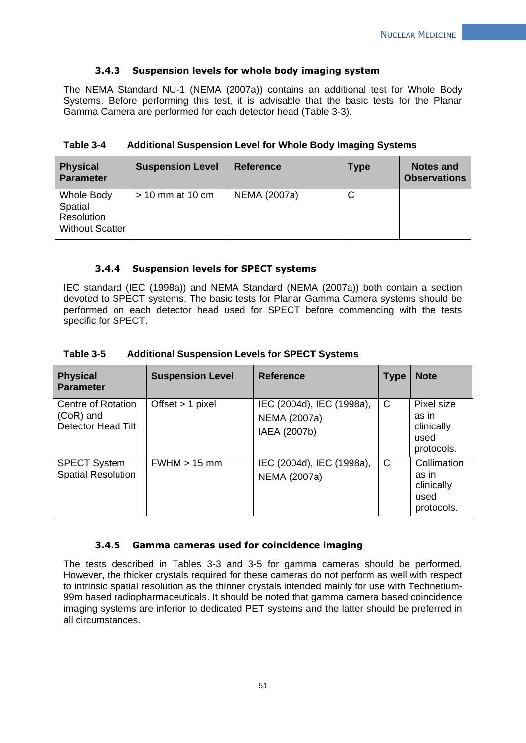### 3.4.3 Suspension levels for whole body imaging system

The NEMA Standard NU-1 (NEMA (2007a)) contains an additional test for Whole Body Systems. Before performing this test, it is advisable that the basic tests for the Planar Gamma Camera are performed for each detector head (Table 3-3).

**Table 3-4 Additional Suspension Level for Whole Body Imaging Systems**

| Physical Parameter | Suspension Level | Reference | Type | Notes and Observations |
|---|---|---|---|---|
| Whole Body Spatial Resolution Without Scatter | > 10 mm at 10 cm | NEMA (2007a) | C | |

### 3.4.4 Suspension levels for SPECT systems

IEC standard (IEC (1998a)) and NEMA Standard (NEMA (2007a)) both contain a section devoted to SPECT systems. The basic tests for Planar Gamma Camera systems should be performed on each detector head used for SPECT before commencing with the tests specific for SPECT.

**Table 3-5 Additional Suspension Levels for SPECT Systems**

| Physical Parameter | Suspension Level | Reference | Type | Note |
|---|---|---|---|---|
| Centre of Rotation (CoR) and Detector Head Tilt | Offset > 1 pixel | IEC (2004d), IEC (1998a), NEMA (2007a) IAEA (2007b) | C | Pixel size as in clinically used protocols. |
| SPECT System Spatial Resolution | FWHM > 15 mm | IEC (2004d), IEC (1998a), NEMA (2007a) | C | Collimation as in clinically used protocols. |

### 3.4.5 Gamma cameras used for coincidence imaging

The tests described in Tables 3-3 and 3-5 for gamma cameras should be performed. However, the thicker crystals required for these cameras do not perform as well with respect to intrinsic spatial resolution as the thinner crystals intended mainly for use with Technetium-99m based radiopharmaceuticals. It should be noted that gamma camera based coincidence imaging systems are inferior to dedicated PET systems and the latter should be preferred in all circumstances.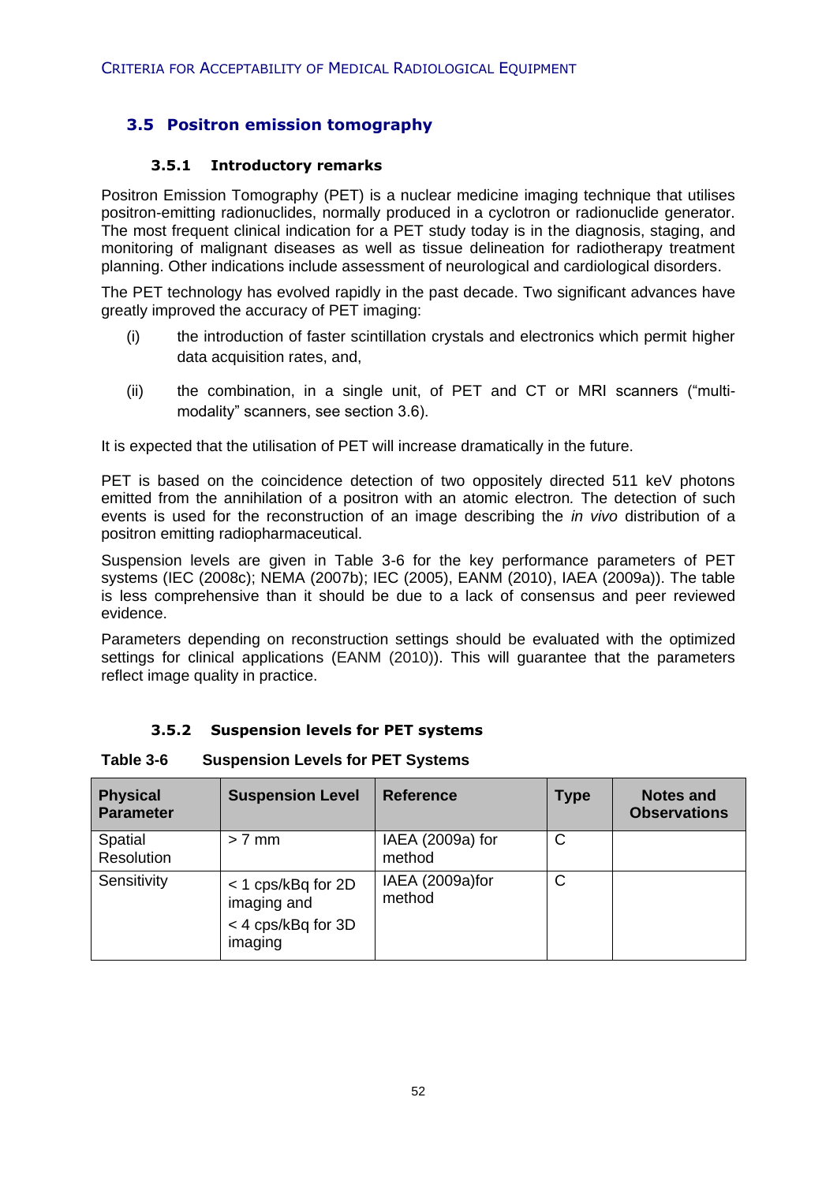## 3.5 Positron emission tomography

### 3.5.1 Introductory remarks

Positron Emission Tomography (PET) is a nuclear medicine imaging technique that utilises positron-emitting radionuclides, normally produced in a cyclotron or radionuclide generator. The most frequent clinical indication for a PET study today is in the diagnosis, staging, and monitoring of malignant diseases as well as tissue delineation for radiotherapy treatment planning. Other indications include assessment of neurological and cardiological disorders.

The PET technology has evolved rapidly in the past decade. Two significant advances have greatly improved the accuracy of PET imaging:

(i) the introduction of faster scintillation crystals and electronics which permit higher data acquisition rates, and,

(ii) the combination, in a single unit, of PET and CT or MRI scanners ("multi-modality" scanners, see section 3.6).

It is expected that the utilisation of PET will increase dramatically in the future.

PET is based on the coincidence detection of two oppositely directed 511 keV photons emitted from the annihilation of a positron with an atomic electron. The detection of such events is used for the reconstruction of an image describing the *in vivo* distribution of a positron emitting radiopharmaceutical.

Suspension levels are given in Table 3-6 for the key performance parameters of PET systems (IEC (2008c); NEMA (2007b); IEC (2005), EANM (2010), IAEA (2009a)). The table is less comprehensive than it should be due to a lack of consensus and peer reviewed evidence.

Parameters depending on reconstruction settings should be evaluated with the optimized settings for clinical applications (EANM (2010)). This will guarantee that the parameters reflect image quality in practice.

### 3.5.2 Suspension levels for PET systems

**Table 3-6 Suspension Levels for PET Systems**

| Physical Parameter | Suspension Level | Reference | Type | Notes and Observations |
|---|---|---|---|---|
| Spatial Resolution | > 7 mm | IAEA (2009a) for method | C | |
| Sensitivity | < 1 cps/kBq for 2D imaging and < 4 cps/kBq for 3D imaging | IAEA (2009a)for method | C | |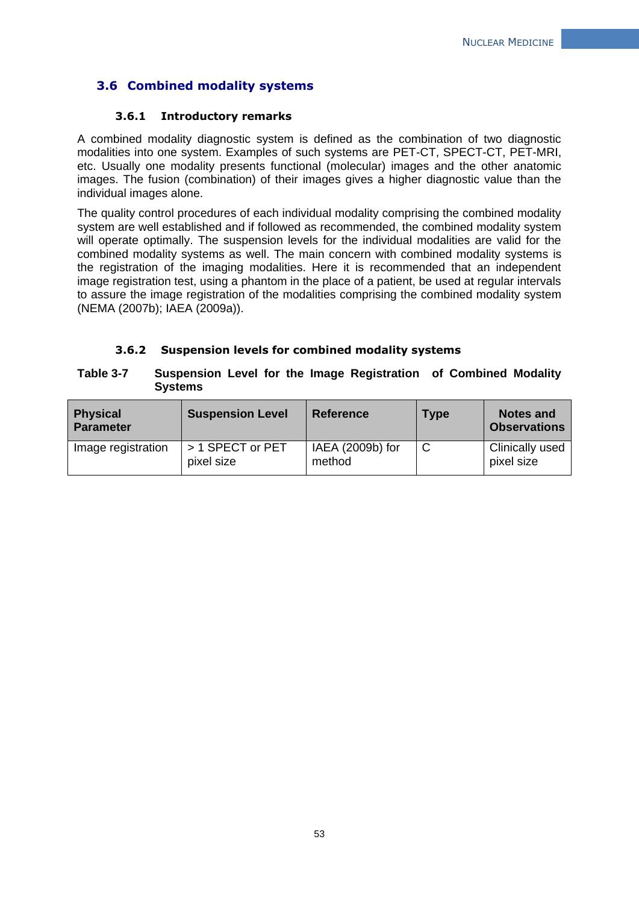## 3.6 Combined modality systems

### 3.6.1 Introductory remarks

A combined modality diagnostic system is defined as the combination of two diagnostic modalities into one system. Examples of such systems are PET-CT, SPECT-CT, PET-MRI, etc. Usually one modality presents functional (molecular) images and the other anatomic images. The fusion (combination) of their images gives a higher diagnostic value than the individual images alone.

The quality control procedures of each individual modality comprising the combined modality system are well established and if followed as recommended, the combined modality system will operate optimally. The suspension levels for the individual modalities are valid for the combined modality systems as well. The main concern with combined modality systems is the registration of the imaging modalities. Here it is recommended that an independent image registration test, using a phantom in the place of a patient, be used at regular intervals to assure the image registration of the modalities comprising the combined modality system (NEMA (2007b); IAEA (2009a)).

### 3.6.2 Suspension levels for combined modality systems

**Table 3-7 Suspension Level for the Image Registration of Combined Modality Systems**

| Physical Parameter | Suspension Level | Reference | Type | Notes and Observations |
|---|---|---|---|---|
| Image registration | > 1 SPECT or PET pixel size | IAEA (2009b) for method | C | Clinically used pixel size |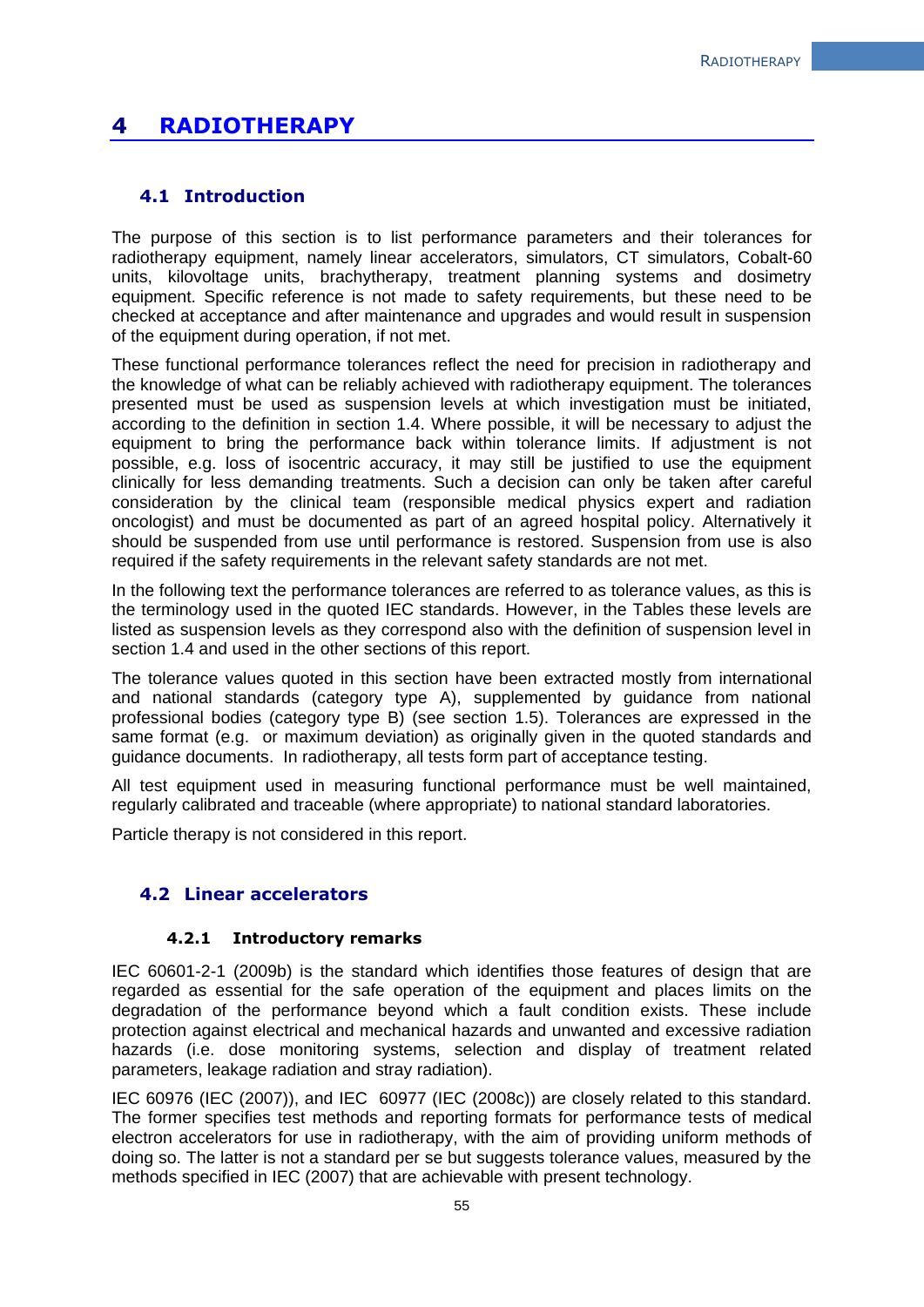# 4 RADIOTHERAPY

## 4.1 Introduction

The purpose of this section is to list performance parameters and their tolerances for radiotherapy equipment, namely linear accelerators, simulators, CT simulators, Cobalt-60 units, kilovoltage units, brachytherapy, treatment planning systems and dosimetry equipment. Specific reference is not made to safety requirements, but these need to be checked at acceptance and after maintenance and upgrades and would result in suspension of the equipment during operation, if not met.

These functional performance tolerances reflect the need for precision in radiotherapy and the knowledge of what can be reliably achieved with radiotherapy equipment. The tolerances presented must be used as suspension levels at which investigation must be initiated, according to the definition in section 1.4. Where possible, it will be necessary to adjust the equipment to bring the performance back within tolerance limits. If adjustment is not possible, e.g. loss of isocentric accuracy, it may still be justified to use the equipment clinically for less demanding treatments. Such a decision can only be taken after careful consideration by the clinical team (responsible medical physics expert and radiation oncologist) and must be documented as part of an agreed hospital policy. Alternatively it should be suspended from use until performance is restored. Suspension from use is also required if the safety requirements in the relevant safety standards are not met.

In the following text the performance tolerances are referred to as tolerance values, as this is the terminology used in the quoted IEC standards. However, in the Tables these levels are listed as suspension levels as they correspond also with the definition of suspension level in section 1.4 and used in the other sections of this report.

The tolerance values quoted in this section have been extracted mostly from international and national standards (category type A), supplemented by guidance from national professional bodies (category type B) (see section 1.5). Tolerances are expressed in the same format (e.g. or maximum deviation) as originally given in the quoted standards and guidance documents. In radiotherapy, all tests form part of acceptance testing.

All test equipment used in measuring functional performance must be well maintained, regularly calibrated and traceable (where appropriate) to national standard laboratories.

Particle therapy is not considered in this report.

## 4.2 Linear accelerators

### 4.2.1 Introductory remarks

IEC 60601-2-1 (2009b) is the standard which identifies those features of design that are regarded as essential for the safe operation of the equipment and places limits on the degradation of the performance beyond which a fault condition exists. These include protection against electrical and mechanical hazards and unwanted and excessive radiation hazards (i.e. dose monitoring systems, selection and display of treatment related parameters, leakage radiation and stray radiation).

IEC 60976 (IEC (2007)), and IEC 60977 (IEC (2008c)) are closely related to this standard. The former specifies test methods and reporting formats for performance tests of medical electron accelerators for use in radiotherapy, with the aim of providing uniform methods of doing so. The latter is not a standard per se but suggests tolerance values, measured by the methods specified in IEC (2007) that are achievable with present technology.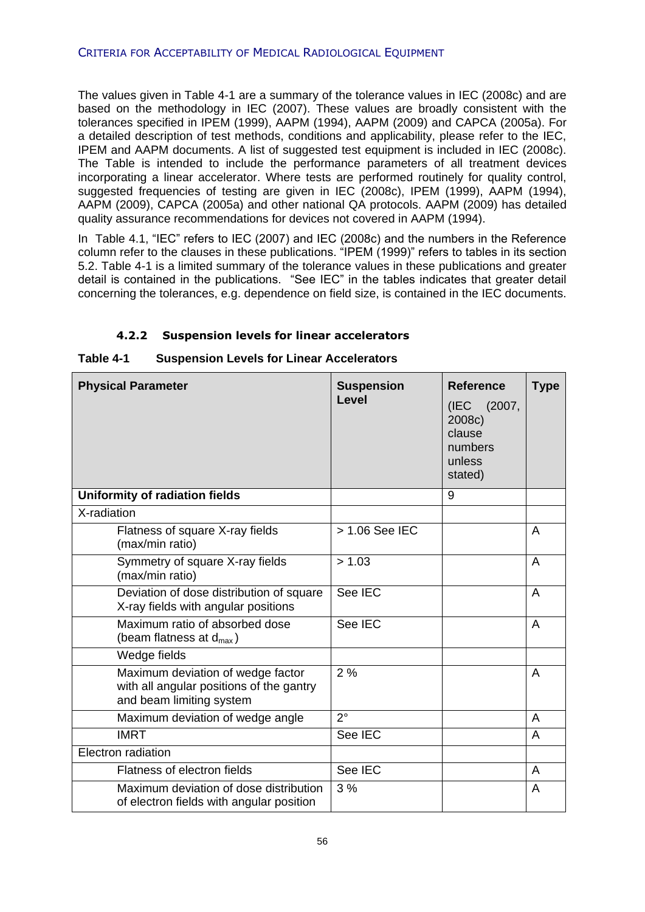The values given in Table 4-1 are a summary of the tolerance values in IEC (2008c) and are based on the methodology in IEC (2007). These values are broadly consistent with the tolerances specified in IPEM (1999), AAPM (1994), AAPM (2009) and CAPCA (2005a). For a detailed description of test methods, conditions and applicability, please refer to the IEC, IPEM and AAPM documents. A list of suggested test equipment is included in IEC (2008c). The Table is intended to include the performance parameters of all treatment devices incorporating a linear accelerator. Where tests are performed routinely for quality control, suggested frequencies of testing are given in IEC (2008c), IPEM (1999), AAPM (1994), AAPM (2009), CAPCA (2005a) and other national QA protocols. AAPM (2009) has detailed quality assurance recommendations for devices not covered in AAPM (1994).

In Table 4.1, "IEC" refers to IEC (2007) and IEC (2008c) and the numbers in the Reference column refer to the clauses in these publications. "IPEM (1999)" refers to tables in its section 5.2. Table 4-1 is a limited summary of the tolerance values in these publications and greater detail is contained in the publications. "See IEC" in the tables indicates that greater detail concerning the tolerances, e.g. dependence on field size, is contained in the IEC documents.

### 4.2.2 Suspension levels for linear accelerators

**Table 4-1 Suspension Levels for Linear Accelerators**

| **Physical Parameter** | **Suspension Level** | **Reference** (IEC (2007, 2008c) clause numbers unless stated) | **Type** |
|---|---|---|---|
| **Uniformity of radiation fields** | | 9 | |
| X-radiation | | | |
| Flatness of square X-ray fields (max/min ratio) | > 1.06 See IEC | | A |
| Symmetry of square X-ray fields (max/min ratio) | > 1.03 | | A |
| Deviation of dose distribution of square X-ray fields with angular positions | See IEC | | A |
| Maximum ratio of absorbed dose (beam flatness at $d_{max}$) | See IEC | | A |
| Wedge fields | | | |
| Maximum deviation of wedge factor with all angular positions of the gantry and beam limiting system | 2 % | | A |
| Maximum deviation of wedge angle | 2° | | A |
| IMRT | See IEC | | A |
| Electron radiation | | | |
| Flatness of electron fields | See IEC | | A |
| Maximum deviation of dose distribution of electron fields with angular position | 3 % | | A |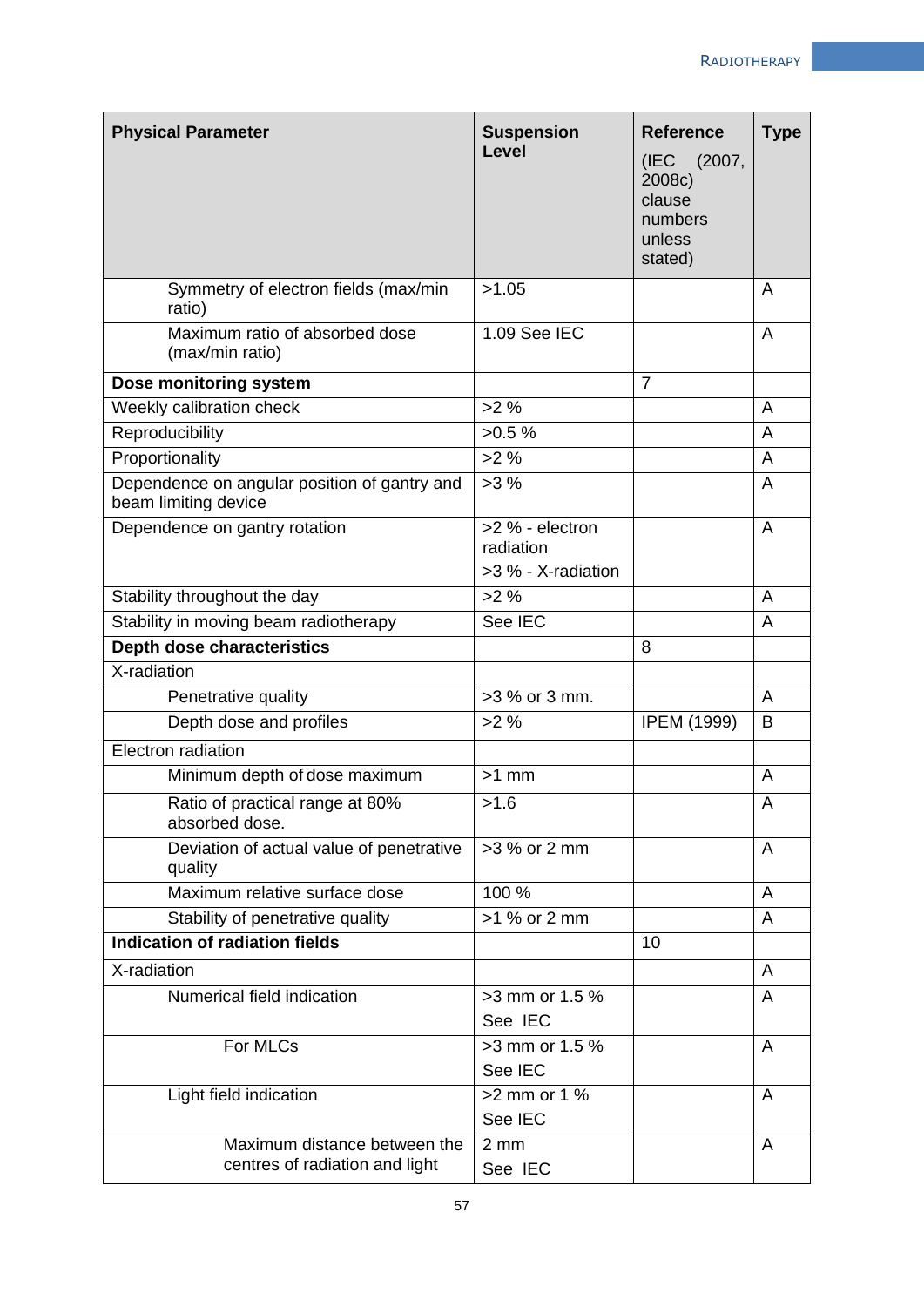| **Physical Parameter** | **Suspension Level** | **Reference** (IEC (2007, 2008c) clause numbers unless stated) | **Type** |
|---|---|---|---|
| Symmetry of electron fields (max/min ratio) | >1.05 | | A |
| Maximum ratio of absorbed dose (max/min ratio) | 1.09 See IEC | | A |
| **Dose monitoring system** | | 7 | |
| Weekly calibration check | >2 % | | A |
| Reproducibility | >0.5 % | | A |
| Proportionality | >2 % | | A |
| Dependence on angular position of gantry and beam limiting device | >3 % | | A |
| Dependence on gantry rotation | >2 % - electron radiation<br>>3 % - X-radiation | | A |
| Stability throughout the day | >2 % | | A |
| Stability in moving beam radiotherapy | See IEC | | A |
| **Depth dose characteristics** | | 8 | |
| X-radiation | | | |
| Penetrative quality | >3 % or 3 mm. | | A |
| Depth dose and profiles | >2 % | IPEM (1999) | B |
| Electron radiation | | | |
| Minimum depth of dose maximum | >1 mm | | A |
| Ratio of practical range at 80% absorbed dose. | >1.6 | | A |
| Deviation of actual value of penetrative quality | >3 % or 2 mm | | A |
| Maximum relative surface dose | 100 % | | A |
| Stability of penetrative quality | >1 % or 2 mm | | A |
| **Indication of radiation fields** | | 10 | |
| X-radiation | | | A |
| Numerical field indication | >3 mm or 1.5 %<br>See IEC | | A |
| For MLCs | >3 mm or 1.5 %<br>See IEC | | A |
| Light field indication | >2 mm or 1 %<br>See IEC | | A |
| Maximum distance between the centres of radiation and light | 2 mm<br>See IEC | | A |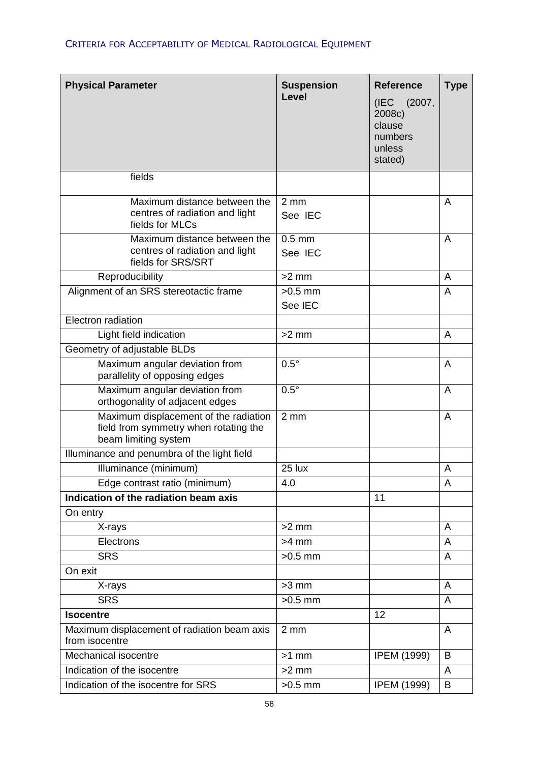| **Physical Parameter** | **Suspension Level** | **Reference** (IEC (2007, 2008c) clause numbers unless stated) | **Type** |
|---|---|---|---|
| fields | | | |
| Maximum distance between the centres of radiation and light fields for MLCs | 2 mm See IEC | | A |
| Maximum distance between the centres of radiation and light fields for SRS/SRT | 0.5 mm See IEC | | A |
| Reproducibility | >2 mm | | A |
| Alignment of an SRS stereotactic frame | >0.5 mm See IEC | | A |
| Electron radiation | | | |
| Light field indication | >2 mm | | A |
| Geometry of adjustable BLDs | | | |
| Maximum angular deviation from parallelity of opposing edges | 0.5° | | A |
| Maximum angular deviation from orthogonality of adjacent edges | 0.5° | | A |
| Maximum displacement of the radiation field from symmetry when rotating the beam limiting system | 2 mm | | A |
| Illuminance and penumbra of the light field | | | |
| Illuminance (minimum) | 25 lux | | A |
| Edge contrast ratio (minimum) | 4.0 | | A |
| **Indication of the radiation beam axis** | | 11 | |
| On entry | | | |
| X-rays | >2 mm | | A |
| Electrons | >4 mm | | A |
| SRS | >0.5 mm | | A |
| On exit | | | |
| X-rays | >3 mm | | A |
| SRS | >0.5 mm | | A |
| **Isocentre** | | 12 | |
| Maximum displacement of radiation beam axis from isocentre | 2 mm | | A |
| Mechanical isocentre | >1 mm | IPEM (1999) | B |
| Indication of the isocentre | >2 mm | | A |
| Indication of the isocentre for SRS | >0.5 mm | IPEM (1999) | B |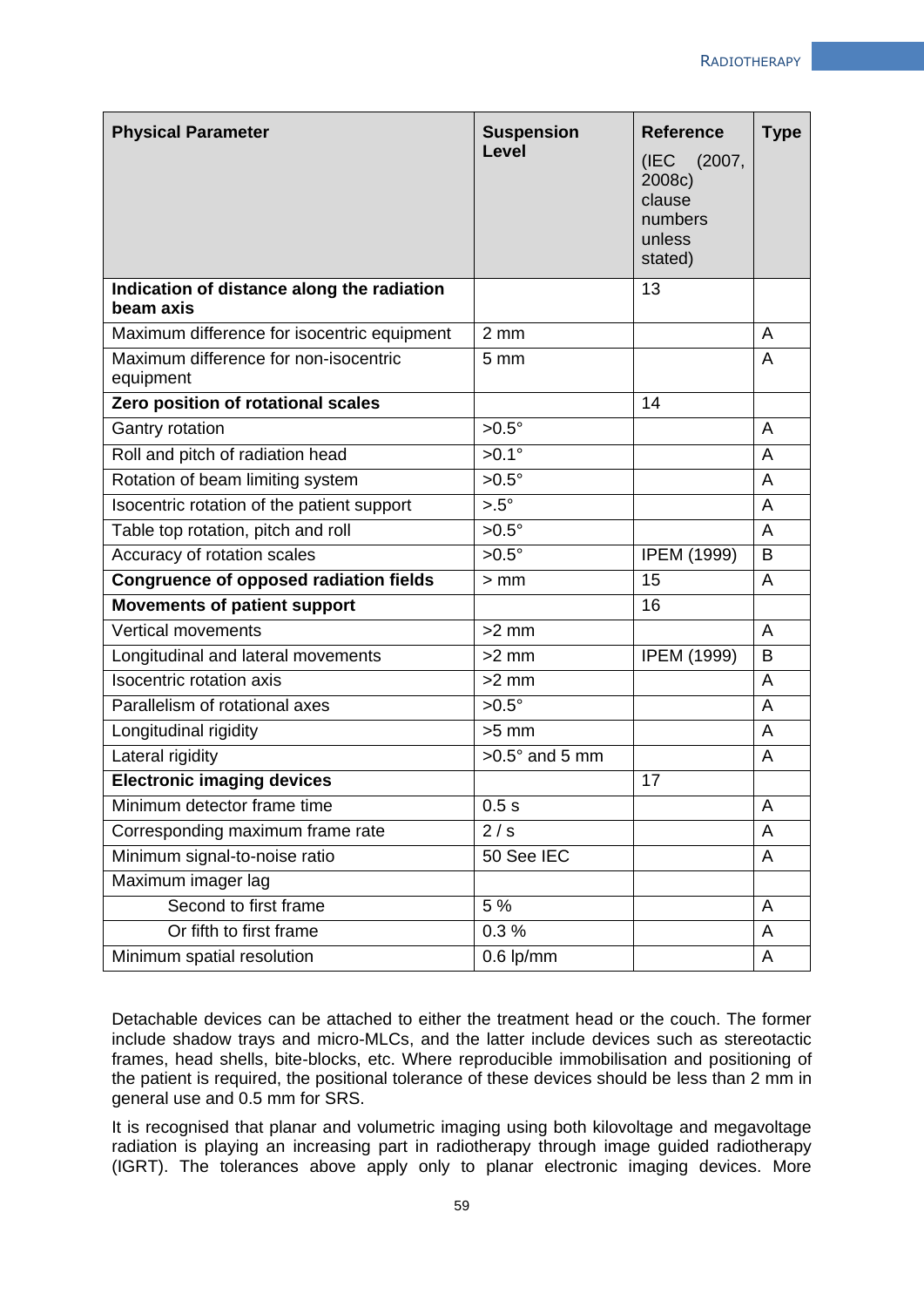| **Physical Parameter** | **Suspension Level** | **Reference** (IEC (2007, 2008c) clause numbers unless stated) | **Type** |
|---|---|---|---|
| **Indication of distance along the radiation beam axis** | | 13 | |
| Maximum difference for isocentric equipment | 2 mm | | A |
| Maximum difference for non-isocentric equipment | 5 mm | | A |
| **Zero position of rotational scales** | | 14 | |
| Gantry rotation | >0.5° | | A |
| Roll and pitch of radiation head | >0.1° | | A |
| Rotation of beam limiting system | >0.5° | | A |
| Isocentric rotation of the patient support | >.5° | | A |
| Table top rotation, pitch and roll | >0.5° | | A |
| Accuracy of rotation scales | >0.5° | IPEM (1999) | B |
| **Congruence of opposed radiation fields** | > mm | 15 | A |
| **Movements of patient support** | | 16 | |
| Vertical movements | >2 mm | | A |
| Longitudinal and lateral movements | >2 mm | IPEM (1999) | B |
| Isocentric rotation axis | >2 mm | | A |
| Parallelism of rotational axes | >0.5° | | A |
| Longitudinal rigidity | >5 mm | | A |
| Lateral rigidity | >0.5° and 5 mm | | A |
| **Electronic imaging devices** | | 17 | |
| Minimum detector frame time | 0.5 s | | A |
| Corresponding maximum frame rate | 2 / s | | A |
| Minimum signal-to-noise ratio | 50 See IEC | | A |
| Maximum imager lag | | | |
| Second to first frame | 5 % | | A |
| Or fifth to first frame | 0.3 % | | A |
| Minimum spatial resolution | 0.6 lp/mm | | A |

Detachable devices can be attached to either the treatment head or the couch. The former include shadow trays and micro-MLCs, and the latter include devices such as stereotactic frames, head shells, bite-blocks, etc. Where reproducible immobilisation and positioning of the patient is required, the positional tolerance of these devices should be less than 2 mm in general use and 0.5 mm for SRS.

It is recognised that planar and volumetric imaging using both kilovoltage and megavoltage radiation is playing an increasing part in radiotherapy through image guided radiotherapy (IGRT). The tolerances above apply only to planar electronic imaging devices. More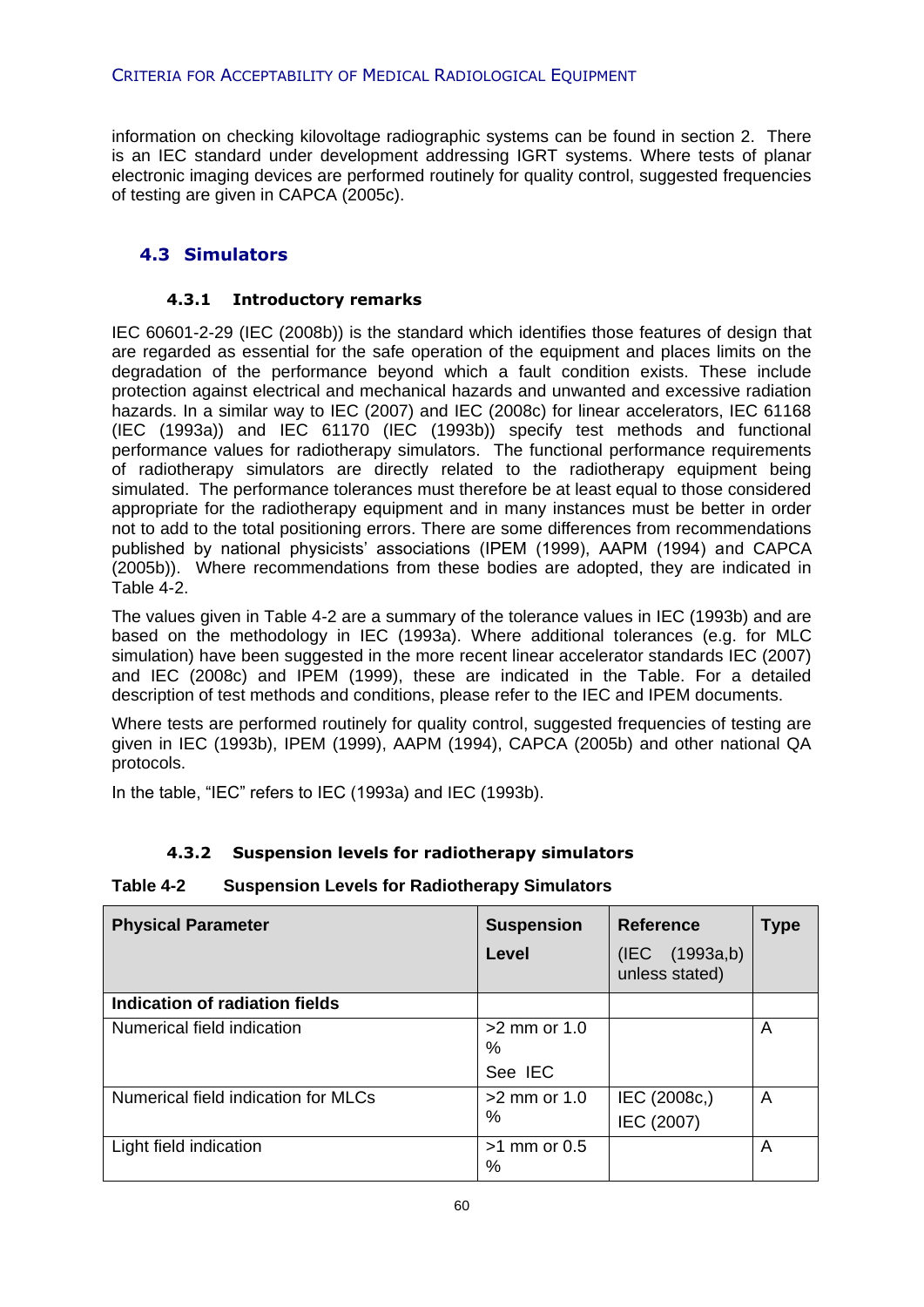information on checking kilovoltage radiographic systems can be found in section 2. There is an IEC standard under development addressing IGRT systems. Where tests of planar electronic imaging devices are performed routinely for quality control, suggested frequencies of testing are given in CAPCA (2005c).

## 4.3 Simulators

### 4.3.1 Introductory remarks

IEC 60601-2-29 (IEC (2008b)) is the standard which identifies those features of design that are regarded as essential for the safe operation of the equipment and places limits on the degradation of the performance beyond which a fault condition exists. These include protection against electrical and mechanical hazards and unwanted and excessive radiation hazards. In a similar way to IEC (2007) and IEC (2008c) for linear accelerators, IEC 61168 (IEC (1993a)) and IEC 61170 (IEC (1993b)) specify test methods and functional performance values for radiotherapy simulators. The functional performance requirements of radiotherapy simulators are directly related to the radiotherapy equipment being simulated. The performance tolerances must therefore be at least equal to those considered appropriate for the radiotherapy equipment and in many instances must be better in order not to add to the total positioning errors. There are some differences from recommendations published by national physicists' associations (IPEM (1999), AAPM (1994) and CAPCA (2005b)). Where recommendations from these bodies are adopted, they are indicated in Table 4-2.

The values given in Table 4-2 are a summary of the tolerance values in IEC (1993b) and are based on the methodology in IEC (1993a). Where additional tolerances (e.g. for MLC simulation) have been suggested in the more recent linear accelerator standards IEC (2007) and IEC (2008c) and IPEM (1999), these are indicated in the Table. For a detailed description of test methods and conditions, please refer to the IEC and IPEM documents.

Where tests are performed routinely for quality control, suggested frequencies of testing are given in IEC (1993b), IPEM (1999), AAPM (1994), CAPCA (2005b) and other national QA protocols.

In the table, "IEC" refers to IEC (1993a) and IEC (1993b).

### 4.3.2 Suspension levels for radiotherapy simulators

**Table 4-2 Suspension Levels for Radiotherapy Simulators**

| Physical Parameter | Suspension Level | Reference (IEC (1993a,b) unless stated) | Type |
|---|---|---|---|
| **Indication of radiation fields** | | | |
| Numerical field indication | >2 mm or 1.0 % See IEC | | A |
| Numerical field indication for MLCs | >2 mm or 1.0 % | IEC (2008c,) IEC (2007) | A |
| Light field indication | >1 mm or 0.5 % | | A |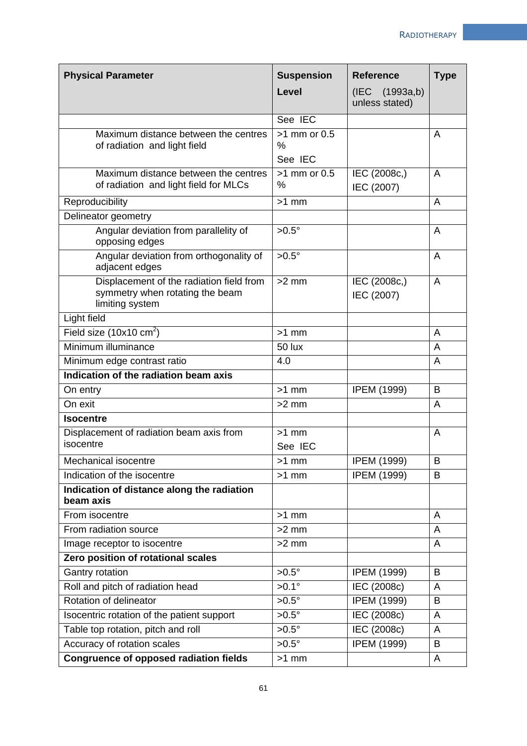| **Physical Parameter** | **Suspension Level** | **Reference** (IEC (1993a,b) unless stated) | **Type** |
|---|---|---|---|
| | See IEC | | |
| Maximum distance between the centres of radiation and light field | >1 mm or 0.5 % See IEC | | A |
| Maximum distance between the centres of radiation and light field for MLCs | >1 mm or 0.5 % | IEC (2008c,) IEC (2007) | A |
| Reproducibility | >1 mm | | A |
| Delineator geometry | | | |
| Angular deviation from parallelity of opposing edges | >0.5° | | A |
| Angular deviation from orthogonality of adjacent edges | >0.5° | | A |
| Displacement of the radiation field from symmetry when rotating the beam limiting system | >2 mm | IEC (2008c,) IEC (2007) | A |
| Light field | | | |
| Field size (10x10 $cm^2$) | >1 mm | | A |
| Minimum illuminance | 50 lux | | A |
| Minimum edge contrast ratio | 4.0 | | A |
| **Indication of the radiation beam axis** | | | |
| On entry | >1 mm | IPEM (1999) | B |
| On exit | >2 mm | | A |
| **Isocentre** | | | |
| Displacement of radiation beam axis from isocentre | >1 mm See IEC | | A |
| Mechanical isocentre | >1 mm | IPEM (1999) | B |
| Indication of the isocentre | >1 mm | IPEM (1999) | B |
| **Indication of distance along the radiation beam axis** | | | |
| From isocentre | >1 mm | | A |
| From radiation source | >2 mm | | A |
| Image receptor to isocentre | >2 mm | | A |
| **Zero position of rotational scales** | | | |
| Gantry rotation | >0.5° | IPEM (1999) | B |
| Roll and pitch of radiation head | >0.1° | IEC (2008c) | A |
| Rotation of delineator | >0.5° | IPEM (1999) | B |
| Isocentric rotation of the patient support | >0.5° | IEC (2008c) | A |
| Table top rotation, pitch and roll | >0.5° | IEC (2008c) | A |
| Accuracy of rotation scales | >0.5° | IPEM (1999) | B |
| **Congruence of opposed radiation fields** | >1 mm | | A |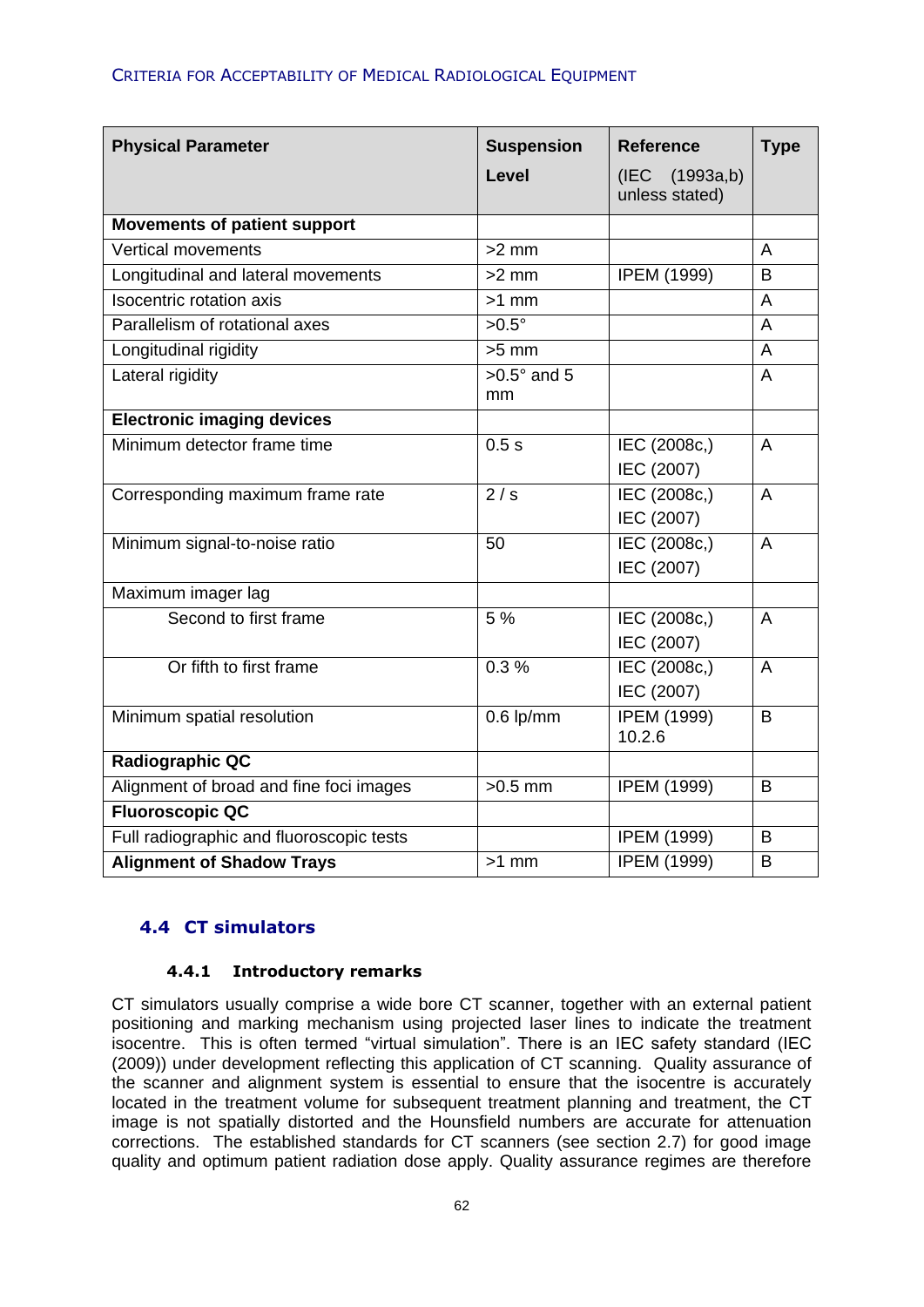| **Physical Parameter** | **Suspension Level** | **Reference** (IEC (1993a,b) unless stated) | **Type** |
|---|---|---|---|
| **Movements of patient support** | | | |
| Vertical movements | >2 mm | | A |
| Longitudinal and lateral movements | >2 mm | IPEM (1999) | B |
| Isocentric rotation axis | >1 mm | | A |
| Parallelism of rotational axes | >0.5° | | A |
| Longitudinal rigidity | >5 mm | | A |
| Lateral rigidity | >0.5° and 5 mm | | A |
| **Electronic imaging devices** | | | |
| Minimum detector frame time | 0.5 s | IEC (2008c,) IEC (2007) | A |
| Corresponding maximum frame rate | 2 / s | IEC (2008c,) IEC (2007) | A |
| Minimum signal-to-noise ratio | 50 | IEC (2008c,) IEC (2007) | A |
| Maximum imager lag | | | |
| Second to first frame | 5 % | IEC (2008c,) IEC (2007) | A |
| Or fifth to first frame | 0.3 % | IEC (2008c,) IEC (2007) | A |
| Minimum spatial resolution | 0.6 lp/mm | IPEM (1999) 10.2.6 | B |
| **Radiographic QC** | | | |
| Alignment of broad and fine foci images | >0.5 mm | IPEM (1999) | B |
| **Fluoroscopic QC** | | | |
| Full radiographic and fluoroscopic tests | | IPEM (1999) | B |
| **Alignment of Shadow Trays** | >1 mm | IPEM (1999) | B |

## 4.4 CT simulators

### 4.4.1 Introductory remarks

CT simulators usually comprise a wide bore CT scanner, together with an external patient positioning and marking mechanism using projected laser lines to indicate the treatment isocentre. This is often termed "virtual simulation". There is an IEC safety standard (IEC (2009)) under development reflecting this application of CT scanning. Quality assurance of the scanner and alignment system is essential to ensure that the isocentre is accurately located in the treatment volume for subsequent treatment planning and treatment, the CT image is not spatially distorted and the Hounsfield numbers are accurate for attenuation corrections. The established standards for CT scanners (see section 2.7) for good image quality and optimum patient radiation dose apply. Quality assurance regimes are therefore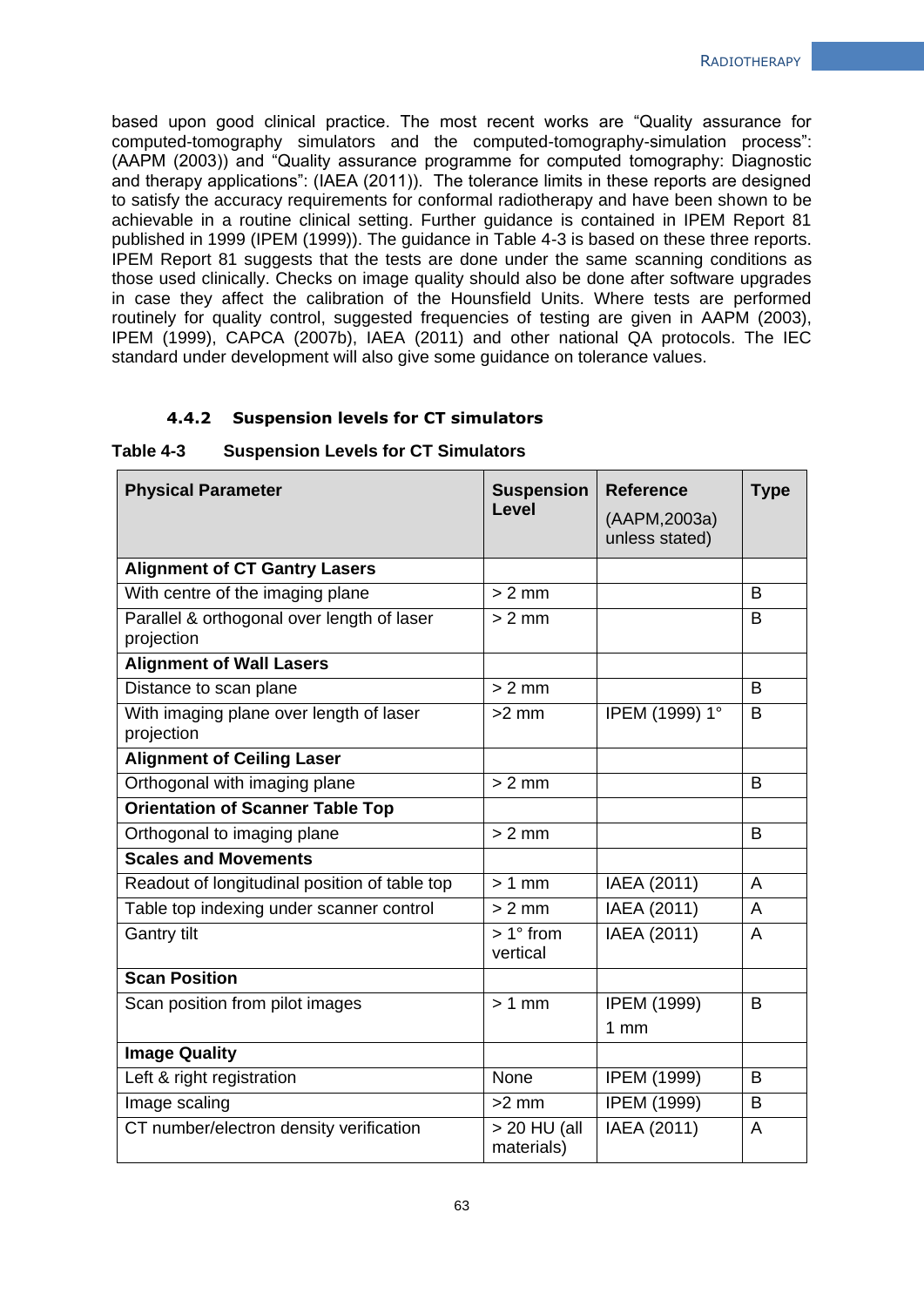based upon good clinical practice. The most recent works are "Quality assurance for computed-tomography simulators and the computed-tomography-simulation process": (AAPM (2003)) and "Quality assurance programme for computed tomography: Diagnostic and therapy applications": (IAEA (2011)). The tolerance limits in these reports are designed to satisfy the accuracy requirements for conformal radiotherapy and have been shown to be achievable in a routine clinical setting. Further guidance is contained in IPEM Report 81 published in 1999 (IPEM (1999)). The guidance in Table 4-3 is based on these three reports. IPEM Report 81 suggests that the tests are done under the same scanning conditions as those used clinically. Checks on image quality should also be done after software upgrades in case they affect the calibration of the Hounsfield Units. Where tests are performed routinely for quality control, suggested frequencies of testing are given in AAPM (2003), IPEM (1999), CAPCA (2007b), IAEA (2011) and other national QA protocols. The IEC standard under development will also give some guidance on tolerance values.

### 4.4.2 Suspension levels for CT simulators

**Table 4-3 Suspension Levels for CT Simulators**

| Physical Parameter | Suspension Level | Reference (AAPM,2003a) unless stated) | Type |
|---|---|---|---|
| **Alignment of CT Gantry Lasers** | | | |
| With centre of the imaging plane | > 2 mm | | B |
| Parallel & orthogonal over length of laser projection | > 2 mm | | B |
| **Alignment of Wall Lasers** | | | |
| Distance to scan plane | > 2 mm | | B |
| With imaging plane over length of laser projection | >2 mm | IPEM (1999) 1° | B |
| **Alignment of Ceiling Laser** | | | |
| Orthogonal with imaging plane | > 2 mm | | B |
| **Orientation of Scanner Table Top** | | | |
| Orthogonal to imaging plane | > 2 mm | | B |
| **Scales and Movements** | | | |
| Readout of longitudinal position of table top | > 1 mm | IAEA (2011) | A |
| Table top indexing under scanner control | > 2 mm | IAEA (2011) | A |
| Gantry tilt | > 1° from vertical | IAEA (2011) | A |
| **Scan Position** | | | |
| Scan position from pilot images | > 1 mm | IPEM (1999) 1 mm | B |
| **Image Quality** | | | |
| Left & right registration | None | IPEM (1999) | B |
| Image scaling | >2 mm | IPEM (1999) | B |
| CT number/electron density verification | > 20 HU (all materials) | IAEA (2011) | A |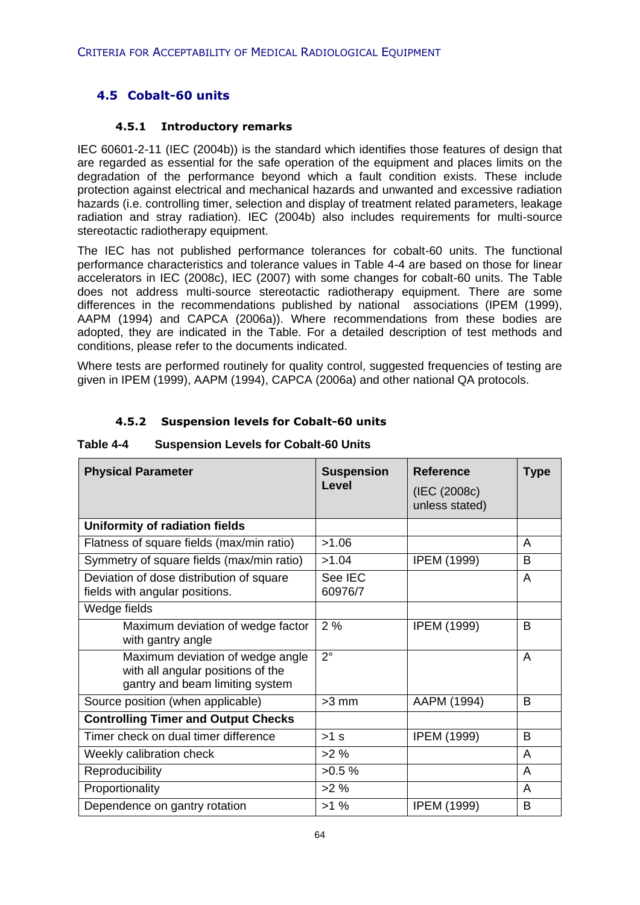## 4.5 Cobalt-60 units

### 4.5.1 Introductory remarks

IEC 60601-2-11 (IEC (2004b)) is the standard which identifies those features of design that are regarded as essential for the safe operation of the equipment and places limits on the degradation of the performance beyond which a fault condition exists. These include protection against electrical and mechanical hazards and unwanted and excessive radiation hazards (i.e. controlling timer, selection and display of treatment related parameters, leakage radiation and stray radiation). IEC (2004b) also includes requirements for multi-source stereotactic radiotherapy equipment.

The IEC has not published performance tolerances for cobalt-60 units. The functional performance characteristics and tolerance values in Table 4-4 are based on those for linear accelerators in IEC (2008c), IEC (2007) with some changes for cobalt-60 units. The Table does not address multi-source stereotactic radiotherapy equipment. There are some differences in the recommendations published by national associations (IPEM (1999), AAPM (1994) and CAPCA (2006a)). Where recommendations from these bodies are adopted, they are indicated in the Table. For a detailed description of test methods and conditions, please refer to the documents indicated.

Where tests are performed routinely for quality control, suggested frequencies of testing are given in IPEM (1999), AAPM (1994), CAPCA (2006a) and other national QA protocols.

### 4.5.2 Suspension levels for Cobalt-60 units

**Table 4-4 Suspension Levels for Cobalt-60 Units**

| Physical Parameter | Suspension Level | Reference (IEC (2008c) unless stated) | Type |
|---|---|---|---|
| **Uniformity of radiation fields** | | | |
| Flatness of square fields (max/min ratio) | >1.06 | | A |
| Symmetry of square fields (max/min ratio) | >1.04 | IPEM (1999) | B |
| Deviation of dose distribution of square fields with angular positions. | See IEC 60976/7 | | A |
| Wedge fields | | | |
| Maximum deviation of wedge factor with gantry angle | 2 % | IPEM (1999) | B |
| Maximum deviation of wedge angle with all angular positions of the gantry and beam limiting system | 2° | | A |
| Source position (when applicable) | >3 mm | AAPM (1994) | B |
| **Controlling Timer and Output Checks** | | | |
| Timer check on dual timer difference | >1 s | IPEM (1999) | B |
| Weekly calibration check | >2 % | | A |
| Reproducibility | >0.5 % | | A |
| Proportionality | >2 % | | A |
| Dependence on gantry rotation | >1 % | IPEM (1999) | B |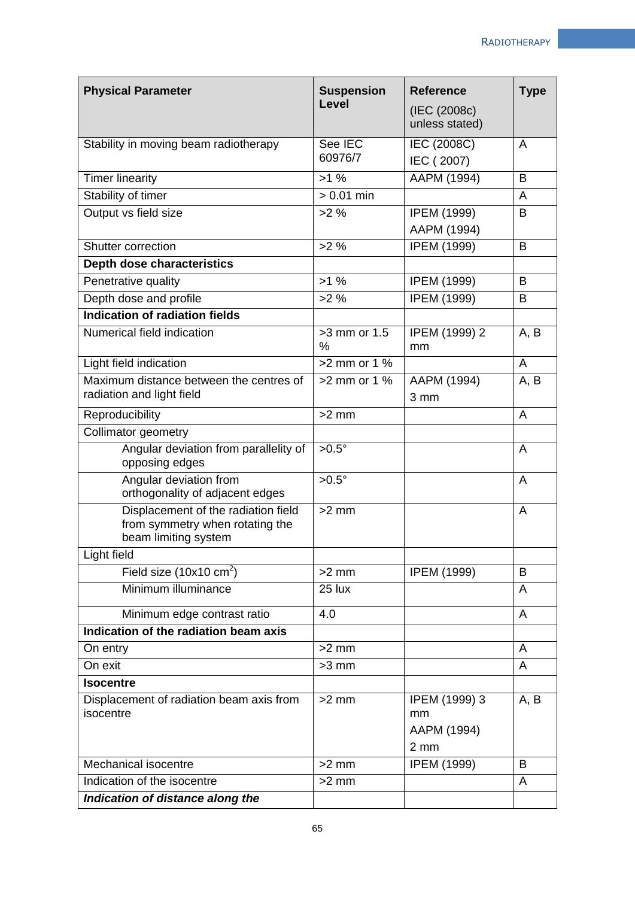| **Physical Parameter** | **Suspension Level** | **Reference** (IEC (2008c) unless stated) | **Type** |
|---|---|---|---|
| Stability in moving beam radiotherapy | See IEC 60976/7 | IEC (2008C) IEC ( 2007) | A |
| Timer linearity | >1 % | AAPM (1994) | B |
| Stability of timer | > 0.01 min | | A |
| Output vs field size | >2 % | IPEM (1999) AAPM (1994) | B |
| Shutter correction | >2 % | IPEM (1999) | B |
| **Depth dose characteristics** | | | |
| Penetrative quality | >1 % | IPEM (1999) | B |
| Depth dose and profile | >2 % | IPEM (1999) | B |
| **Indication of radiation fields** | | | |
| Numerical field indication | >3 mm or 1.5 % | IPEM (1999) 2 mm | A, B |
| Light field indication | >2 mm or 1 % | | A |
| Maximum distance between the centres of radiation and light field | >2 mm or 1 % | AAPM (1994) 3 mm | A, B |
| Reproducibility | >2 mm | | A |
| Collimator geometry | | | |
| Angular deviation from parallelity of opposing edges | >0.5° | | A |
| Angular deviation from orthogonality of adjacent edges | >0.5° | | A |
| Displacement of the radiation field from symmetry when rotating the beam limiting system | >2 mm | | A |
| Light field | | | |
| Field size (10x10 $cm^2$) | >2 mm | IPEM (1999) | B |
| Minimum illuminance | 25 lux | | A |
| Minimum edge contrast ratio | 4.0 | | A |
| **Indication of the radiation beam axis** | | | |
| On entry | >2 mm | | A |
| On exit | >3 mm | | A |
| **Isocentre** | | | |
| Displacement of radiation beam axis from isocentre | >2 mm | IPEM (1999) 3 mm AAPM (1994) 2 mm | A, B |
| Mechanical isocentre | >2 mm | IPEM (1999) | B |
| Indication of the isocentre | >2 mm | | A |
| ***Indication of distance along the*** | | | |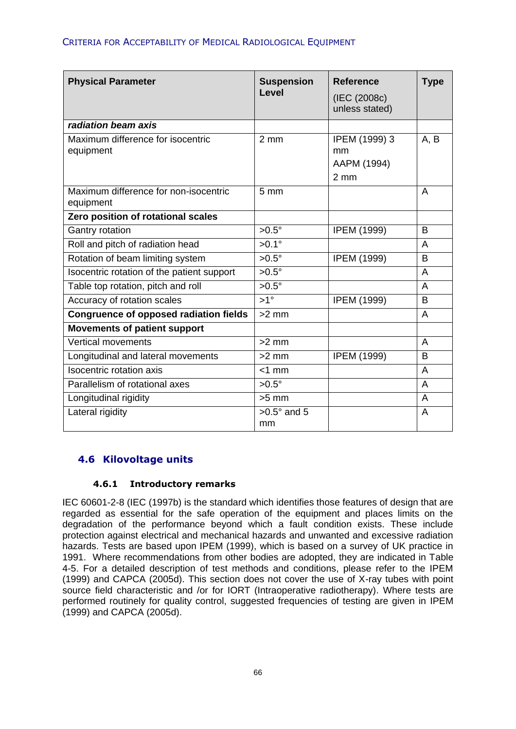| Physical Parameter | Suspension Level | Reference (IEC (2008c) unless stated) | Type |
|---|---|---|---|
| ***radiation beam axis*** | | | |
| Maximum difference for isocentric equipment | 2 mm | IPEM (1999) 3 mm AAPM (1994) 2 mm | A, B |
| Maximum difference for non-isocentric equipment | 5 mm | | A |
| **Zero position of rotational scales** | | | |
| Gantry rotation | >0.5° | IPEM (1999) | B |
| Roll and pitch of radiation head | >0.1° | | A |
| Rotation of beam limiting system | >0.5° | IPEM (1999) | B |
| Isocentric rotation of the patient support | >0.5° | | A |
| Table top rotation, pitch and roll | >0.5° | | A |
| Accuracy of rotation scales | >1° | IPEM (1999) | B |
| **Congruence of opposed radiation fields** | >2 mm | | A |
| **Movements of patient support** | | | |
| Vertical movements | >2 mm | | A |
| Longitudinal and lateral movements | >2 mm | IPEM (1999) | B |
| Isocentric rotation axis | <1 mm | | A |
| Parallelism of rotational axes | >0.5° | | A |
| Longitudinal rigidity | >5 mm | | A |
| Lateral rigidity | >0.5° and 5 mm | | A |

## 4.6 Kilovoltage units

### 4.6.1 Introductory remarks

IEC 60601-2-8 (IEC (1997b) is the standard which identifies those features of design that are regarded as essential for the safe operation of the equipment and places limits on the degradation of the performance beyond which a fault condition exists. These include protection against electrical and mechanical hazards and unwanted and excessive radiation hazards. Tests are based upon IPEM (1999), which is based on a survey of UK practice in 1991. Where recommendations from other bodies are adopted, they are indicated in Table 4-5. For a detailed description of test methods and conditions, please refer to the IPEM (1999) and CAPCA (2005d). This section does not cover the use of X-ray tubes with point source field characteristic and /or for IORT (Intraoperative radiotherapy). Where tests are performed routinely for quality control, suggested frequencies of testing are given in IPEM (1999) and CAPCA (2005d).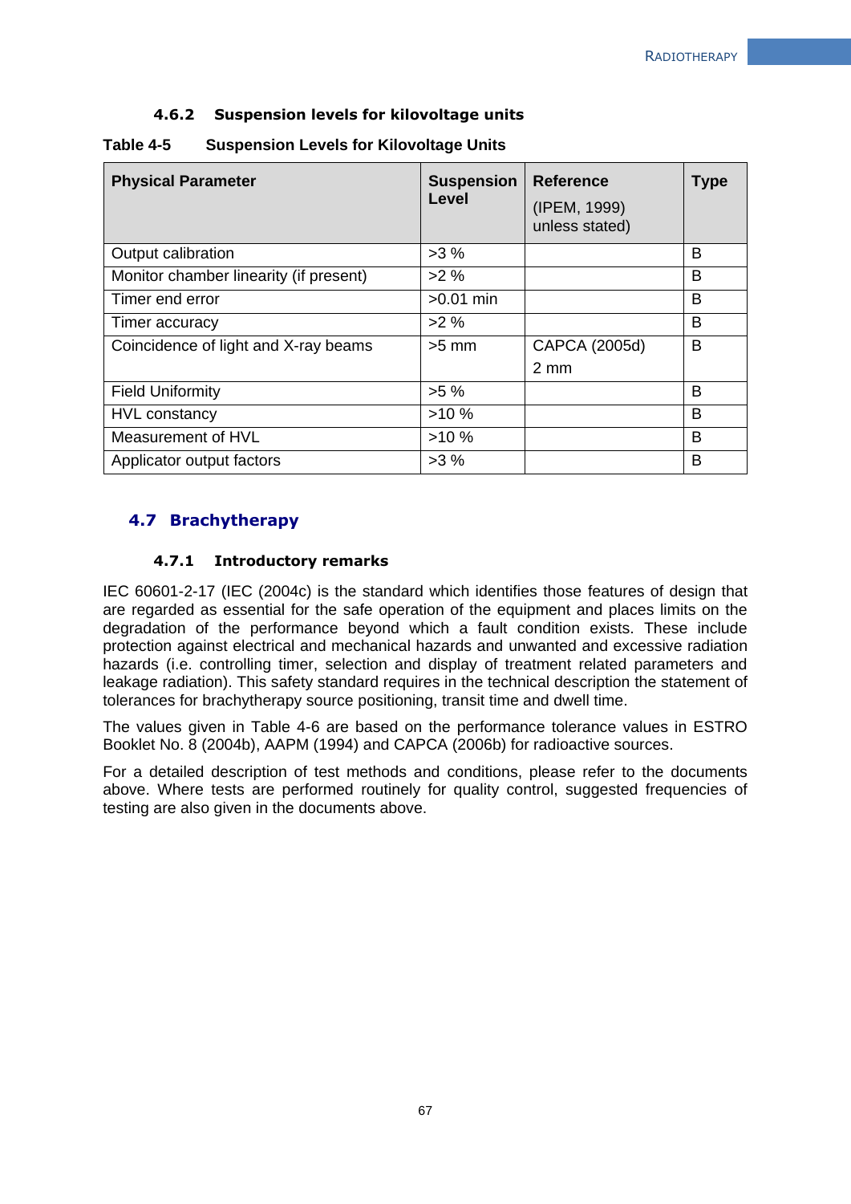### 4.6.2 Suspension levels for kilovoltage units

**Table 4-5 Suspension Levels for Kilovoltage Units**

| Physical Parameter | Suspension Level | Reference (IPEM, 1999) unless stated) | Type |
|---|---|---|---|
| Output calibration | >3 % | | B |
| Monitor chamber linearity (if present) | >2 % | | B |
| Timer end error | >0.01 min | | B |
| Timer accuracy | >2 % | | B |
| Coincidence of light and X-ray beams | >5 mm | CAPCA (2005d) 2 mm | B |
| Field Uniformity | >5 % | | B |
| HVL constancy | >10 % | | B |
| Measurement of HVL | >10 % | | B |
| Applicator output factors | >3 % | | B |

## 4.7 Brachytherapy

### 4.7.1 Introductory remarks

IEC 60601-2-17 (IEC (2004c) is the standard which identifies those features of design that are regarded as essential for the safe operation of the equipment and places limits on the degradation of the performance beyond which a fault condition exists. These include protection against electrical and mechanical hazards and unwanted and excessive radiation hazards (i.e. controlling timer, selection and display of treatment related parameters and leakage radiation). This safety standard requires in the technical description the statement of tolerances for brachytherapy source positioning, transit time and dwell time.

The values given in Table 4-6 are based on the performance tolerance values in ESTRO Booklet No. 8 (2004b), AAPM (1994) and CAPCA (2006b) for radioactive sources.

For a detailed description of test methods and conditions, please refer to the documents above. Where tests are performed routinely for quality control, suggested frequencies of testing are also given in the documents above.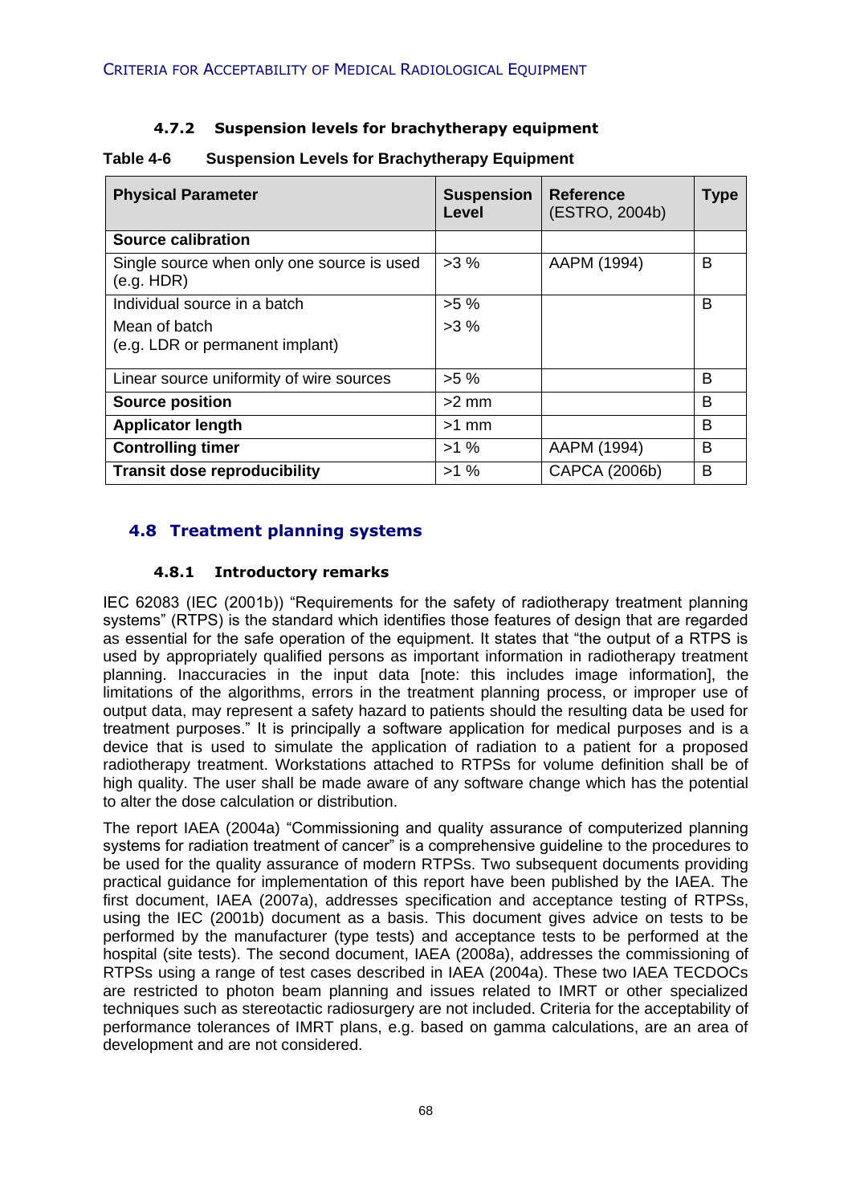### 4.7.2 Suspension levels for brachytherapy equipment

**Table 4-6 Suspension Levels for Brachytherapy Equipment**

| Physical Parameter | Suspension Level | Reference (ESTRO, 2004b) | Type |
|---|---|---|---|
| **Source calibration** | | | |
| Single source when only one source is used (e.g. HDR) | >3 % | AAPM (1994) | B |
| Individual source in a batch<br>Mean of batch<br>(e.g. LDR or permanent implant) | >5 %<br>>3 % | | B |
| Linear source uniformity of wire sources | >5 % | | B |
| **Source position** | >2 mm | | B |
| **Applicator length** | >1 mm | | B |
| **Controlling timer** | >1 % | AAPM (1994) | B |
| **Transit dose reproducibility** | >1 % | CAPCA (2006b) | B |

## 4.8 Treatment planning systems

### 4.8.1 Introductory remarks

IEC 62083 (IEC (2001b)) "Requirements for the safety of radiotherapy treatment planning systems" (RTPS) is the standard which identifies those features of design that are regarded as essential for the safe operation of the equipment. It states that "the output of a RTPS is used by appropriately qualified persons as important information in radiotherapy treatment planning. Inaccuracies in the input data [note: this includes image information], the limitations of the algorithms, errors in the treatment planning process, or improper use of output data, may represent a safety hazard to patients should the resulting data be used for treatment purposes." It is principally a software application for medical purposes and is a device that is used to simulate the application of radiation to a patient for a proposed radiotherapy treatment. Workstations attached to RTPSs for volume definition shall be of high quality. The user shall be made aware of any software change which has the potential to alter the dose calculation or distribution.

The report IAEA (2004a) "Commissioning and quality assurance of computerized planning systems for radiation treatment of cancer" is a comprehensive guideline to the procedures to be used for the quality assurance of modern RTPSs. Two subsequent documents providing practical guidance for implementation of this report have been published by the IAEA. The first document, IAEA (2007a), addresses specification and acceptance testing of RTPSs, using the IEC (2001b) document as a basis. This document gives advice on tests to be performed by the manufacturer (type tests) and acceptance tests to be performed at the hospital (site tests). The second document, IAEA (2008a), addresses the commissioning of RTPSs using a range of test cases described in IAEA (2004a). These two IAEA TECDOCs are restricted to photon beam planning and issues related to IMRT or other specialized techniques such as stereotactic radiosurgery are not included. Criteria for the acceptability of performance tolerances of IMRT plans, e.g. based on gamma calculations, are an area of development and are not considered.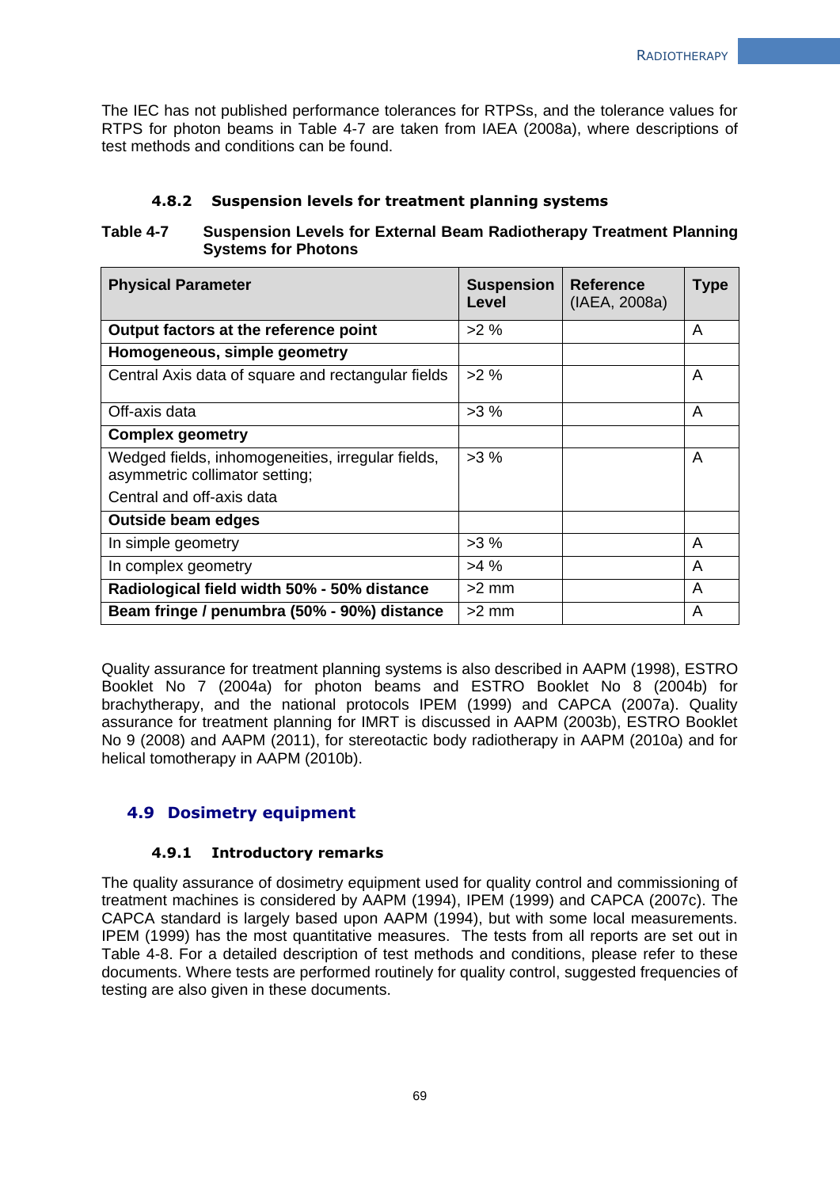The IEC has not published performance tolerances for RTPSs, and the tolerance values for RTPS for photon beams in Table 4-7 are taken from IAEA (2008a), where descriptions of test methods and conditions can be found.

### 4.8.2 Suspension levels for treatment planning systems

**Table 4-7 Suspension Levels for External Beam Radiotherapy Treatment Planning Systems for Photons**

| **Physical Parameter** | **Suspension Level** | **Reference** (IAEA, 2008a) | **Type** |
|---|---|---|---|
| **Output factors at the reference point** | >2 % | | A |
| **Homogeneous, simple geometry** | | | |
| Central Axis data of square and rectangular fields | >2 % | | A |
| Off-axis data | >3 % | | A |
| **Complex geometry** | | | |
| Wedged fields, inhomogeneities, irregular fields, asymmetric collimator setting; Central and off-axis data | >3 % | | A |
| **Outside beam edges** | | | |
| In simple geometry | >3 % | | A |
| In complex geometry | >4 % | | A |
| **Radiological field width 50% - 50% distance** | >2 mm | | A |
| **Beam fringe / penumbra (50% - 90%) distance** | >2 mm | | A |

Quality assurance for treatment planning systems is also described in AAPM (1998), ESTRO Booklet No 7 (2004a) for photon beams and ESTRO Booklet No 8 (2004b) for brachytherapy, and the national protocols IPEM (1999) and CAPCA (2007a). Quality assurance for treatment planning for IMRT is discussed in AAPM (2003b), ESTRO Booklet No 9 (2008) and AAPM (2011), for stereotactic body radiotherapy in AAPM (2010a) and for helical tomotherapy in AAPM (2010b).

## 4.9 Dosimetry equipment

### 4.9.1 Introductory remarks

The quality assurance of dosimetry equipment used for quality control and commissioning of treatment machines is considered by AAPM (1994), IPEM (1999) and CAPCA (2007c). The CAPCA standard is largely based upon AAPM (1994), but with some local measurements. IPEM (1999) has the most quantitative measures. The tests from all reports are set out in Table 4-8. For a detailed description of test methods and conditions, please refer to these documents. Where tests are performed routinely for quality control, suggested frequencies of testing are also given in these documents.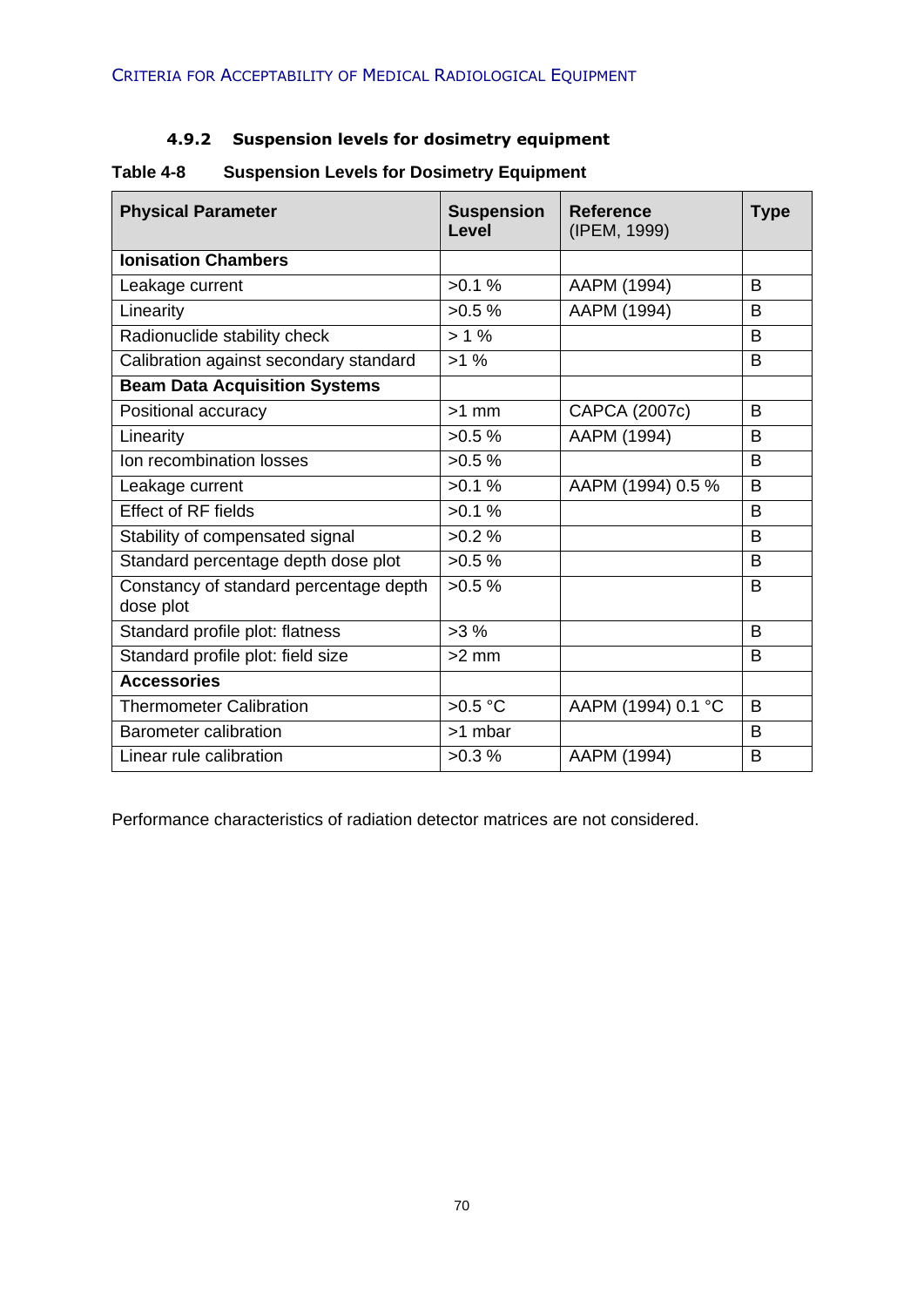#### 4.9.2 Suspension levels for dosimetry equipment

**Table 4-8 Suspension Levels for Dosimetry Equipment**

| Physical Parameter | Suspension Level | Reference (IPEM, 1999) | Type |
|---|---|---|---|
| **Ionisation Chambers** | | | |
| Leakage current | >0.1 % | AAPM (1994) | B |
| Linearity | >0.5 % | AAPM (1994) | B |
| Radionuclide stability check | > 1 % | | B |
| Calibration against secondary standard | >1 % | | B |
| **Beam Data Acquisition Systems** | | | |
| Positional accuracy | >1 mm | CAPCA (2007c) | B |
| Linearity | >0.5 % | AAPM (1994) | B |
| Ion recombination losses | >0.5 % | | B |
| Leakage current | >0.1 % | AAPM (1994) 0.5 % | B |
| Effect of RF fields | >0.1 % | | B |
| Stability of compensated signal | >0.2 % | | B |
| Standard percentage depth dose plot | >0.5 % | | B |
| Constancy of standard percentage depth dose plot | >0.5 % | | B |
| Standard profile plot: flatness | >3 % | | B |
| Standard profile plot: field size | >2 mm | | B |
| **Accessories** | | | |
| Thermometer Calibration | >0.5 °C | AAPM (1994) 0.1 °C | B |
| Barometer calibration | >1 mbar | | B |
| Linear rule calibration | >0.3 % | AAPM (1994) | B |

Performance characteristics of radiation detector matrices are not considered.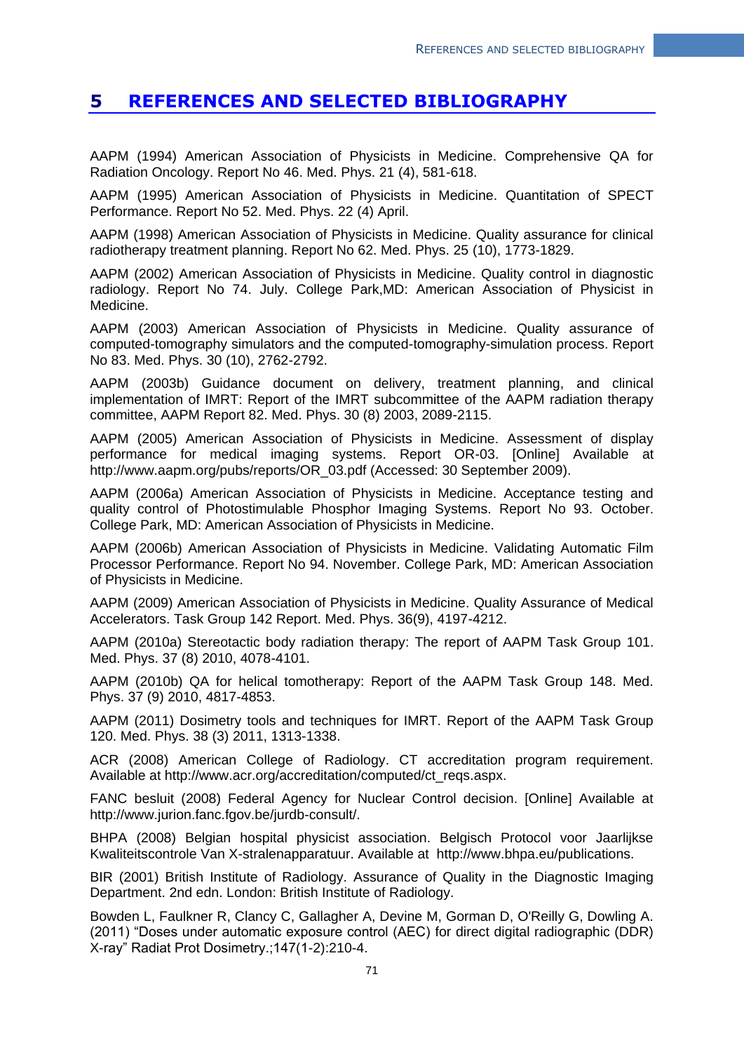# 5 REFERENCES AND SELECTED BIBLIOGRAPHY

AAPM (1994) American Association of Physicists in Medicine. Comprehensive QA for Radiation Oncology. Report No 46. Med. Phys. 21 (4), 581-618.

AAPM (1995) American Association of Physicists in Medicine. Quantitation of SPECT Performance. Report No 52. Med. Phys. 22 (4) April.

AAPM (1998) American Association of Physicists in Medicine. Quality assurance for clinical radiotherapy treatment planning. Report No 62. Med. Phys. 25 (10), 1773-1829.

AAPM (2002) American Association of Physicists in Medicine. Quality control in diagnostic radiology. Report No 74. July. College Park,MD: American Association of Physicist in Medicine.

AAPM (2003) American Association of Physicists in Medicine. Quality assurance of computed-tomography simulators and the computed-tomography-simulation process. Report No 83. Med. Phys. 30 (10), 2762-2792.

AAPM (2003b) Guidance document on delivery, treatment planning, and clinical implementation of IMRT: Report of the IMRT subcommittee of the AAPM radiation therapy committee, AAPM Report 82. Med. Phys. 30 (8) 2003, 2089-2115.

AAPM (2005) American Association of Physicists in Medicine. Assessment of display performance for medical imaging systems. Report OR-03. [Online] Available at http://www.aapm.org/pubs/reports/OR_03.pdf (Accessed: 30 September 2009).

AAPM (2006a) American Association of Physicists in Medicine. Acceptance testing and quality control of Photostimulable Phosphor Imaging Systems. Report No 93. October. College Park, MD: American Association of Physicists in Medicine.

AAPM (2006b) American Association of Physicists in Medicine. Validating Automatic Film Processor Performance. Report No 94. November. College Park, MD: American Association of Physicists in Medicine.

AAPM (2009) American Association of Physicists in Medicine. Quality Assurance of Medical Accelerators. Task Group 142 Report. Med. Phys. 36(9), 4197-4212.

AAPM (2010a) Stereotactic body radiation therapy: The report of AAPM Task Group 101. Med. Phys. 37 (8) 2010, 4078-4101.

AAPM (2010b) QA for helical tomotherapy: Report of the AAPM Task Group 148. Med. Phys. 37 (9) 2010, 4817-4853.

AAPM (2011) Dosimetry tools and techniques for IMRT. Report of the AAPM Task Group 120. Med. Phys. 38 (3) 2011, 1313-1338.

ACR (2008) American College of Radiology. CT accreditation program requirement. Available at http://www.acr.org/accreditation/computed/ct_reqs.aspx.

FANC besluit (2008) Federal Agency for Nuclear Control decision. [Online] Available at http://www.jurion.fanc.fgov.be/jurdb-consult/.

BHPA (2008) Belgian hospital physicist association. Belgisch Protocol voor Jaarlijkse Kwaliteitscontrole Van X-stralenapparatuur. Available at http://www.bhpa.eu/publications.

BIR (2001) British Institute of Radiology. Assurance of Quality in the Diagnostic Imaging Department. 2nd edn. London: British Institute of Radiology.

Bowden L, Faulkner R, Clancy C, Gallagher A, Devine M, Gorman D, O'Reilly G, Dowling A. (2011) "Doses under automatic exposure control (AEC) for direct digital radiographic (DDR) X-ray" Radiat Prot Dosimetry.;147(1-2):210-4.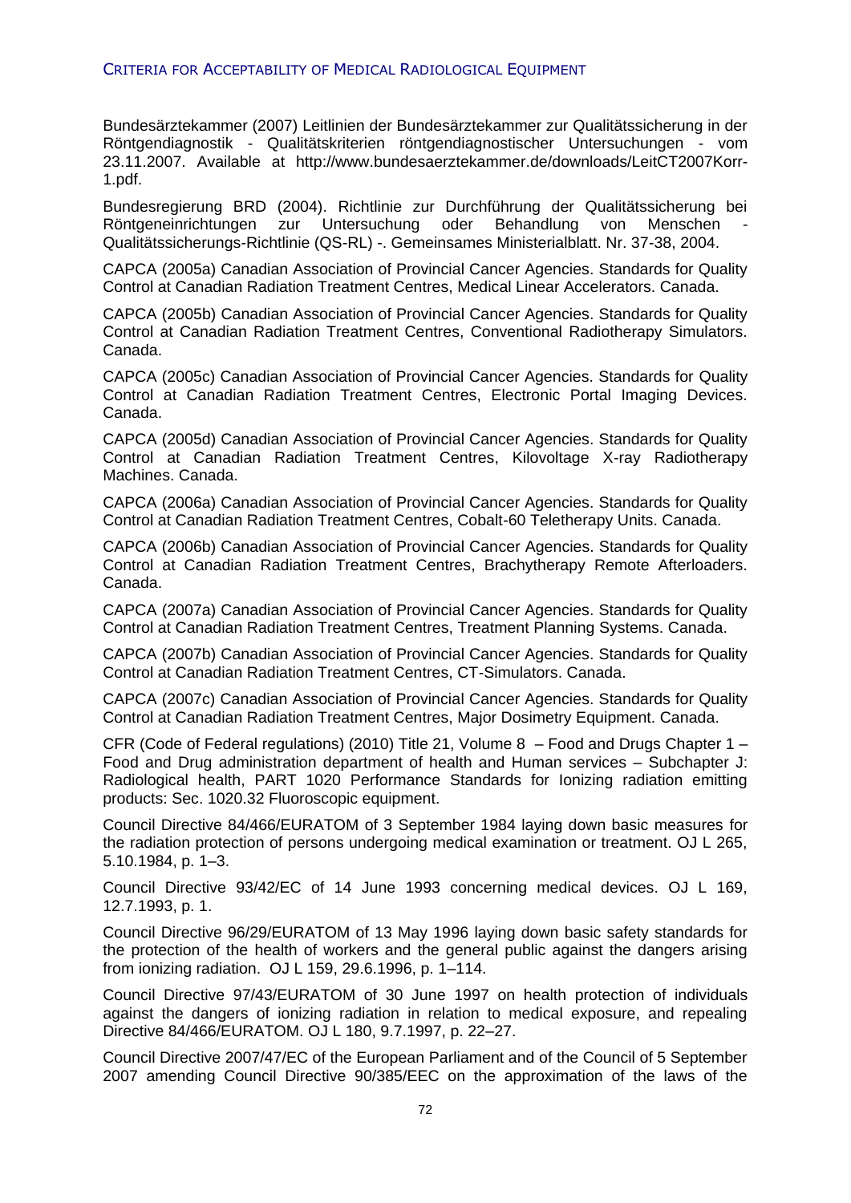Bundesärztekammer (2007) Leitlinien der Bundesärztekammer zur Qualitätssicherung in der Röntgendiagnostik - Qualitätskriterien röntgendiagnostischer Untersuchungen - vom 23.11.2007. Available at http://www.bundesaerztekammer.de/downloads/LeitCT2007Korr-1.pdf.

Bundesregierung BRD (2004). Richtlinie zur Durchführung der Qualitätssicherung bei Röntgeneinrichtungen zur Untersuchung oder Behandlung von Menschen - Qualitätssicherungs-Richtlinie (QS-RL) -. Gemeinsames Ministerialblatt. Nr. 37-38, 2004.

CAPCA (2005a) Canadian Association of Provincial Cancer Agencies. Standards for Quality Control at Canadian Radiation Treatment Centres, Medical Linear Accelerators. Canada.

CAPCA (2005b) Canadian Association of Provincial Cancer Agencies. Standards for Quality Control at Canadian Radiation Treatment Centres, Conventional Radiotherapy Simulators. Canada.

CAPCA (2005c) Canadian Association of Provincial Cancer Agencies. Standards for Quality Control at Canadian Radiation Treatment Centres, Electronic Portal Imaging Devices. Canada.

CAPCA (2005d) Canadian Association of Provincial Cancer Agencies. Standards for Quality Control at Canadian Radiation Treatment Centres, Kilovoltage X-ray Radiotherapy Machines. Canada.

CAPCA (2006a) Canadian Association of Provincial Cancer Agencies. Standards for Quality Control at Canadian Radiation Treatment Centres, Cobalt-60 Teletherapy Units. Canada.

CAPCA (2006b) Canadian Association of Provincial Cancer Agencies. Standards for Quality Control at Canadian Radiation Treatment Centres, Brachytherapy Remote Afterloaders. Canada.

CAPCA (2007a) Canadian Association of Provincial Cancer Agencies. Standards for Quality Control at Canadian Radiation Treatment Centres, Treatment Planning Systems. Canada.

CAPCA (2007b) Canadian Association of Provincial Cancer Agencies. Standards for Quality Control at Canadian Radiation Treatment Centres, CT-Simulators. Canada.

CAPCA (2007c) Canadian Association of Provincial Cancer Agencies. Standards for Quality Control at Canadian Radiation Treatment Centres, Major Dosimetry Equipment. Canada.

CFR (Code of Federal regulations) (2010) Title 21, Volume 8 – Food and Drugs Chapter 1 – Food and Drug administration department of health and Human services – Subchapter J: Radiological health, PART 1020 Performance Standards for Ionizing radiation emitting products: Sec. 1020.32 Fluoroscopic equipment.

Council Directive 84/466/EURATOM of 3 September 1984 laying down basic measures for the radiation protection of persons undergoing medical examination or treatment. OJ L 265, 5.10.1984, p. 1–3.

Council Directive 93/42/EC of 14 June 1993 concerning medical devices. OJ L 169, 12.7.1993, p. 1.

Council Directive 96/29/EURATOM of 13 May 1996 laying down basic safety standards for the protection of the health of workers and the general public against the dangers arising from ionizing radiation. OJ L 159, 29.6.1996, p. 1–114.

Council Directive 97/43/EURATOM of 30 June 1997 on health protection of individuals against the dangers of ionizing radiation in relation to medical exposure, and repealing Directive 84/466/EURATOM. OJ L 180, 9.7.1997, p. 22–27.

Council Directive 2007/47/EC of the European Parliament and of the Council of 5 September 2007 amending Council Directive 90/385/EEC on the approximation of the laws of the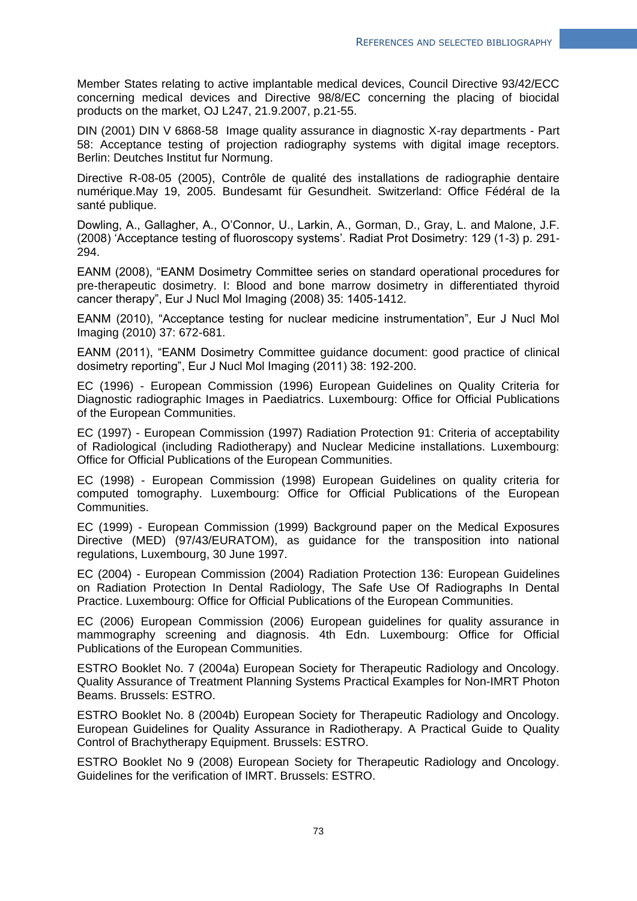Member States relating to active implantable medical devices, Council Directive 93/42/ECC concerning medical devices and Directive 98/8/EC concerning the placing of biocidal products on the market, OJ L247, 21.9.2007, p.21-55.

DIN (2001) DIN V 6868-58 Image quality assurance in diagnostic X-ray departments - Part 58: Acceptance testing of projection radiography systems with digital image receptors. Berlin: Deutches Institut fur Normung.

Directive R-08-05 (2005), Contrôle de qualité des installations de radiographie dentaire numérique.May 19, 2005. Bundesamt für Gesundheit. Switzerland: Office Fédéral de la santé publique.

Dowling, A., Gallagher, A., O'Connor, U., Larkin, A., Gorman, D., Gray, L. and Malone, J.F. (2008) 'Acceptance testing of fluoroscopy systems'. Radiat Prot Dosimetry: 129 (1-3) p. 291-294.

EANM (2008), "EANM Dosimetry Committee series on standard operational procedures for pre-therapeutic dosimetry. I: Blood and bone marrow dosimetry in differentiated thyroid cancer therapy", Eur J Nucl Mol Imaging (2008) 35: 1405-1412.

EANM (2010), "Acceptance testing for nuclear medicine instrumentation", Eur J Nucl Mol Imaging (2010) 37: 672-681.

EANM (2011), "EANM Dosimetry Committee guidance document: good practice of clinical dosimetry reporting", Eur J Nucl Mol Imaging (2011) 38: 192-200.

EC (1996) - European Commission (1996) European Guidelines on Quality Criteria for Diagnostic radiographic Images in Paediatrics. Luxembourg: Office for Official Publications of the European Communities.

EC (1997) - European Commission (1997) Radiation Protection 91: Criteria of acceptability of Radiological (including Radiotherapy) and Nuclear Medicine installations. Luxembourg: Office for Official Publications of the European Communities.

EC (1998) - European Commission (1998) European Guidelines on quality criteria for computed tomography. Luxembourg: Office for Official Publications of the European Communities.

EC (1999) - European Commission (1999) Background paper on the Medical Exposures Directive (MED) (97/43/EURATOM), as guidance for the transposition into national regulations, Luxembourg, 30 June 1997.

EC (2004) - European Commission (2004) Radiation Protection 136: European Guidelines on Radiation Protection In Dental Radiology, The Safe Use Of Radiographs In Dental Practice. Luxembourg: Office for Official Publications of the European Communities.

EC (2006) European Commission (2006) European guidelines for quality assurance in mammography screening and diagnosis. 4th Edn. Luxembourg: Office for Official Publications of the European Communities.

ESTRO Booklet No. 7 (2004a) European Society for Therapeutic Radiology and Oncology. Quality Assurance of Treatment Planning Systems Practical Examples for Non-IMRT Photon Beams. Brussels: ESTRO.

ESTRO Booklet No. 8 (2004b) European Society for Therapeutic Radiology and Oncology. European Guidelines for Quality Assurance in Radiotherapy. A Practical Guide to Quality Control of Brachytherapy Equipment. Brussels: ESTRO.

ESTRO Booklet No 9 (2008) European Society for Therapeutic Radiology and Oncology. Guidelines for the verification of IMRT. Brussels: ESTRO.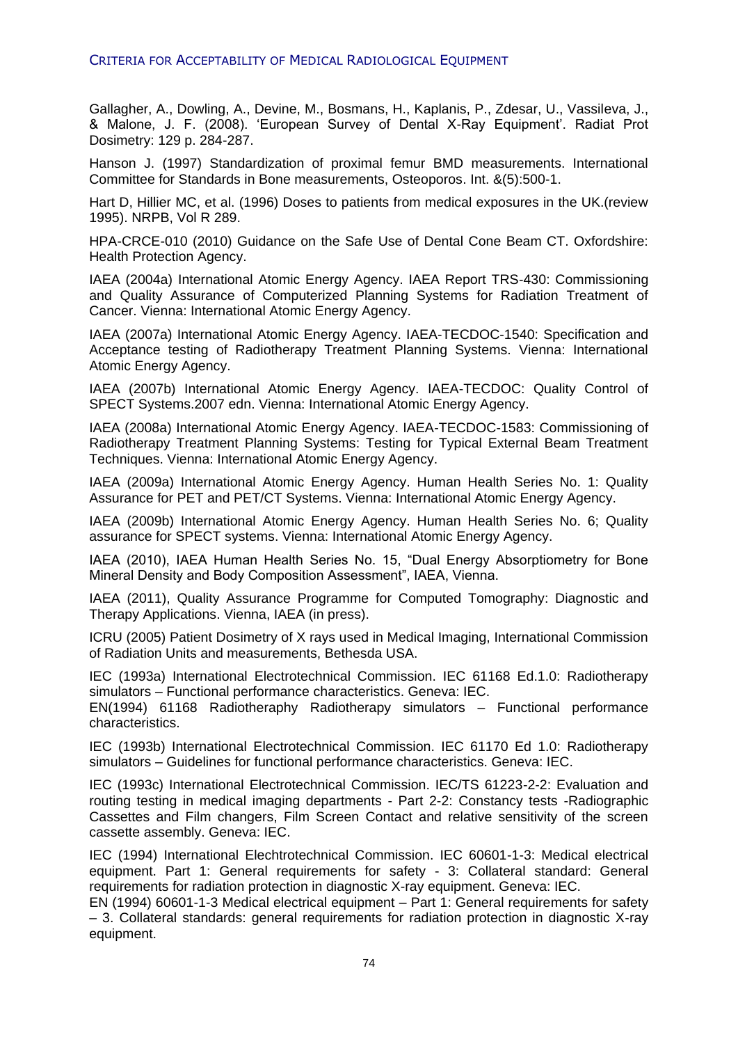Gallagher, A., Dowling, A., Devine, M., Bosmans, H., Kaplanis, P., Zdesar, U., Vassileva, J., & Malone, J. F. (2008). 'European Survey of Dental X-Ray Equipment'. Radiat Prot Dosimetry: 129 p. 284-287.

Hanson J. (1997) Standardization of proximal femur BMD measurements. International Committee for Standards in Bone measurements, Osteoporos. Int. &(5):500-1.

Hart D, Hillier MC, et al. (1996) Doses to patients from medical exposures in the UK.(review 1995). NRPB, Vol R 289.

HPA-CRCE-010 (2010) Guidance on the Safe Use of Dental Cone Beam CT. Oxfordshire: Health Protection Agency.

IAEA (2004a) International Atomic Energy Agency. IAEA Report TRS-430: Commissioning and Quality Assurance of Computerized Planning Systems for Radiation Treatment of Cancer. Vienna: International Atomic Energy Agency.

IAEA (2007a) International Atomic Energy Agency. IAEA-TECDOC-1540: Specification and Acceptance testing of Radiotherapy Treatment Planning Systems. Vienna: International Atomic Energy Agency.

IAEA (2007b) International Atomic Energy Agency. IAEA-TECDOC: Quality Control of SPECT Systems.2007 edn. Vienna: International Atomic Energy Agency.

IAEA (2008a) International Atomic Energy Agency. IAEA-TECDOC-1583: Commissioning of Radiotherapy Treatment Planning Systems: Testing for Typical External Beam Treatment Techniques. Vienna: International Atomic Energy Agency.

IAEA (2009a) International Atomic Energy Agency. Human Health Series No. 1: Quality Assurance for PET and PET/CT Systems. Vienna: International Atomic Energy Agency.

IAEA (2009b) International Atomic Energy Agency. Human Health Series No. 6; Quality assurance for SPECT systems. Vienna: International Atomic Energy Agency.

IAEA (2010), IAEA Human Health Series No. 15, "Dual Energy Absorptiometry for Bone Mineral Density and Body Composition Assessment", IAEA, Vienna.

IAEA (2011), Quality Assurance Programme for Computed Tomography: Diagnostic and Therapy Applications. Vienna, IAEA (in press).

ICRU (2005) Patient Dosimetry of X rays used in Medical Imaging, International Commission of Radiation Units and measurements, Bethesda USA.

IEC (1993a) International Electrotechnical Commission. IEC 61168 Ed.1.0: Radiotherapy simulators – Functional performance characteristics. Geneva: IEC.
EN(1994) 61168 Radiotheraphy Radiotherapy simulators – Functional performance characteristics.

IEC (1993b) International Electrotechnical Commission. IEC 61170 Ed 1.0: Radiotherapy simulators – Guidelines for functional performance characteristics. Geneva: IEC.

IEC (1993c) International Electrotechnical Commission. IEC/TS 61223-2-2: Evaluation and routing testing in medical imaging departments - Part 2-2: Constancy tests -Radiographic Cassettes and Film changers, Film Screen Contact and relative sensitivity of the screen cassette assembly. Geneva: IEC.

IEC (1994) International Elechtrotechnical Commission. IEC 60601-1-3: Medical electrical equipment. Part 1: General requirements for safety - 3: Collateral standard: General requirements for radiation protection in diagnostic X-ray equipment. Geneva: IEC.
EN (1994) 60601-1-3 Medical electrical equipment – Part 1: General requirements for safety – 3. Collateral standards: general requirements for radiation protection in diagnostic X-ray equipment.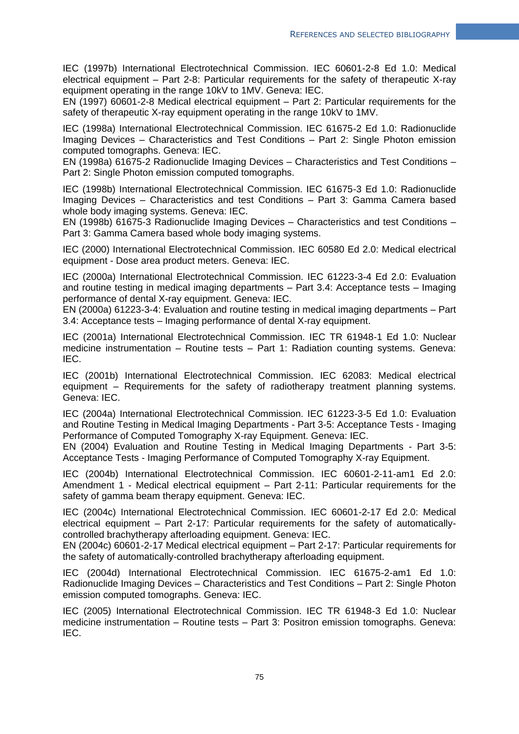IEC (1997b) International Electrotechnical Commission. IEC 60601-2-8 Ed 1.0: Medical electrical equipment – Part 2-8: Particular requirements for the safety of therapeutic X-ray equipment operating in the range 10kV to 1MV. Geneva: IEC.
EN (1997) 60601-2-8 Medical electrical equipment – Part 2: Particular requirements for the safety of therapeutic X-ray equipment operating in the range 10kV to 1MV.

IEC (1998a) International Electrotechnical Commission. IEC 61675-2 Ed 1.0: Radionuclide Imaging Devices – Characteristics and Test Conditions – Part 2: Single Photon emission computed tomographs. Geneva: IEC.
EN (1998a) 61675-2 Radionuclide Imaging Devices – Characteristics and Test Conditions – Part 2: Single Photon emission computed tomographs.

IEC (1998b) International Electrotechnical Commission. IEC 61675-3 Ed 1.0: Radionuclide Imaging Devices – Characteristics and test Conditions – Part 3: Gamma Camera based whole body imaging systems. Geneva: IEC.
EN (1998b) 61675-3 Radionuclide Imaging Devices – Characteristics and test Conditions – Part 3: Gamma Camera based whole body imaging systems.

IEC (2000) International Electrotechnical Commission. IEC 60580 Ed 2.0: Medical electrical equipment - Dose area product meters. Geneva: IEC.

IEC (2000a) International Electrotechnical Commission. IEC 61223-3-4 Ed 2.0: Evaluation and routine testing in medical imaging departments – Part 3.4: Acceptance tests – Imaging performance of dental X-ray equipment. Geneva: IEC.
EN (2000a) 61223-3-4: Evaluation and routine testing in medical imaging departments – Part 3.4: Acceptance tests – Imaging performance of dental X-ray equipment.

IEC (2001a) International Electrotechnical Commission. IEC TR 61948-1 Ed 1.0: Nuclear medicine instrumentation – Routine tests – Part 1: Radiation counting systems. Geneva: IEC.

IEC (2001b) International Electrotechnical Commission. IEC 62083: Medical electrical equipment – Requirements for the safety of radiotherapy treatment planning systems. Geneva: IEC.

IEC (2004a) International Electrotechnical Commission. IEC 61223-3-5 Ed 1.0: Evaluation and Routine Testing in Medical Imaging Departments - Part 3-5: Acceptance Tests - Imaging Performance of Computed Tomography X-ray Equipment. Geneva: IEC.
EN (2004) Evaluation and Routine Testing in Medical Imaging Departments - Part 3-5: Acceptance Tests - Imaging Performance of Computed Tomography X-ray Equipment.

IEC (2004b) International Electrotechnical Commission. IEC 60601-2-11-am1 Ed 2.0: Amendment 1 - Medical electrical equipment – Part 2-11: Particular requirements for the safety of gamma beam therapy equipment. Geneva: IEC.

IEC (2004c) International Electrotechnical Commission. IEC 60601-2-17 Ed 2.0: Medical electrical equipment – Part 2-17: Particular requirements for the safety of automatically-controlled brachytherapy afterloading equipment. Geneva: IEC.
EN (2004c) 60601-2-17 Medical electrical equipment – Part 2-17: Particular requirements for the safety of automatically-controlled brachytherapy afterloading equipment.

IEC (2004d) International Electrotechnical Commission. IEC 61675-2-am1 Ed 1.0: Radionuclide Imaging Devices – Characteristics and Test Conditions – Part 2: Single Photon emission computed tomographs. Geneva: IEC.

IEC (2005) International Electrotechnical Commission. IEC TR 61948-3 Ed 1.0: Nuclear medicine instrumentation – Routine tests – Part 3: Positron emission tomographs. Geneva: IEC.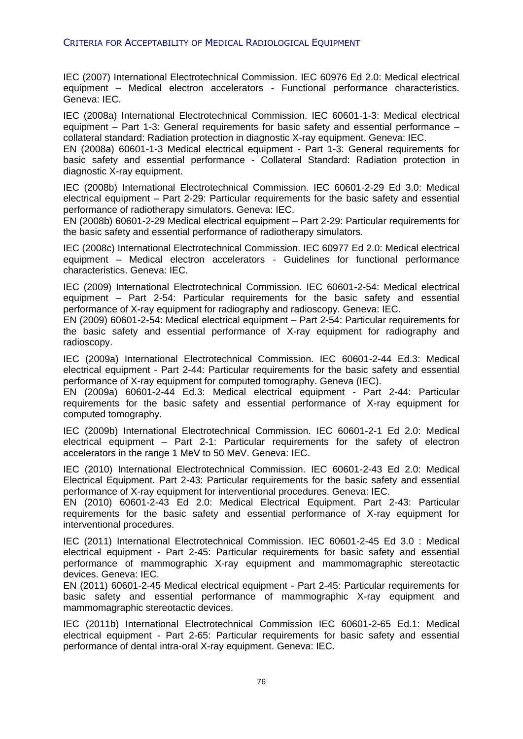IEC (2007) International Electrotechnical Commission. IEC 60976 Ed 2.0: Medical electrical equipment – Medical electron accelerators - Functional performance characteristics. Geneva: IEC.

IEC (2008a) International Electrotechnical Commission. IEC 60601-1-3: Medical electrical equipment – Part 1-3: General requirements for basic safety and essential performance – collateral standard: Radiation protection in diagnostic X-ray equipment. Geneva: IEC.
EN (2008a) 60601-1-3 Medical electrical equipment - Part 1-3: General requirements for basic safety and essential performance - Collateral Standard: Radiation protection in diagnostic X-ray equipment.

IEC (2008b) International Electrotechnical Commission. IEC 60601-2-29 Ed 3.0: Medical electrical equipment – Part 2-29: Particular requirements for the basic safety and essential performance of radiotherapy simulators. Geneva: IEC.
EN (2008b) 60601-2-29 Medical electrical equipment – Part 2-29: Particular requirements for the basic safety and essential performance of radiotherapy simulators.

IEC (2008c) International Electrotechnical Commission. IEC 60977 Ed 2.0: Medical electrical equipment – Medical electron accelerators - Guidelines for functional performance characteristics. Geneva: IEC.

IEC (2009) International Electrotechnical Commission. IEC 60601-2-54: Medical electrical equipment – Part 2-54: Particular requirements for the basic safety and essential performance of X-ray equipment for radiography and radioscopy. Geneva: IEC.
EN (2009) 60601-2-54: Medical electrical equipment – Part 2-54: Particular requirements for the basic safety and essential performance of X-ray equipment for radiography and radioscopy.

IEC (2009a) International Electrotechnical Commission. IEC 60601-2-44 Ed.3: Medical electrical equipment - Part 2-44: Particular requirements for the basic safety and essential performance of X-ray equipment for computed tomography. Geneva (IEC).
EN (2009a) 60601-2-44 Ed.3: Medical electrical equipment - Part 2-44: Particular requirements for the basic safety and essential performance of X-ray equipment for computed tomography.

IEC (2009b) International Electrotechnical Commission. IEC 60601-2-1 Ed 2.0: Medical electrical equipment – Part 2-1: Particular requirements for the safety of electron accelerators in the range 1 MeV to 50 MeV. Geneva: IEC.

IEC (2010) International Electrotechnical Commission. IEC 60601-2-43 Ed 2.0: Medical Electrical Equipment. Part 2-43: Particular requirements for the basic safety and essential performance of X-ray equipment for interventional procedures. Geneva: IEC.
EN (2010) 60601-2-43 Ed 2.0: Medical Electrical Equipment. Part 2-43: Particular requirements for the basic safety and essential performance of X-ray equipment for interventional procedures.

IEC (2011) International Electrotechnical Commission. IEC 60601-2-45 Ed 3.0 : Medical electrical equipment - Part 2-45: Particular requirements for basic safety and essential performance of mammographic X-ray equipment and mammomagraphic stereotactic devices. Geneva: IEC.
EN (2011) 60601-2-45 Medical electrical equipment - Part 2-45: Particular requirements for basic safety and essential performance of mammographic X-ray equipment and mammomagraphic stereotactic devices.

IEC (2011b) International Electrotechnical Commission IEC 60601-2-65 Ed.1: Medical electrical equipment - Part 2-65: Particular requirements for basic safety and essential performance of dental intra-oral X-ray equipment. Geneva: IEC.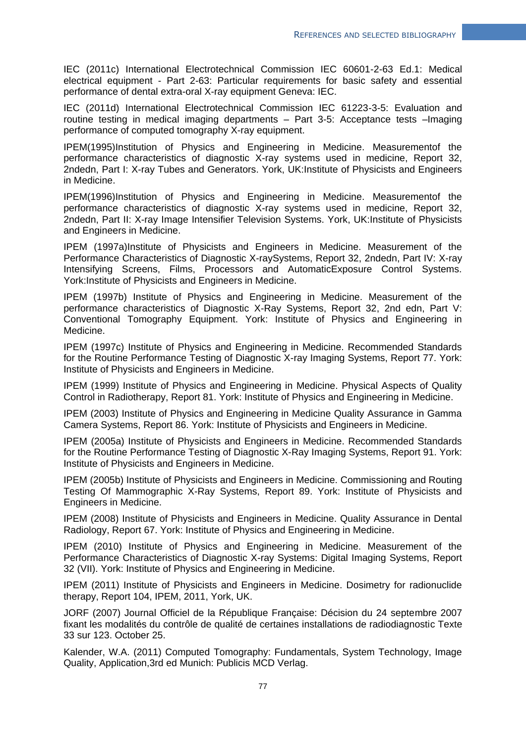IEC (2011c) International Electrotechnical Commission IEC 60601-2-63 Ed.1: Medical electrical equipment - Part 2-63: Particular requirements for basic safety and essential performance of dental extra-oral X-ray equipment Geneva: IEC.

IEC (2011d) International Electrotechnical Commission IEC 61223-3-5: Evaluation and routine testing in medical imaging departments – Part 3-5: Acceptance tests –Imaging performance of computed tomography X-ray equipment.

IPEM(1995)Institution of Physics and Engineering in Medicine. Measurementof the performance characteristics of diagnostic X-ray systems used in medicine, Report 32, 2ndedn, Part I: X-ray Tubes and Generators. York, UK:Institute of Physicists and Engineers in Medicine.

IPEM(1996)Institution of Physics and Engineering in Medicine. Measurementof the performance characteristics of diagnostic X-ray systems used in medicine, Report 32, 2ndedn, Part II: X-ray Image Intensifier Television Systems. York, UK:Institute of Physicists and Engineers in Medicine.

IPEM (1997a)Institute of Physicists and Engineers in Medicine. Measurement of the Performance Characteristics of Diagnostic X-raySystems, Report 32, 2ndedn, Part IV: X-ray Intensifying Screens, Films, Processors and AutomaticExposure Control Systems. York:Institute of Physicists and Engineers in Medicine.

IPEM (1997b) Institute of Physics and Engineering in Medicine. Measurement of the performance characteristics of Diagnostic X-Ray Systems, Report 32, 2nd edn, Part V: Conventional Tomography Equipment. York: Institute of Physics and Engineering in Medicine.

IPEM (1997c) Institute of Physics and Engineering in Medicine. Recommended Standards for the Routine Performance Testing of Diagnostic X-ray Imaging Systems, Report 77. York: Institute of Physicists and Engineers in Medicine.

IPEM (1999) Institute of Physics and Engineering in Medicine. Physical Aspects of Quality Control in Radiotherapy, Report 81. York: Institute of Physics and Engineering in Medicine.

IPEM (2003) Institute of Physics and Engineering in Medicine Quality Assurance in Gamma Camera Systems, Report 86. York: Institute of Physicists and Engineers in Medicine.

IPEM (2005a) Institute of Physicists and Engineers in Medicine. Recommended Standards for the Routine Performance Testing of Diagnostic X-Ray Imaging Systems, Report 91. York: Institute of Physicists and Engineers in Medicine.

IPEM (2005b) Institute of Physicists and Engineers in Medicine. Commissioning and Routing Testing Of Mammographic X-Ray Systems, Report 89. York: Institute of Physicists and Engineers in Medicine.

IPEM (2008) Institute of Physicists and Engineers in Medicine. Quality Assurance in Dental Radiology, Report 67. York: Institute of Physics and Engineering in Medicine.

IPEM (2010) Institute of Physics and Engineering in Medicine. Measurement of the Performance Characteristics of Diagnostic X-ray Systems: Digital Imaging Systems, Report 32 (VII). York: Institute of Physics and Engineering in Medicine.

IPEM (2011) Institute of Physicists and Engineers in Medicine. Dosimetry for radionuclide therapy, Report 104, IPEM, 2011, York, UK.

JORF (2007) Journal Officiel de la République Française: Décision du 24 septembre 2007 fixant les modalités du contrôle de qualité de certaines installations de radiodiagnostic Texte 33 sur 123. October 25.

Kalender, W.A. (2011) Computed Tomography: Fundamentals, System Technology, Image Quality, Application,3rd ed Munich: Publicis MCD Verlag.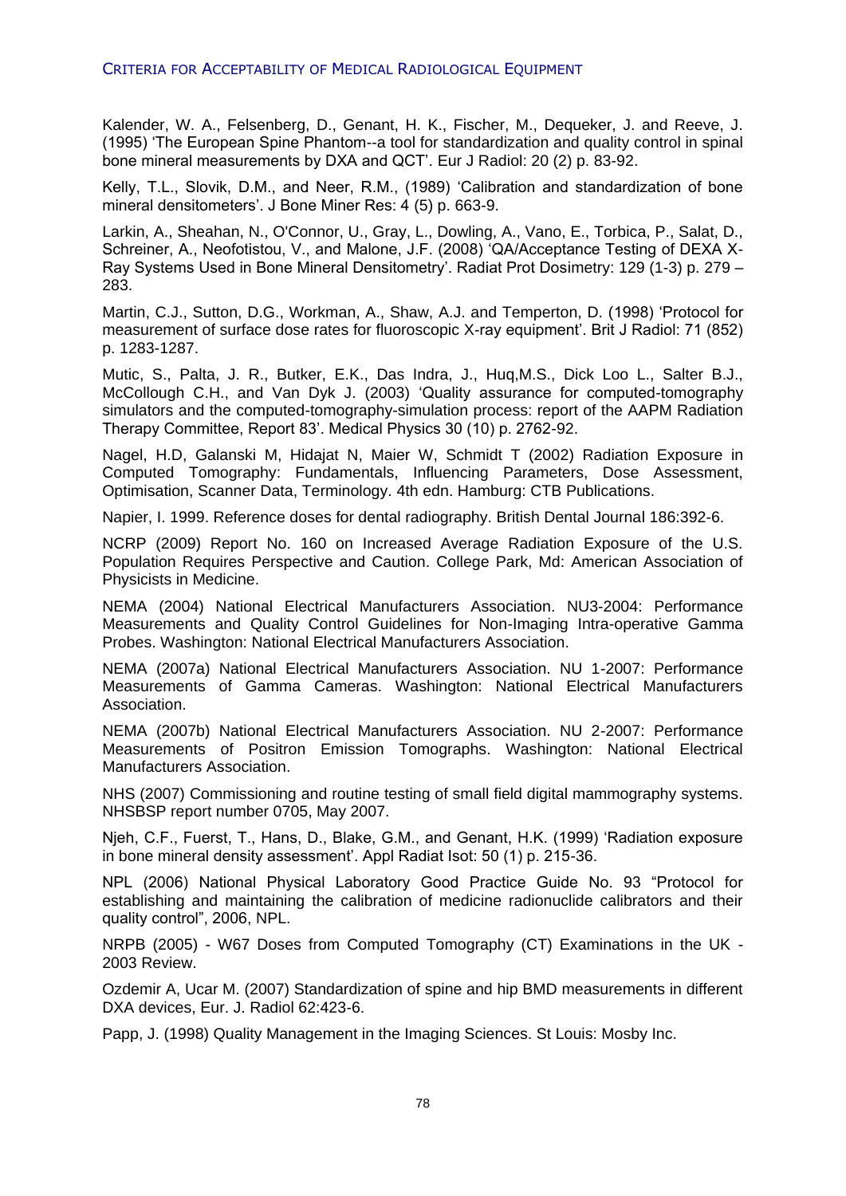Kalender, W. A., Felsenberg, D., Genant, H. K., Fischer, M., Dequeker, J. and Reeve, J. (1995) 'The European Spine Phantom--a tool for standardization and quality control in spinal bone mineral measurements by DXA and QCT'. Eur J Radiol: 20 (2) p. 83-92.

Kelly, T.L., Slovik, D.M., and Neer, R.M., (1989) 'Calibration and standardization of bone mineral densitometers'. J Bone Miner Res: 4 (5) p. 663-9.

Larkin, A., Sheahan, N., O'Connor, U., Gray, L., Dowling, A., Vano, E., Torbica, P., Salat, D., Schreiner, A., Neofotistou, V., and Malone, J.F. (2008) 'QA/Acceptance Testing of DEXA X-Ray Systems Used in Bone Mineral Densitometry'. Radiat Prot Dosimetry: 129 (1-3) p. 279 – 283.

Martin, C.J., Sutton, D.G., Workman, A., Shaw, A.J. and Temperton, D. (1998) 'Protocol for measurement of surface dose rates for fluoroscopic X-ray equipment'. Brit J Radiol: 71 (852) p. 1283-1287.

Mutic, S., Palta, J. R., Butker, E.K., Das Indra, J., Huq,M.S., Dick Loo L., Salter B.J., McCollough C.H., and Van Dyk J. (2003) 'Quality assurance for computed-tomography simulators and the computed-tomography-simulation process: report of the AAPM Radiation Therapy Committee, Report 83'. Medical Physics 30 (10) p. 2762-92.

Nagel, H.D, Galanski M, Hidajat N, Maier W, Schmidt T (2002) Radiation Exposure in Computed Tomography: Fundamentals, Influencing Parameters, Dose Assessment, Optimisation, Scanner Data, Terminology. 4th edn. Hamburg: CTB Publications.

Napier, I. 1999. Reference doses for dental radiography. British Dental Journal 186:392-6.

NCRP (2009) Report No. 160 on Increased Average Radiation Exposure of the U.S. Population Requires Perspective and Caution. College Park, Md: American Association of Physicists in Medicine.

NEMA (2004) National Electrical Manufacturers Association. NU3-2004: Performance Measurements and Quality Control Guidelines for Non-Imaging Intra-operative Gamma Probes. Washington: National Electrical Manufacturers Association.

NEMA (2007a) National Electrical Manufacturers Association. NU 1-2007: Performance Measurements of Gamma Cameras. Washington: National Electrical Manufacturers Association.

NEMA (2007b) National Electrical Manufacturers Association. NU 2-2007: Performance Measurements of Positron Emission Tomographs. Washington: National Electrical Manufacturers Association.

NHS (2007) Commissioning and routine testing of small field digital mammography systems. NHSBSP report number 0705, May 2007.

Njeh, C.F., Fuerst, T., Hans, D., Blake, G.M., and Genant, H.K. (1999) 'Radiation exposure in bone mineral density assessment'. Appl Radiat Isot: 50 (1) p. 215-36.

NPL (2006) National Physical Laboratory Good Practice Guide No. 93 "Protocol for establishing and maintaining the calibration of medicine radionuclide calibrators and their quality control", 2006, NPL.

NRPB (2005) - W67 Doses from Computed Tomography (CT) Examinations in the UK - 2003 Review.

Ozdemir A, Ucar M. (2007) Standardization of spine and hip BMD measurements in different DXA devices, Eur. J. Radiol 62:423-6.

Papp, J. (1998) Quality Management in the Imaging Sciences. St Louis: Mosby Inc.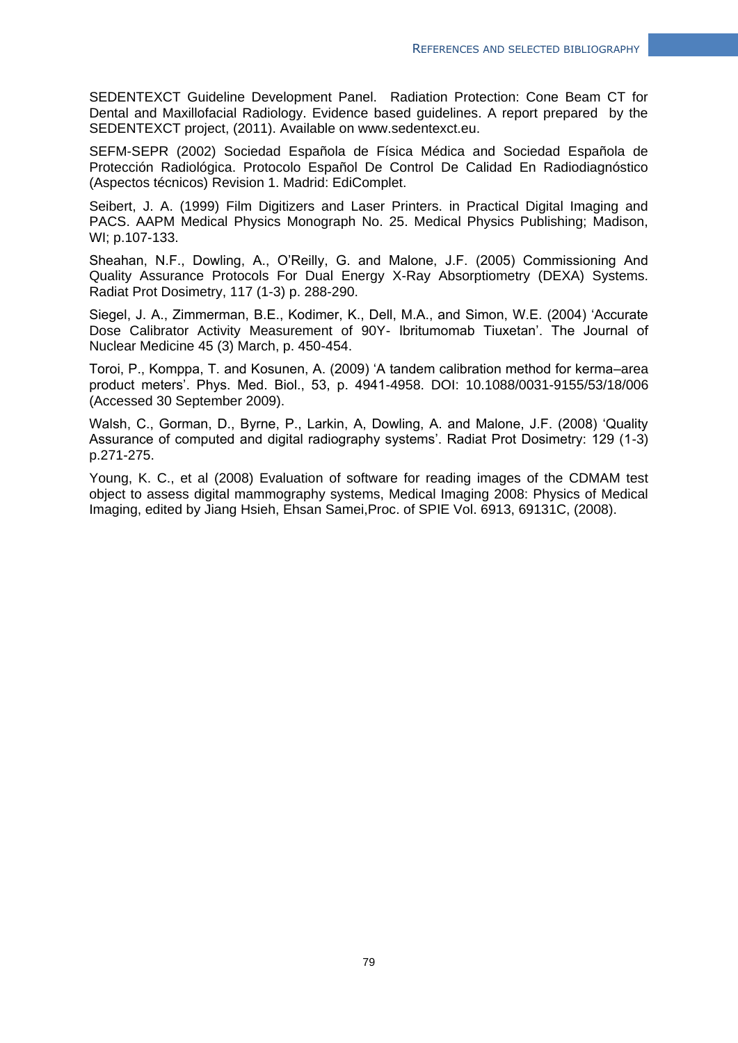SEDENTEXCT Guideline Development Panel. Radiation Protection: Cone Beam CT for Dental and Maxillofacial Radiology. Evidence based guidelines. A report prepared by the SEDENTEXCT project, (2011). Available on www.sedentexct.eu.

SEFM-SEPR (2002) Sociedad Española de Física Médica and Sociedad Española de Protección Radiológica. Protocolo Español De Control De Calidad En Radiodiagnóstico (Aspectos técnicos) Revision 1. Madrid: EdiComplet.

Seibert, J. A. (1999) Film Digitizers and Laser Printers. in Practical Digital Imaging and PACS. AAPM Medical Physics Monograph No. 25. Medical Physics Publishing; Madison, WI; p.107-133.

Sheahan, N.F., Dowling, A., O'Reilly, G. and Malone, J.F. (2005) Commissioning And Quality Assurance Protocols For Dual Energy X-Ray Absorptiometry (DEXA) Systems. Radiat Prot Dosimetry, 117 (1-3) p. 288-290.

Siegel, J. A., Zimmerman, B.E., Kodimer, K., Dell, M.A., and Simon, W.E. (2004) 'Accurate Dose Calibrator Activity Measurement of 90Y- Ibritumomab Tiuxetan'. The Journal of Nuclear Medicine 45 (3) March, p. 450-454.

Toroi, P., Komppa, T. and Kosunen, A. (2009) 'A tandem calibration method for kerma–area product meters'. Phys. Med. Biol., 53, p. 4941-4958. DOI: 10.1088/0031-9155/53/18/006 (Accessed 30 September 2009).

Walsh, C., Gorman, D., Byrne, P., Larkin, A, Dowling, A. and Malone, J.F. (2008) 'Quality Assurance of computed and digital radiography systems'. Radiat Prot Dosimetry: 129 (1-3) p.271-275.

Young, K. C., et al (2008) Evaluation of software for reading images of the CDMAM test object to assess digital mammography systems, Medical Imaging 2008: Physics of Medical Imaging, edited by Jiang Hsieh, Ehsan Samei,Proc. of SPIE Vol. 6913, 69131C, (2008).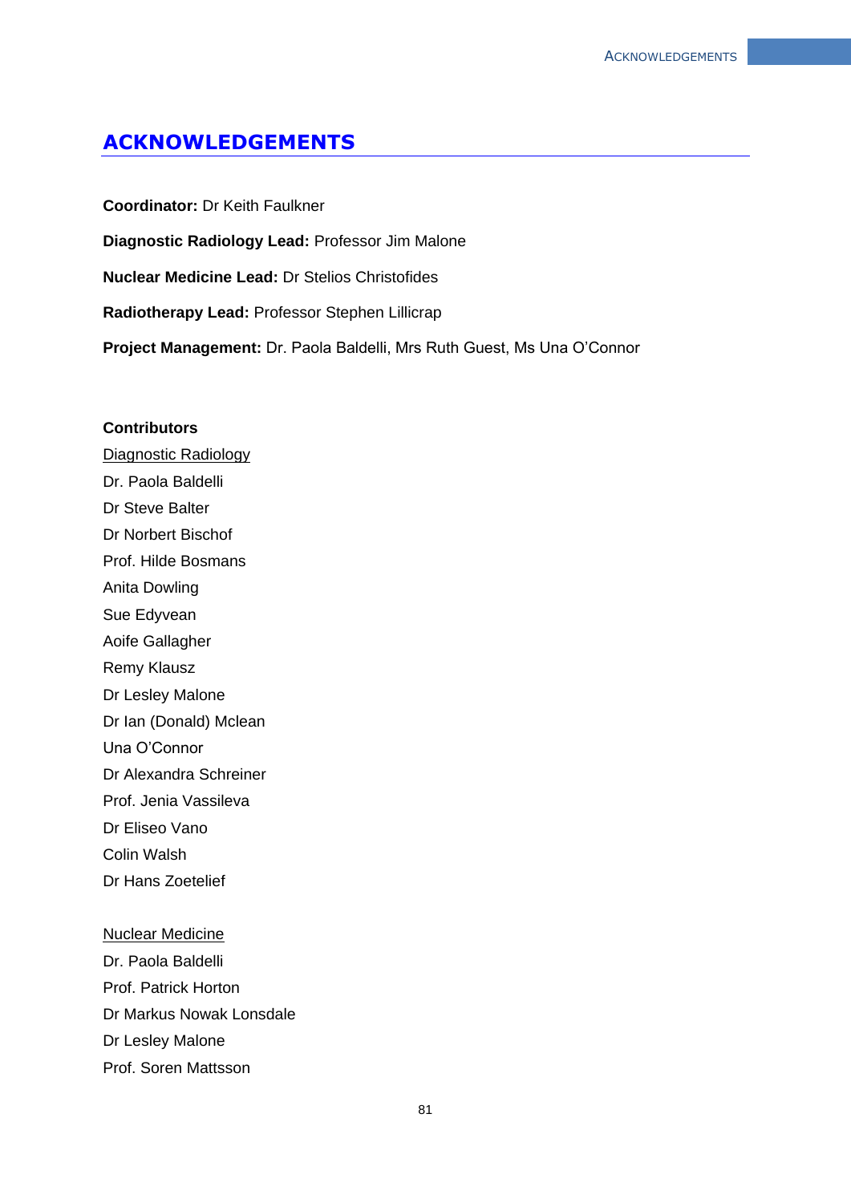# ACKNOWLEDGEMENTS

**Coordinator:** Dr Keith Faulkner

**Diagnostic Radiology Lead:** Professor Jim Malone

**Nuclear Medicine Lead:** Dr Stelios Christofides

**Radiotherapy Lead:** Professor Stephen Lillicrap

**Project Management:** Dr. Paola Baldelli, Mrs Ruth Guest, Ms Una O'Connor

**Contributors**

<u>Diagnostic Radiology</u>

Dr. Paola Baldelli

Dr Steve Balter

Dr Norbert Bischof

Prof. Hilde Bosmans

Anita Dowling

Sue Edyvean

Aoife Gallagher

Remy Klausz

Dr Lesley Malone

Dr Ian (Donald) Mclean

Una O'Connor

Dr Alexandra Schreiner

Prof. Jenia Vassileva

Dr Eliseo Vano

Colin Walsh

Dr Hans Zoetelief

<u>Nuclear Medicine</u>

Dr. Paola Baldelli

Prof. Patrick Horton

Dr Markus Nowak Lonsdale

Dr Lesley Malone

Prof. Soren Mattsson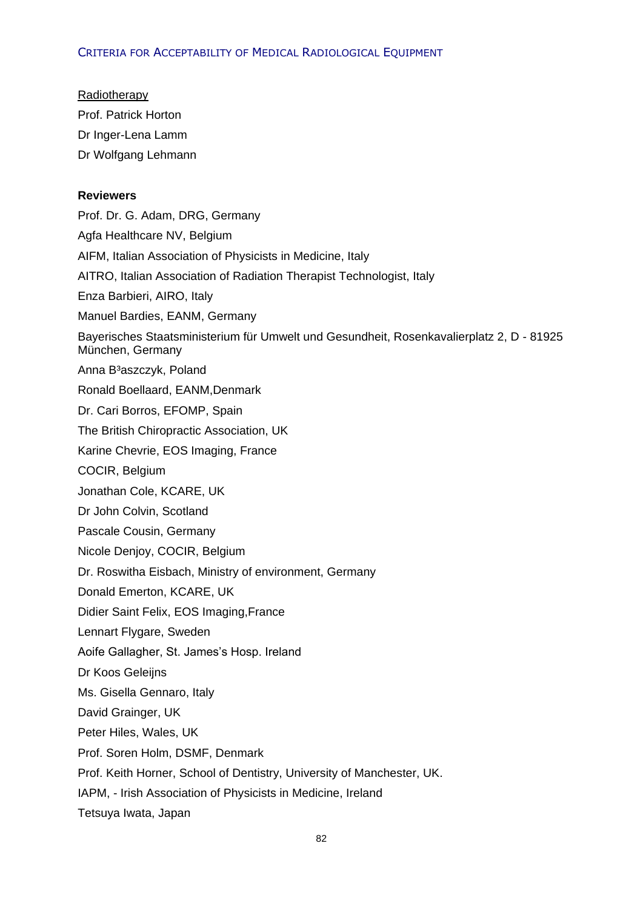Radiotherapy

Prof. Patrick Horton

Dr Inger-Lena Lamm

Dr Wolfgang Lehmann

**Reviewers**

Prof. Dr. G. Adam, DRG, Germany

Agfa Healthcare NV, Belgium

AIFM, Italian Association of Physicists in Medicine, Italy

AITRO, Italian Association of Radiation Therapist Technologist, Italy

Enza Barbieri, AIRO, Italy

Manuel Bardies, EANM, Germany

Bayerisches Staatsministerium für Umwelt und Gesundheit, Rosenkavalierplatz 2, D - 81925 München, Germany

Anna B³aszczyk, Poland

Ronald Boellaard, EANM,Denmark

Dr. Cari Borros, EFOMP, Spain

The British Chiropractic Association, UK

Karine Chevrie, EOS Imaging, France

COCIR, Belgium

Jonathan Cole, KCARE, UK

Dr John Colvin, Scotland

Pascale Cousin, Germany

Nicole Denjoy, COCIR, Belgium

Dr. Roswitha Eisbach, Ministry of environment, Germany

Donald Emerton, KCARE, UK

Didier Saint Felix, EOS Imaging,France

Lennart Flygare, Sweden

Aoife Gallagher, St. James's Hosp. Ireland

Dr Koos Geleijns

Ms. Gisella Gennaro, Italy

David Grainger, UK

Peter Hiles, Wales, UK

Prof. Soren Holm, DSMF, Denmark

Prof. Keith Horner, School of Dentistry, University of Manchester, UK.

IAPM, - Irish Association of Physicists in Medicine, Ireland

Tetsuya Iwata, Japan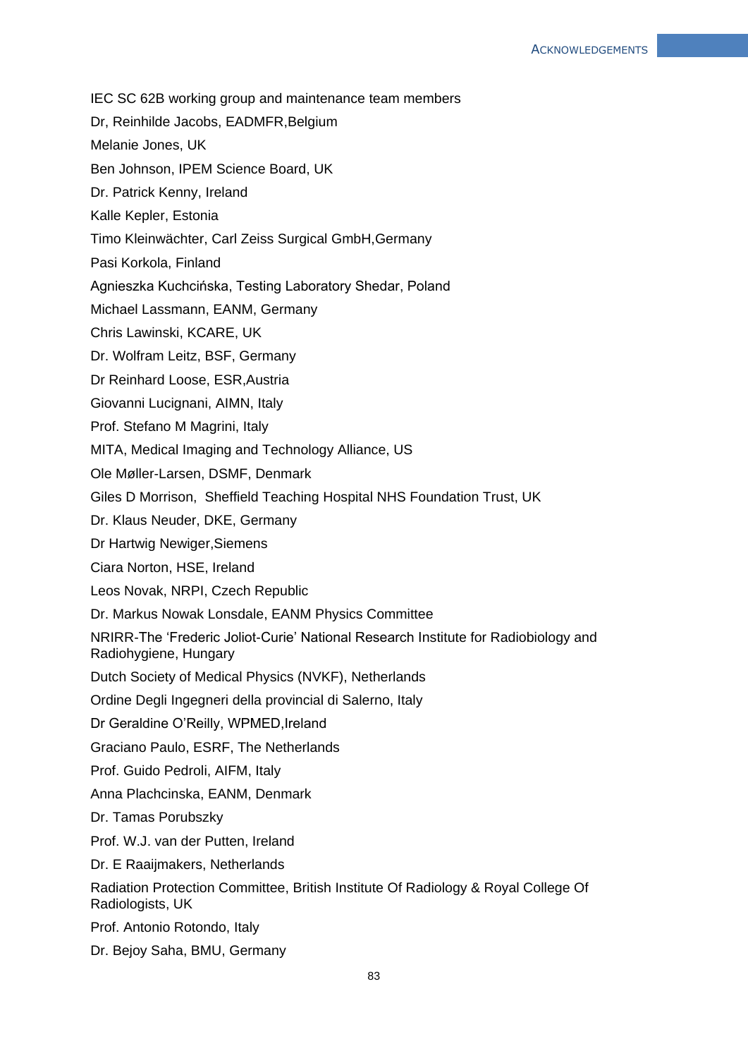IEC SC 62B working group and maintenance team members

Dr, Reinhilde Jacobs, EADMFR,Belgium

Melanie Jones, UK

Ben Johnson, IPEM Science Board, UK

Dr. Patrick Kenny, Ireland

Kalle Kepler, Estonia

Timo Kleinwächter, Carl Zeiss Surgical GmbH,Germany

Pasi Korkola, Finland

Agnieszka Kuchcińska, Testing Laboratory Shedar, Poland

Michael Lassmann, EANM, Germany

Chris Lawinski, KCARE, UK

Dr. Wolfram Leitz, BSF, Germany

Dr Reinhard Loose, ESR,Austria

Giovanni Lucignani, AIMN, Italy

Prof. Stefano M Magrini, Italy

MITA, Medical Imaging and Technology Alliance, US

Ole Møller-Larsen, DSMF, Denmark

Giles D Morrison,  Sheffield Teaching Hospital NHS Foundation Trust, UK

Dr. Klaus Neuder, DKE, Germany

Dr Hartwig Newiger,Siemens

Ciara Norton, HSE, Ireland

Leos Novak, NRPI, Czech Republic

Dr. Markus Nowak Lonsdale, EANM Physics Committee

NRIRR-The 'Frederic Joliot-Curie' National Research Institute for Radiobiology and Radiohygiene, Hungary

Dutch Society of Medical Physics (NVKF), Netherlands

Ordine Degli Ingegneri della provincial di Salerno, Italy

Dr Geraldine O'Reilly, WPMED,Ireland

Graciano Paulo, ESRF, The Netherlands

Prof. Guido Pedroli, AIFM, Italy

Anna Plachcinska, EANM, Denmark

Dr. Tamas Porubszky

Prof. W.J. van der Putten, Ireland

Dr. E Raaijmakers, Netherlands

Radiation Protection Committee, British Institute Of Radiology & Royal College Of Radiologists, UK

Prof. Antonio Rotondo, Italy

Dr. Bejoy Saha, BMU, Germany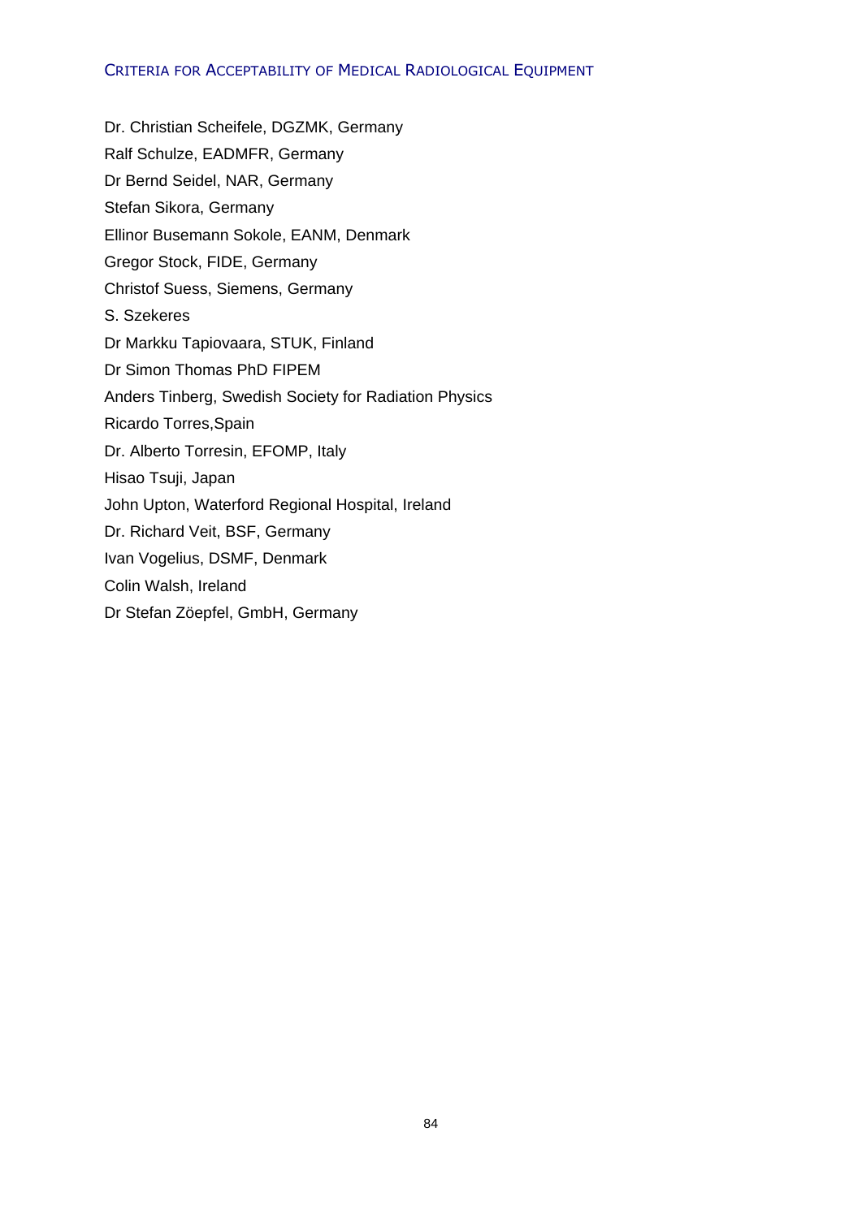Dr. Christian Scheifele, DGZMK, Germany

Ralf Schulze, EADMFR, Germany

Dr Bernd Seidel, NAR, Germany

Stefan Sikora, Germany

Ellinor Busemann Sokole, EANM, Denmark

Gregor Stock, FIDE, Germany

Christof Suess, Siemens, Germany

S. Szekeres

Dr Markku Tapiovaara, STUK, Finland

Dr Simon Thomas PhD FIPEM

Anders Tinberg, Swedish Society for Radiation Physics

Ricardo Torres,Spain

Dr. Alberto Torresin, EFOMP, Italy

Hisao Tsuji, Japan

John Upton, Waterford Regional Hospital, Ireland

Dr. Richard Veit, BSF, Germany

Ivan Vogelius, DSMF, Denmark

Colin Walsh, Ireland

Dr Stefan Zöepfel, GmbH, Germany